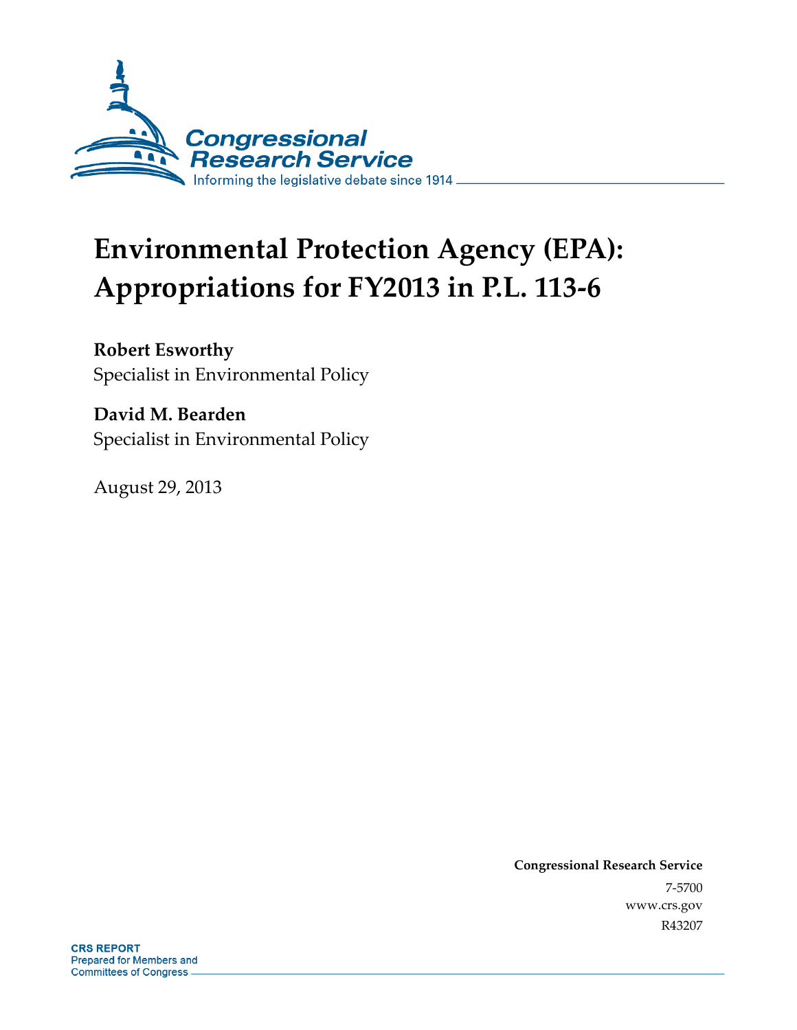Congressional Research Service

Informing the legislative debate since 1914

# Environmental Protection Agency (EPA): Appropriations for FY2013 in P.L. 113-6

**Robert Esworthy**
Specialist in Environmental Policy

**David M. Bearden**
Specialist in Environmental Policy

August 29, 2013

**Congressional Research Service**
7-5700
www.crs.gov
R43207

**CRS REPORT**
Prepared for Members and Committees of Congress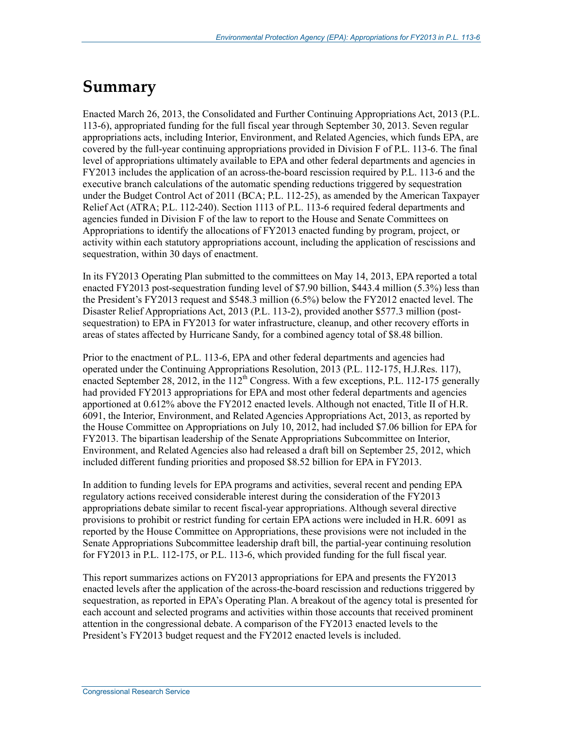# Summary

Enacted March 26, 2013, the Consolidated and Further Continuing Appropriations Act, 2013 (P.L. 113-6), appropriated funding for the full fiscal year through September 30, 2013. Seven regular appropriations acts, including Interior, Environment, and Related Agencies, which funds EPA, are covered by the full-year continuing appropriations provided in Division F of P.L. 113-6. The final level of appropriations ultimately available to EPA and other federal departments and agencies in FY2013 includes the application of an across-the-board rescission required by P.L. 113-6 and the executive branch calculations of the automatic spending reductions triggered by sequestration under the Budget Control Act of 2011 (BCA; P.L. 112-25), as amended by the American Taxpayer Relief Act (ATRA; P.L. 112-240). Section 1113 of P.L. 113-6 required federal departments and agencies funded in Division F of the law to report to the House and Senate Committees on Appropriations to identify the allocations of FY2013 enacted funding by program, project, or activity within each statutory appropriations account, including the application of rescissions and sequestration, within 30 days of enactment.

In its FY2013 Operating Plan submitted to the committees on May 14, 2013, EPA reported a total enacted FY2013 post-sequestration funding level of $7.90 billion, $443.4 million (5.3%) less than the President's FY2013 request and $548.3 million (6.5%) below the FY2012 enacted level. The Disaster Relief Appropriations Act, 2013 (P.L. 113-2), provided another $577.3 million (post-sequestration) to EPA in FY2013 for water infrastructure, cleanup, and other recovery efforts in areas of states affected by Hurricane Sandy, for a combined agency total of $8.48 billion.

Prior to the enactment of P.L. 113-6, EPA and other federal departments and agencies had operated under the Continuing Appropriations Resolution, 2013 (P.L. 112-175, H.J.Res. 117), enacted September 28, 2012, in the 112th Congress. With a few exceptions, P.L. 112-175 generally had provided FY2013 appropriations for EPA and most other federal departments and agencies apportioned at 0.612% above the FY2012 enacted levels. Although not enacted, Title II of H.R. 6091, the Interior, Environment, and Related Agencies Appropriations Act, 2013, as reported by the House Committee on Appropriations on July 10, 2012, had included $7.06 billion for EPA for FY2013. The bipartisan leadership of the Senate Appropriations Subcommittee on Interior, Environment, and Related Agencies also had released a draft bill on September 25, 2012, which included different funding priorities and proposed $8.52 billion for EPA in FY2013.

In addition to funding levels for EPA programs and activities, several recent and pending EPA regulatory actions received considerable interest during the consideration of the FY2013 appropriations debate similar to recent fiscal-year appropriations. Although several directive provisions to prohibit or restrict funding for certain EPA actions were included in H.R. 6091 as reported by the House Committee on Appropriations, these provisions were not included in the Senate Appropriations Subcommittee leadership draft bill, the partial-year continuing resolution for FY2013 in P.L. 112-175, or P.L. 113-6, which provided funding for the full fiscal year.

This report summarizes actions on FY2013 appropriations for EPA and presents the FY2013 enacted levels after the application of the across-the-board rescission and reductions triggered by sequestration, as reported in EPA's Operating Plan. A breakout of the agency total is presented for each account and selected programs and activities within those accounts that received prominent attention in the congressional debate. A comparison of the FY2013 enacted levels to the President's FY2013 budget request and the FY2012 enacted levels is included.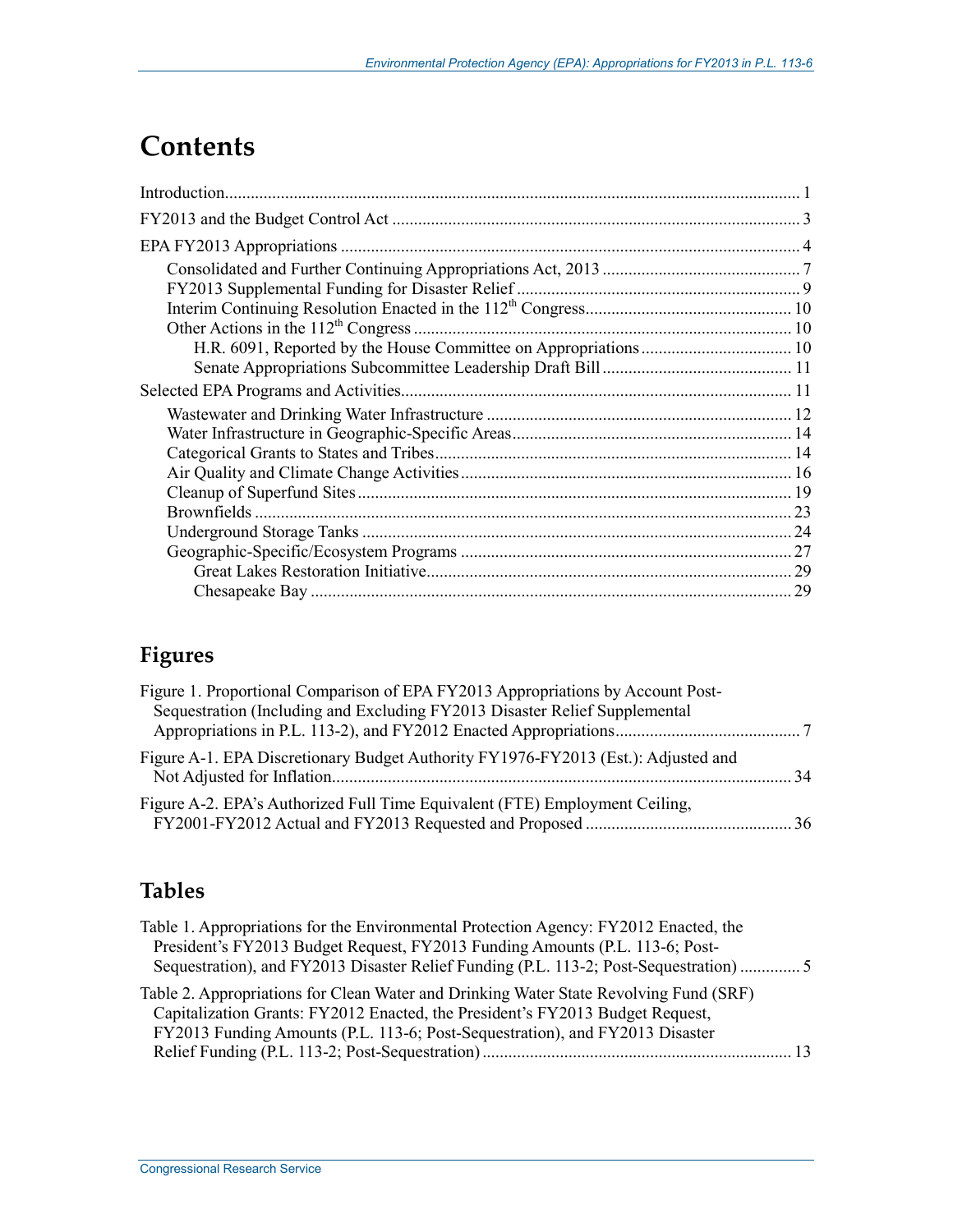# Contents

Introduction ..... 1

FY2013 and the Budget Control Act ..... 3

EPA FY2013 Appropriations ..... 4

- Consolidated and Further Continuing Appropriations Act, 2013 ..... 7
- FY2013 Supplemental Funding for Disaster Relief ..... 9
- Interim Continuing Resolution Enacted in the 112th Congress ..... 10
- Other Actions in the 112th Congress ..... 10
  - H.R. 6091, Reported by the House Committee on Appropriations ..... 10
  - Senate Appropriations Subcommittee Leadership Draft Bill ..... 11

Selected EPA Programs and Activities ..... 11

- Wastewater and Drinking Water Infrastructure ..... 12
- Water Infrastructure in Geographic-Specific Areas ..... 14
- Categorical Grants to States and Tribes ..... 14
- Air Quality and Climate Change Activities ..... 16
- Cleanup of Superfund Sites ..... 19
- Brownfields ..... 23
- Underground Storage Tanks ..... 24
- Geographic-Specific/Ecosystem Programs ..... 27
  - Great Lakes Restoration Initiative ..... 29
  - Chesapeake Bay ..... 29

## Figures

Figure 1. Proportional Comparison of EPA FY2013 Appropriations by Account Post-Sequestration (Including and Excluding FY2013 Disaster Relief Supplemental Appropriations in P.L. 113-2), and FY2012 Enacted Appropriations ..... 7

Figure A-1. EPA Discretionary Budget Authority FY1976-FY2013 (Est.): Adjusted and Not Adjusted for Inflation ..... 34

Figure A-2. EPA's Authorized Full Time Equivalent (FTE) Employment Ceiling, FY2001-FY2012 Actual and FY2013 Requested and Proposed ..... 36

## Tables

Table 1. Appropriations for the Environmental Protection Agency: FY2012 Enacted, the President's FY2013 Budget Request, FY2013 Funding Amounts (P.L. 113-6; Post-Sequestration), and FY2013 Disaster Relief Funding (P.L. 113-2; Post-Sequestration) ..... 5

Table 2. Appropriations for Clean Water and Drinking Water State Revolving Fund (SRF) Capitalization Grants: FY2012 Enacted, the President's FY2013 Budget Request, FY2013 Funding Amounts (P.L. 113-6; Post-Sequestration), and FY2013 Disaster Relief Funding (P.L. 113-2; Post-Sequestration) ..... 13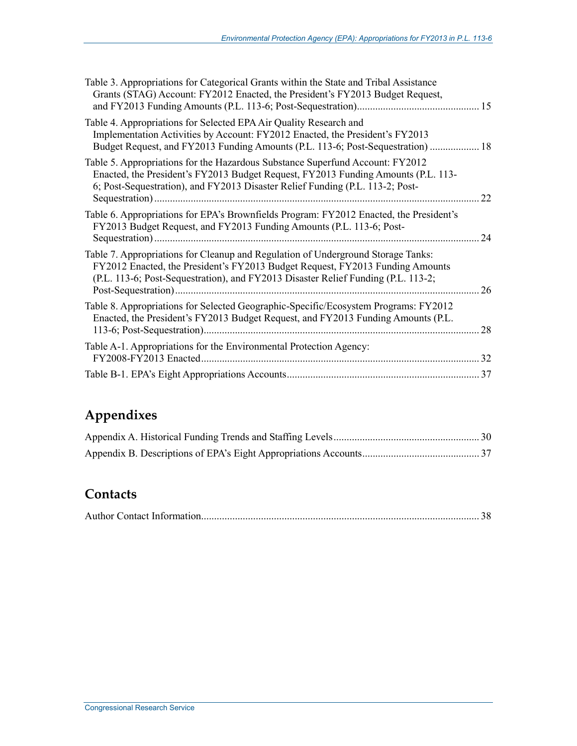Table 3. Appropriations for Categorical Grants within the State and Tribal Assistance Grants (STAG) Account: FY2012 Enacted, the President's FY2013 Budget Request, and FY2013 Funding Amounts (P.L. 113-6; Post-Sequestration)............................................. 15

Table 4. Appropriations for Selected EPA Air Quality Research and Implementation Activities by Account: FY2012 Enacted, the President's FY2013 Budget Request, and FY2013 Funding Amounts (P.L. 113-6; Post-Sequestration) .................. 18

Table 5. Appropriations for the Hazardous Substance Superfund Account: FY2012 Enacted, the President's FY2013 Budget Request, FY2013 Funding Amounts (P.L. 113-6; Post-Sequestration), and FY2013 Disaster Relief Funding (P.L. 113-2; Post-Sequestration) ........................................................................................................... 22

Table 6. Appropriations for EPA's Brownfields Program: FY2012 Enacted, the President's FY2013 Budget Request, and FY2013 Funding Amounts (P.L. 113-6; Post-Sequestration) ........................................................................................................... 24

Table 7. Appropriations for Cleanup and Regulation of Underground Storage Tanks: FY2012 Enacted, the President's FY2013 Budget Request, FY2013 Funding Amounts (P.L. 113-6; Post-Sequestration), and FY2013 Disaster Relief Funding (P.L. 113-2; Post-Sequestration).................................................................................................... 26

Table 8. Appropriations for Selected Geographic-Specific/Ecosystem Programs: FY2012 Enacted, the President's FY2013 Budget Request, and FY2013 Funding Amounts (P.L. 113-6; Post-Sequestration)......................................................................................... 28

Table A-1. Appropriations for the Environmental Protection Agency: FY2008-FY2013 Enacted.......................................................................................... 32

Table B-1. EPA's Eight Appropriations Accounts......................................................................... 37

## Appendixes

Appendix A. Historical Funding Trends and Staffing Levels....................................................... 30

Appendix B. Descriptions of EPA's Eight Appropriations Accounts............................................ 37

## Contacts

Author Contact Information......................................................................................................... 38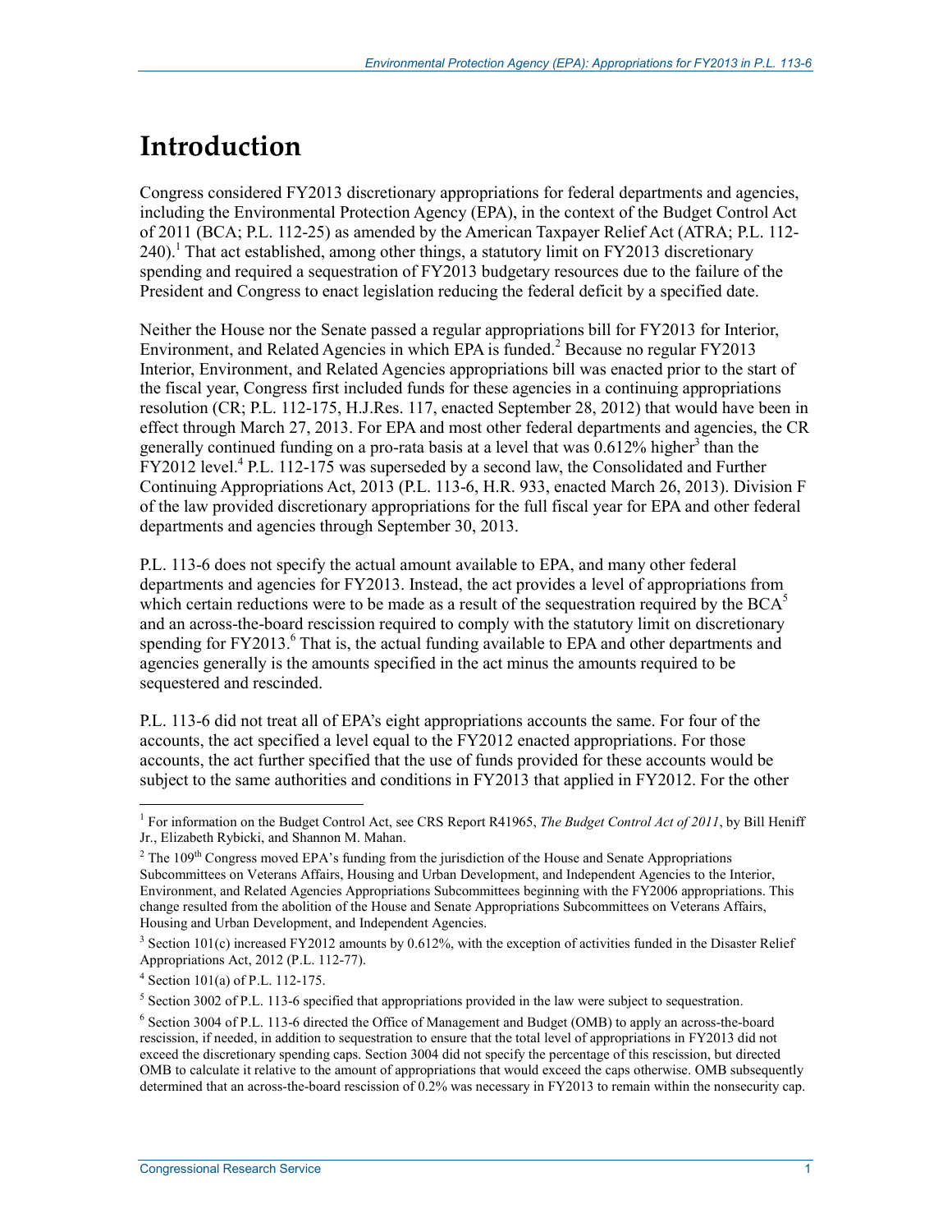# Introduction

Congress considered FY2013 discretionary appropriations for federal departments and agencies, including the Environmental Protection Agency (EPA), in the context of the Budget Control Act of 2011 (BCA; P.L. 112-25) as amended by the American Taxpayer Relief Act (ATRA; P.L. 112-240).[1] That act established, among other things, a statutory limit on FY2013 discretionary spending and required a sequestration of FY2013 budgetary resources due to the failure of the President and Congress to enact legislation reducing the federal deficit by a specified date.

Neither the House nor the Senate passed a regular appropriations bill for FY2013 for Interior, Environment, and Related Agencies in which EPA is funded.[2] Because no regular FY2013 Interior, Environment, and Related Agencies appropriations bill was enacted prior to the start of the fiscal year, Congress first included funds for these agencies in a continuing appropriations resolution (CR; P.L. 112-175, H.J.Res. 117, enacted September 28, 2012) that would have been in effect through March 27, 2013. For EPA and most other federal departments and agencies, the CR generally continued funding on a pro-rata basis at a level that was 0.612% higher[3] than the FY2012 level.[4] P.L. 112-175 was superseded by a second law, the Consolidated and Further Continuing Appropriations Act, 2013 (P.L. 113-6, H.R. 933, enacted March 26, 2013). Division F of the law provided discretionary appropriations for the full fiscal year for EPA and other federal departments and agencies through September 30, 2013.

P.L. 113-6 does not specify the actual amount available to EPA, and many other federal departments and agencies for FY2013. Instead, the act provides a level of appropriations from which certain reductions were to be made as a result of the sequestration required by the BCA[5] and an across-the-board rescission required to comply with the statutory limit on discretionary spending for FY2013.[6] That is, the actual funding available to EPA and other departments and agencies generally is the amounts specified in the act minus the amounts required to be sequestered and rescinded.

P.L. 113-6 did not treat all of EPA's eight appropriations accounts the same. For four of the accounts, the act specified a level equal to the FY2012 enacted appropriations. For those accounts, the act further specified that the use of funds provided for these accounts would be subject to the same authorities and conditions in FY2013 that applied in FY2012. For the other

[1] For information on the Budget Control Act, see CRS Report R41965, *The Budget Control Act of 2011*, by Bill Heniff Jr., Elizabeth Rybicki, and Shannon M. Mahan.

[2] The 109th Congress moved EPA's funding from the jurisdiction of the House and Senate Appropriations Subcommittees on Veterans Affairs, Housing and Urban Development, and Independent Agencies to the Interior, Environment, and Related Agencies Appropriations Subcommittees beginning with the FY2006 appropriations. This change resulted from the abolition of the House and Senate Appropriations Subcommittees on Veterans Affairs, Housing and Urban Development, and Independent Agencies.

[3] Section 101(c) increased FY2012 amounts by 0.612%, with the exception of activities funded in the Disaster Relief Appropriations Act, 2012 (P.L. 112-77).

[4] Section 101(a) of P.L. 112-175.

[5] Section 3002 of P.L. 113-6 specified that appropriations provided in the law were subject to sequestration.

[6] Section 3004 of P.L. 113-6 directed the Office of Management and Budget (OMB) to apply an across-the-board rescission, if needed, in addition to sequestration to ensure that the total level of appropriations in FY2013 did not exceed the discretionary spending caps. Section 3004 did not specify the percentage of this rescission, but directed OMB to calculate it relative to the amount of appropriations that would exceed the caps otherwise. OMB subsequently determined that an across-the-board rescission of 0.2% was necessary in FY2013 to remain within the nonsecurity cap.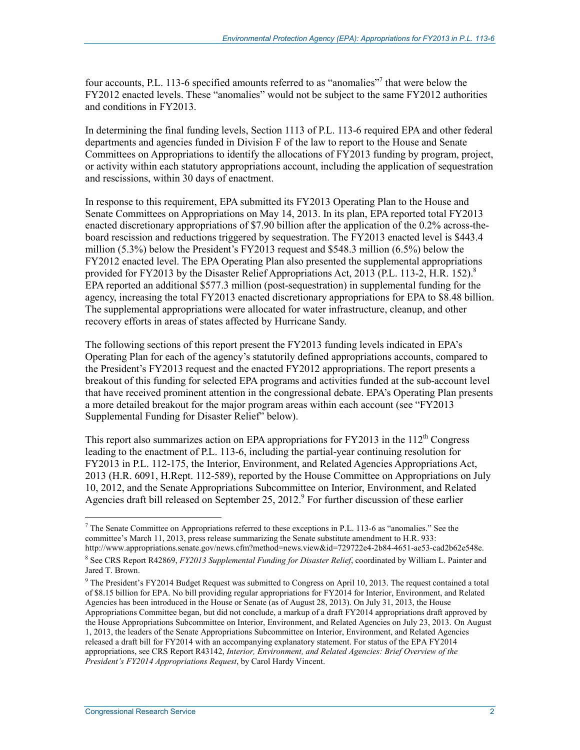four accounts, P.L. 113-6 specified amounts referred to as "anomalies"[7] that were below the FY2012 enacted levels. These "anomalies" would not be subject to the same FY2012 authorities and conditions in FY2013.

In determining the final funding levels, Section 1113 of P.L. 113-6 required EPA and other federal departments and agencies funded in Division F of the law to report to the House and Senate Committees on Appropriations to identify the allocations of FY2013 funding by program, project, or activity within each statutory appropriations account, including the application of sequestration and rescissions, within 30 days of enactment.

In response to this requirement, EPA submitted its FY2013 Operating Plan to the House and Senate Committees on Appropriations on May 14, 2013. In its plan, EPA reported total FY2013 enacted discretionary appropriations of $7.90 billion after the application of the 0.2% across-the-board rescission and reductions triggered by sequestration. The FY2013 enacted level is $443.4 million (5.3%) below the President's FY2013 request and $548.3 million (6.5%) below the FY2012 enacted level. The EPA Operating Plan also presented the supplemental appropriations provided for FY2013 by the Disaster Relief Appropriations Act, 2013 (P.L. 113-2, H.R. 152).[8] EPA reported an additional $577.3 million (post-sequestration) in supplemental funding for the agency, increasing the total FY2013 enacted discretionary appropriations for EPA to $8.48 billion. The supplemental appropriations were allocated for water infrastructure, cleanup, and other recovery efforts in areas of states affected by Hurricane Sandy.

The following sections of this report present the FY2013 funding levels indicated in EPA's Operating Plan for each of the agency's statutorily defined appropriations accounts, compared to the President's FY2013 request and the enacted FY2012 appropriations. The report presents a breakout of this funding for selected EPA programs and activities funded at the sub-account level that have received prominent attention in the congressional debate. EPA's Operating Plan presents a more detailed breakout for the major program areas within each account (see "FY2013 Supplemental Funding for Disaster Relief" below).

This report also summarizes action on EPA appropriations for FY2013 in the 112th Congress leading to the enactment of P.L. 113-6, including the partial-year continuing resolution for FY2013 in P.L. 112-175, the Interior, Environment, and Related Agencies Appropriations Act, 2013 (H.R. 6091, H.Rept. 112-589), reported by the House Committee on Appropriations on July 10, 2012, and the Senate Appropriations Subcommittee on Interior, Environment, and Related Agencies draft bill released on September 25, 2012.[9] For further discussion of these earlier

---

[7] The Senate Committee on Appropriations referred to these exceptions in P.L. 113-6 as "anomalies." See the committee's March 11, 2013, press release summarizing the Senate substitute amendment to H.R. 933: http://www.appropriations.senate.gov/news.cfm?method=news.view&id=729722e4-2b84-4651-ae53-cad2b62e548e.

[8] See CRS Report R42869, *FY2013 Supplemental Funding for Disaster Relief*, coordinated by William L. Painter and Jared T. Brown.

[9] The President's FY2014 Budget Request was submitted to Congress on April 10, 2013. The request contained a total of $8.15 billion for EPA. No bill providing regular appropriations for FY2014 for Interior, Environment, and Related Agencies has been introduced in the House or Senate (as of August 28, 2013). On July 31, 2013, the House Appropriations Committee began, but did not conclude, a markup of a draft FY2014 appropriations draft approved by the House Appropriations Subcommittee on Interior, Environment, and Related Agencies on July 23, 2013. On August 1, 2013, the leaders of the Senate Appropriations Subcommittee on Interior, Environment, and Related Agencies released a draft bill for FY2014 with an accompanying explanatory statement. For status of the EPA FY2014 appropriations, see CRS Report R43142, *Interior, Environment, and Related Agencies: Brief Overview of the President's FY2014 Appropriations Request*, by Carol Hardy Vincent.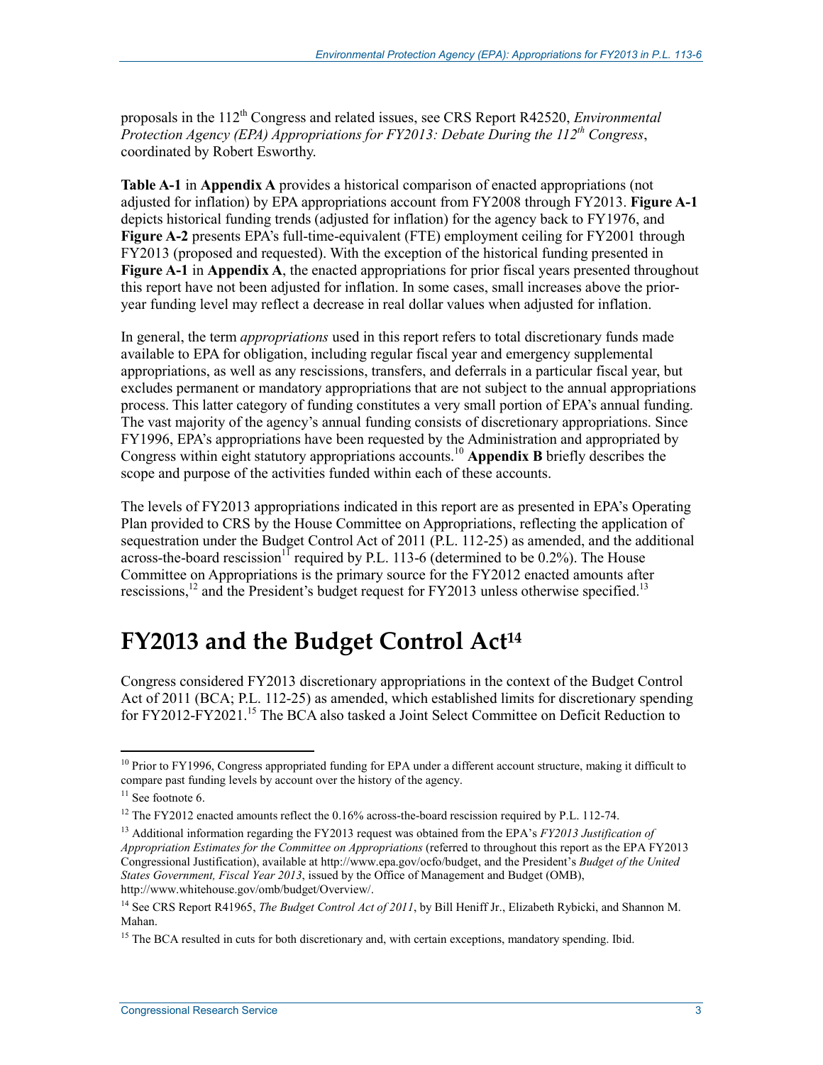proposals in the 112th Congress and related issues, see CRS Report R42520, *Environmental Protection Agency (EPA) Appropriations for FY2013: Debate During the 112th Congress*, coordinated by Robert Esworthy.

**Table A-1** in **Appendix A** provides a historical comparison of enacted appropriations (not adjusted for inflation) by EPA appropriations account from FY2008 through FY2013. **Figure A-1** depicts historical funding trends (adjusted for inflation) for the agency back to FY1976, and **Figure A-2** presents EPA's full-time-equivalent (FTE) employment ceiling for FY2001 through FY2013 (proposed and requested). With the exception of the historical funding presented in **Figure A-1** in **Appendix A**, the enacted appropriations for prior fiscal years presented throughout this report have not been adjusted for inflation. In some cases, small increases above the prior-year funding level may reflect a decrease in real dollar values when adjusted for inflation.

In general, the term *appropriations* used in this report refers to total discretionary funds made available to EPA for obligation, including regular fiscal year and emergency supplemental appropriations, as well as any rescissions, transfers, and deferrals in a particular fiscal year, but excludes permanent or mandatory appropriations that are not subject to the annual appropriations process. This latter category of funding constitutes a very small portion of EPA's annual funding. The vast majority of the agency's annual funding consists of discretionary appropriations. Since FY1996, EPA's appropriations have been requested by the Administration and appropriated by Congress within eight statutory appropriations accounts.[10] **Appendix B** briefly describes the scope and purpose of the activities funded within each of these accounts.

The levels of FY2013 appropriations indicated in this report are as presented in EPA's Operating Plan provided to CRS by the House Committee on Appropriations, reflecting the application of sequestration under the Budget Control Act of 2011 (P.L. 112-25) as amended, and the additional across-the-board rescission[11] required by P.L. 113-6 (determined to be 0.2%). The House Committee on Appropriations is the primary source for the FY2012 enacted amounts after rescissions,[12] and the President's budget request for FY2013 unless otherwise specified.[13]

# FY2013 and the Budget Control Act[14]

Congress considered FY2013 discretionary appropriations in the context of the Budget Control Act of 2011 (BCA; P.L. 112-25) as amended, which established limits for discretionary spending for FY2012-FY2021.[15] The BCA also tasked a Joint Select Committee on Deficit Reduction to

---

[10] Prior to FY1996, Congress appropriated funding for EPA under a different account structure, making it difficult to compare past funding levels by account over the history of the agency.

[11] See footnote 6.

[12] The FY2012 enacted amounts reflect the 0.16% across-the-board rescission required by P.L. 112-74.

[13] Additional information regarding the FY2013 request was obtained from the EPA's *FY2013 Justification of Appropriation Estimates for the Committee on Appropriations* (referred to throughout this report as the EPA FY2013 Congressional Justification), available at http://www.epa.gov/ocfo/budget, and the President's *Budget of the United States Government, Fiscal Year 2013*, issued by the Office of Management and Budget (OMB), http://www.whitehouse.gov/omb/budget/Overview/.

[14] See CRS Report R41965, *The Budget Control Act of 2011*, by Bill Heniff Jr., Elizabeth Rybicki, and Shannon M. Mahan.

[15] The BCA resulted in cuts for both discretionary and, with certain exceptions, mandatory spending. Ibid.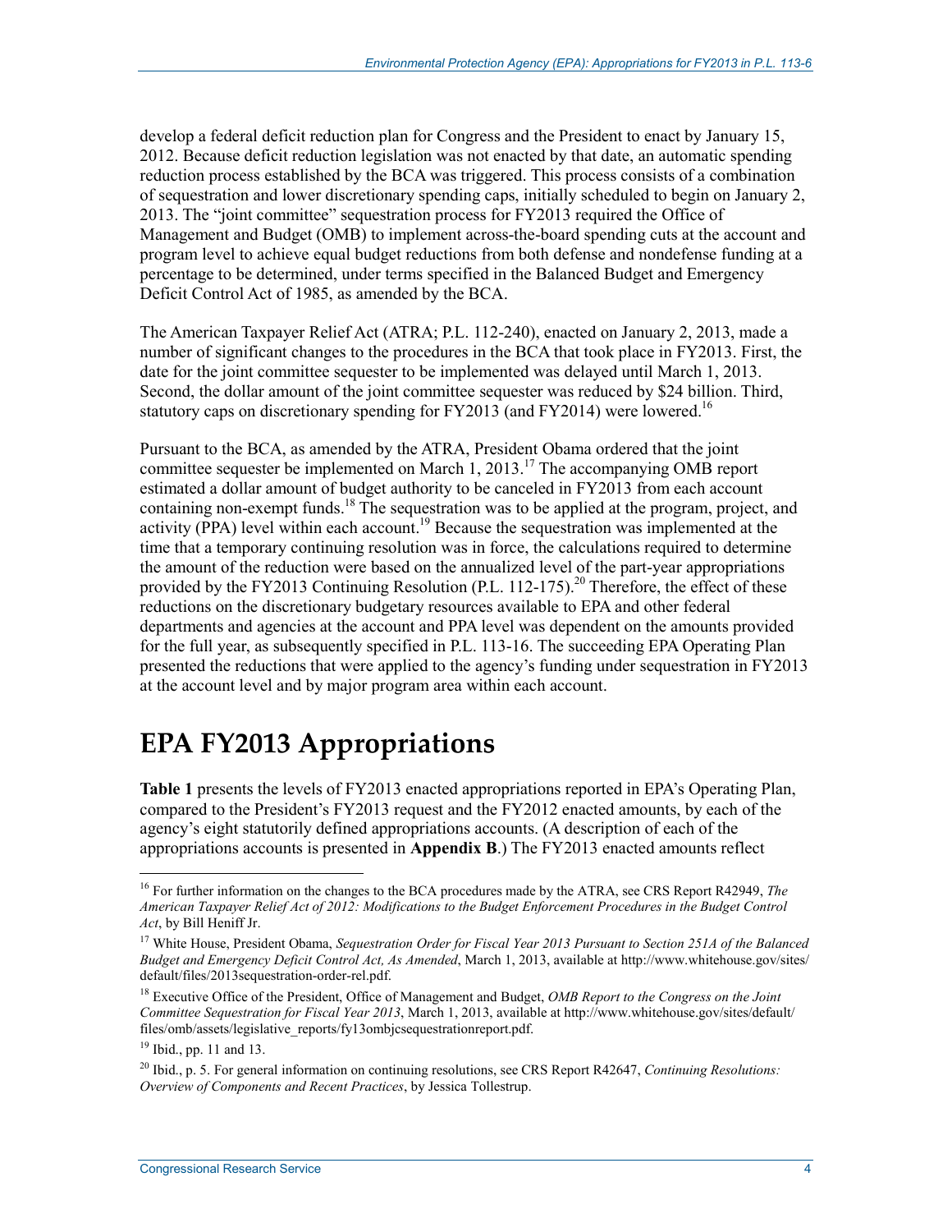develop a federal deficit reduction plan for Congress and the President to enact by January 15, 2012. Because deficit reduction legislation was not enacted by that date, an automatic spending reduction process established by the BCA was triggered. This process consists of a combination of sequestration and lower discretionary spending caps, initially scheduled to begin on January 2, 2013. The "joint committee" sequestration process for FY2013 required the Office of Management and Budget (OMB) to implement across-the-board spending cuts at the account and program level to achieve equal budget reductions from both defense and nondefense funding at a percentage to be determined, under terms specified in the Balanced Budget and Emergency Deficit Control Act of 1985, as amended by the BCA.

The American Taxpayer Relief Act (ATRA; P.L. 112-240), enacted on January 2, 2013, made a number of significant changes to the procedures in the BCA that took place in FY2013. First, the date for the joint committee sequester to be implemented was delayed until March 1, 2013. Second, the dollar amount of the joint committee sequester was reduced by $24 billion. Third, statutory caps on discretionary spending for FY2013 (and FY2014) were lowered.[16]

Pursuant to the BCA, as amended by the ATRA, President Obama ordered that the joint committee sequester be implemented on March 1, 2013.[17] The accompanying OMB report estimated a dollar amount of budget authority to be canceled in FY2013 from each account containing non-exempt funds.[18] The sequestration was to be applied at the program, project, and activity (PPA) level within each account.[19] Because the sequestration was implemented at the time that a temporary continuing resolution was in force, the calculations required to determine the amount of the reduction were based on the annualized level of the part-year appropriations provided by the FY2013 Continuing Resolution (P.L. 112-175).[20] Therefore, the effect of these reductions on the discretionary budgetary resources available to EPA and other federal departments and agencies at the account and PPA level was dependent on the amounts provided for the full year, as subsequently specified in P.L. 113-16. The succeeding EPA Operating Plan presented the reductions that were applied to the agency's funding under sequestration in FY2013 at the account level and by major program area within each account.

# EPA FY2013 Appropriations

**Table 1** presents the levels of FY2013 enacted appropriations reported in EPA's Operating Plan, compared to the President's FY2013 request and the FY2012 enacted amounts, by each of the agency's eight statutorily defined appropriations accounts. (A description of each of the appropriations accounts is presented in **Appendix B**.) The FY2013 enacted amounts reflect

---

[16] For further information on the changes to the BCA procedures made by the ATRA, see CRS Report R42949, *The American Taxpayer Relief Act of 2012: Modifications to the Budget Enforcement Procedures in the Budget Control Act*, by Bill Heniff Jr.

[17] White House, President Obama, *Sequestration Order for Fiscal Year 2013 Pursuant to Section 251A of the Balanced Budget and Emergency Deficit Control Act, As Amended*, March 1, 2013, available at http://www.whitehouse.gov/sites/default/files/2013sequestration-order-rel.pdf.

[18] Executive Office of the President, Office of Management and Budget, *OMB Report to the Congress on the Joint Committee Sequestration for Fiscal Year 2013*, March 1, 2013, available at http://www.whitehouse.gov/sites/default/files/omb/assets/legislative_reports/fy13ombjcsequestrationreport.pdf.

[19] Ibid., pp. 11 and 13.

[20] Ibid., p. 5. For general information on continuing resolutions, see CRS Report R42647, *Continuing Resolutions: Overview of Components and Recent Practices*, by Jessica Tollestrup.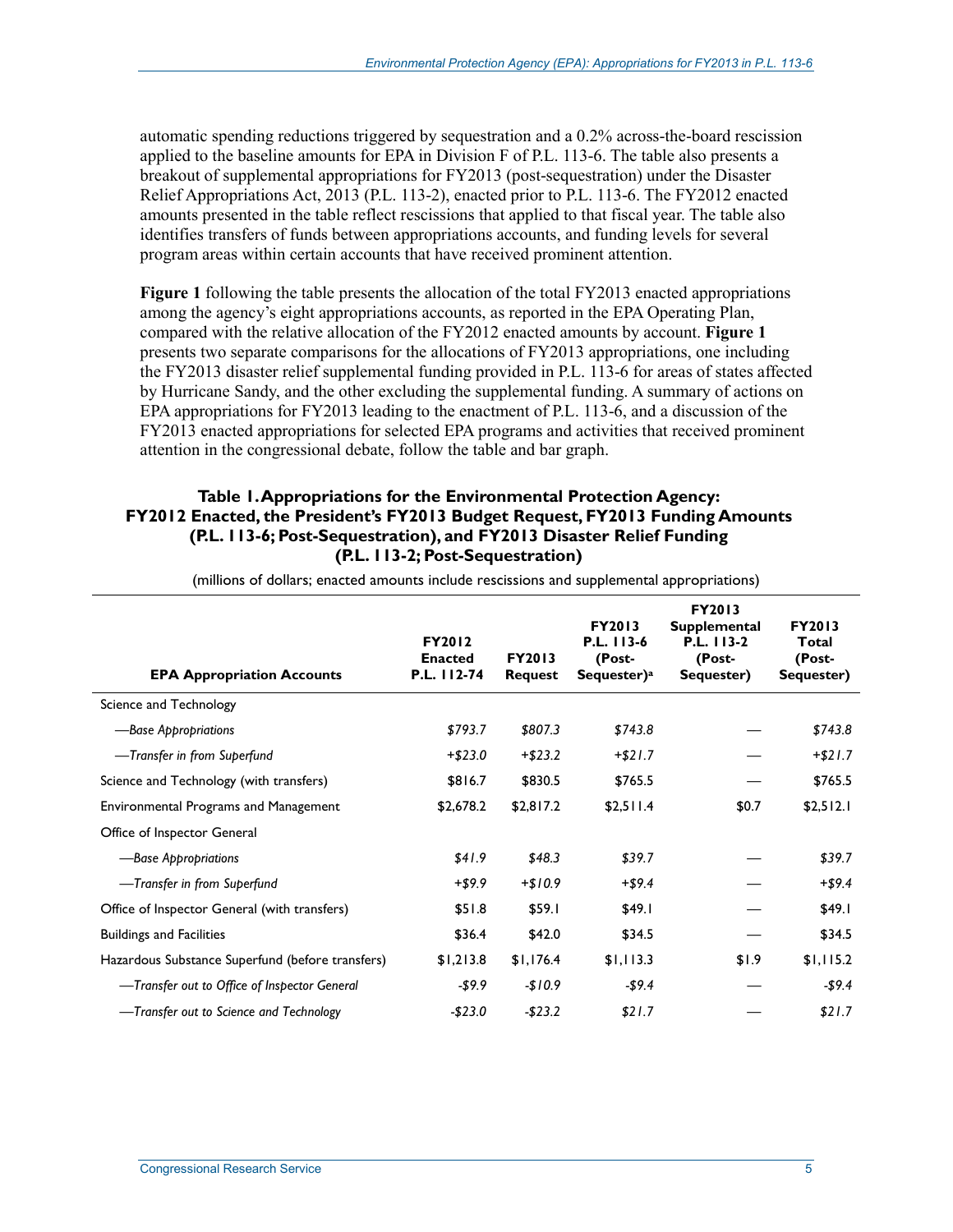automatic spending reductions triggered by sequestration and a 0.2% across-the-board rescission applied to the baseline amounts for EPA in Division F of P.L. 113-6. The table also presents a breakout of supplemental appropriations for FY2013 (post-sequestration) under the Disaster Relief Appropriations Act, 2013 (P.L. 113-2), enacted prior to P.L. 113-6. The FY2012 enacted amounts presented in the table reflect rescissions that applied to that fiscal year. The table also identifies transfers of funds between appropriations accounts, and funding levels for several program areas within certain accounts that have received prominent attention.

**Figure 1** following the table presents the allocation of the total FY2013 enacted appropriations among the agency's eight appropriations accounts, as reported in the EPA Operating Plan, compared with the relative allocation of the FY2012 enacted amounts by account. **Figure 1** presents two separate comparisons for the allocations of FY2013 appropriations, one including the FY2013 disaster relief supplemental funding provided in P.L. 113-6 for areas of states affected by Hurricane Sandy, and the other excluding the supplemental funding. A summary of actions on EPA appropriations for FY2013 leading to the enactment of P.L. 113-6, and a discussion of the FY2013 enacted appropriations for selected EPA programs and activities that received prominent attention in the congressional debate, follow the table and bar graph.

**Table 1. Appropriations for the Environmental Protection Agency: FY2012 Enacted, the President's FY2013 Budget Request, FY2013 Funding Amounts (P.L. 113-6; Post-Sequestration), and FY2013 Disaster Relief Funding (P.L. 113-2; Post-Sequestration)**

(millions of dollars; enacted amounts include rescissions and supplemental appropriations)

| EPA Appropriation Accounts | FY2012 Enacted P.L. 112-74 | FY2013 Request | FY2013 P.L. 113-6 (Post-Sequester)[a] | FY2013 Supplemental P.L. 113-2 (Post-Sequester) | FY2013 Total (Post-Sequester) |
|---|---|---|---|---|---|
| Science and Technology | | | | | |
| —*Base Appropriations* | *$793.7* | *$807.3* | *$743.8* | — | *$743.8* |
| —*Transfer in from Superfund* | *+$23.0* | *+$23.2* | *+$21.7* | — | *+$21.7* |
| Science and Technology (with transfers) | $816.7 | $830.5 | $765.5 | — | $765.5 |
| Environmental Programs and Management | $2,678.2 | $2,817.2 | $2,511.4 | $0.7 | $2,512.1 |
| Office of Inspector General | | | | | |
| —*Base Appropriations* | *$41.9* | *$48.3* | *$39.7* | — | *$39.7* |
| —*Transfer in from Superfund* | *+$9.9* | *+$10.9* | *+$9.4* | — | *+$9.4* |
| Office of Inspector General (with transfers) | $51.8 | $59.1 | $49.1 | — | $49.1 |
| Buildings and Facilities | $36.4 | $42.0 | $34.5 | — | $34.5 |
| Hazardous Substance Superfund (before transfers) | $1,213.8 | $1,176.4 | $1,113.3 | $1.9 | $1,115.2 |
| —*Transfer out to Office of Inspector General* | *-$9.9* | *-$10.9* | *-$9.4* | — | *-$9.4* |
| —*Transfer out to Science and Technology* | *-$23.0* | *-$23.2* | *$21.7* | — | *$21.7* |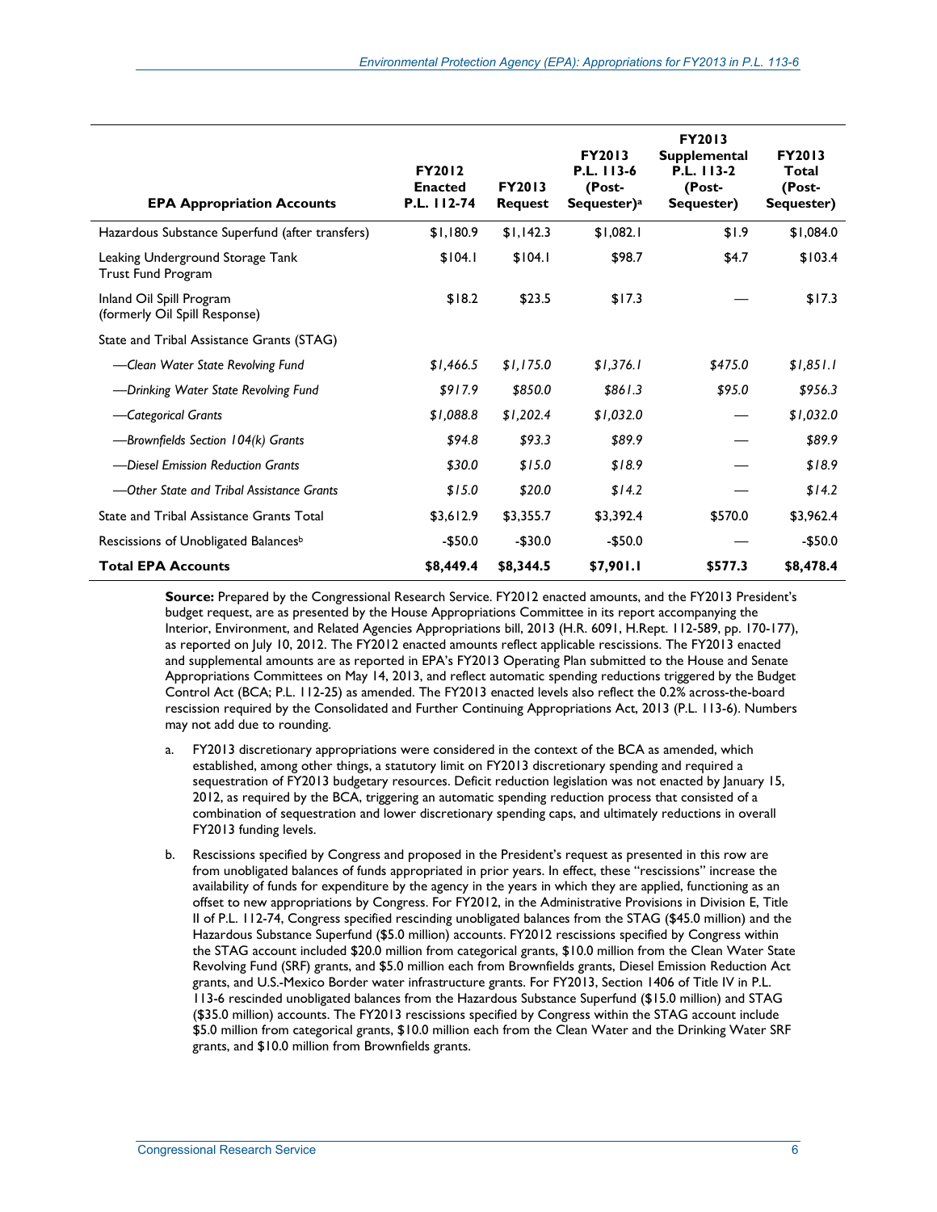| EPA Appropriation Accounts | FY2012 Enacted P.L. 112-74 | FY2013 Request | FY2013 P.L. 113-6 (Post-Sequester)[a] | FY2013 Supplemental P.L. 113-2 (Post-Sequester) | FY2013 Total (Post-Sequester) |
|---|---|---|---|---|---|
| Hazardous Substance Superfund (after transfers) | $1,180.9 | $1,142.3 | $1,082.1 | $1.9 | $1,084.0 |
| Leaking Underground Storage Tank Trust Fund Program | $104.1 | $104.1 | $98.7 | $4.7 | $103.4 |
| Inland Oil Spill Program (formerly Oil Spill Response) | $18.2 | $23.5 | $17.3 | — | $17.3 |
| State and Tribal Assistance Grants (STAG) | | | | | |
| *—Clean Water State Revolving Fund* | *$1,466.5* | *$1,175.0* | *$1,376.1* | *$475.0* | *$1,851.1* |
| *—Drinking Water State Revolving Fund* | *$917.9* | *$850.0* | *$861.3* | *$95.0* | *$956.3* |
| *—Categorical Grants* | *$1,088.8* | *$1,202.4* | *$1,032.0* | — | *$1,032.0* |
| *—Brownfields Section 104(k) Grants* | *$94.8* | *$93.3* | *$89.9* | — | *$89.9* |
| *—Diesel Emission Reduction Grants* | *$30.0* | *$15.0* | *$18.9* | — | *$18.9* |
| *—Other State and Tribal Assistance Grants* | *$15.0* | *$20.0* | *$14.2* | — | *$14.2* |
| State and Tribal Assistance Grants Total | $3,612.9 | $3,355.7 | $3,392.4 | $570.0 | $3,962.4 |
| Rescissions of Unobligated Balances[b] | -$50.0 | -$30.0 | -$50.0 | — | -$50.0 |
| **Total EPA Accounts** | **$8,449.4** | **$8,344.5** | **$7,901.1** | **$577.3** | **$8,478.4** |

**Source:** Prepared by the Congressional Research Service. FY2012 enacted amounts, and the FY2013 President's budget request, are as presented by the House Appropriations Committee in its report accompanying the Interior, Environment, and Related Agencies Appropriations bill, 2013 (H.R. 6091, H.Rept. 112-589, pp. 170-177), as reported on July 10, 2012. The FY2012 enacted amounts reflect applicable rescissions. The FY2013 enacted and supplemental amounts are as reported in EPA's FY2013 Operating Plan submitted to the House and Senate Appropriations Committees on May 14, 2013, and reflect automatic spending reductions triggered by the Budget Control Act (BCA; P.L. 112-25) as amended. The FY2013 enacted levels also reflect the 0.2% across-the-board rescission required by the Consolidated and Further Continuing Appropriations Act, 2013 (P.L. 113-6). Numbers may not add due to rounding.

a. FY2013 discretionary appropriations were considered in the context of the BCA as amended, which established, among other things, a statutory limit on FY2013 discretionary spending and required a sequestration of FY2013 budgetary resources. Deficit reduction legislation was not enacted by January 15, 2012, as required by the BCA, triggering an automatic spending reduction process that consisted of a combination of sequestration and lower discretionary spending caps, and ultimately reductions in overall FY2013 funding levels.

b. Rescissions specified by Congress and proposed in the President's request as presented in this row are from unobligated balances of funds appropriated in prior years. In effect, these "rescissions" increase the availability of funds for expenditure by the agency in the years in which they are applied, functioning as an offset to new appropriations by Congress. For FY2012, in the Administrative Provisions in Division E, Title II of P.L. 112-74, Congress specified rescinding unobligated balances from the STAG ($45.0 million) and the Hazardous Substance Superfund ($5.0 million) accounts. FY2012 rescissions specified by Congress within the STAG account included $20.0 million from categorical grants, $10.0 million from the Clean Water State Revolving Fund (SRF) grants, and $5.0 million each from Brownfields grants, Diesel Emission Reduction Act grants, and U.S.-Mexico Border water infrastructure grants. For FY2013, Section 1406 of Title IV in P.L. 113-6 rescinded unobligated balances from the Hazardous Substance Superfund ($15.0 million) and STAG ($35.0 million) accounts. The FY2013 rescissions specified by Congress within the STAG account include $5.0 million from categorical grants, $10.0 million each from the Clean Water and the Drinking Water SRF grants, and $10.0 million from Brownfields grants.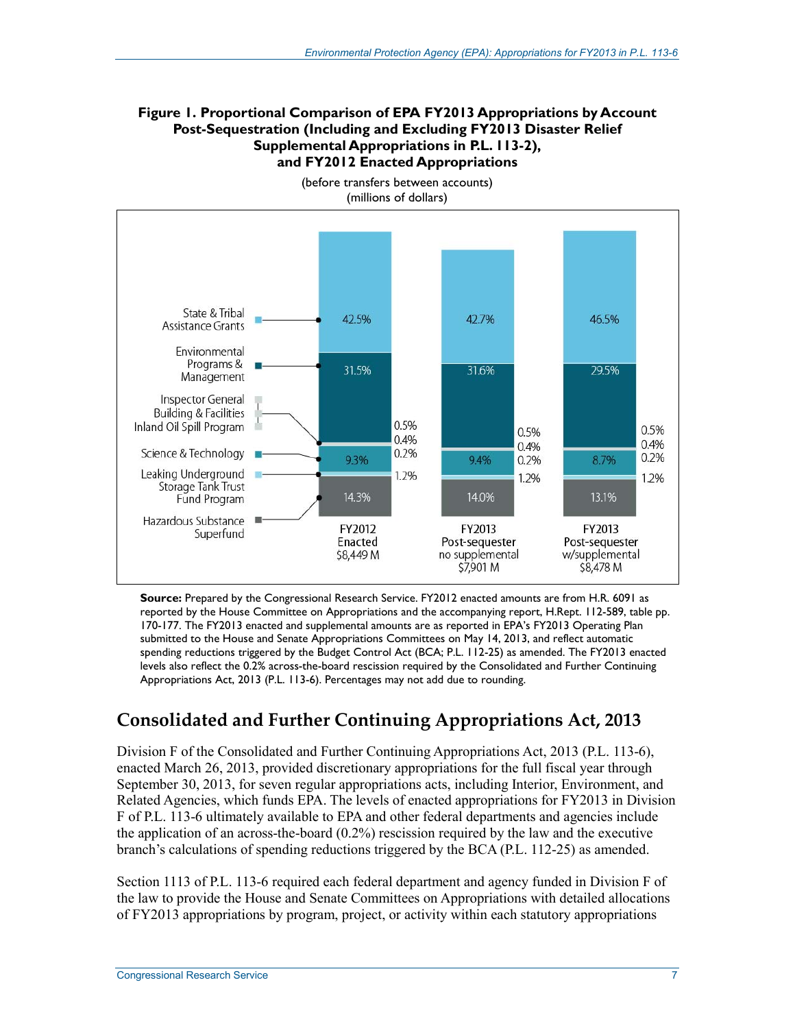**Figure 1. Proportional Comparison of EPA FY2013 Appropriations by Account Post-Sequestration (Including and Excluding FY2013 Disaster Relief Supplemental Appropriations in P.L. 113-2), and FY2012 Enacted Appropriations**

(before transfers between accounts)
(millions of dollars)

| Account | FY2012 Enacted $8,449 M | FY2013 Post-sequester no supplemental $7,901 M | FY2013 Post-sequester w/supplemental $8,478 M |
| --- | --- | --- | --- |
| State & Tribal Assistance Grants | 42.5% | 42.7% | 46.5% |
| Environmental Programs & Management | 31.5% | 31.6% | 29.5% |
| Inspector General | 0.5% | 0.5% | 0.5% |
| Building & Facilities | 0.4% | 0.4% | 0.4% |
| Inland Oil Spill Program | 0.2% | 0.2% | 0.2% |
| Science & Technology | 9.3% | 9.4% | 8.7% |
| Leaking Underground Storage Tank Trust Fund Program | 1.2% | 1.2% | 1.2% |
| Hazardous Substance Superfund | 14.3% | 14.0% | 13.1% |

**Source:** Prepared by the Congressional Research Service. FY2012 enacted amounts are from H.R. 6091 as reported by the House Committee on Appropriations and the accompanying report, H.Rept. 112-589, table pp. 170-177. The FY2013 enacted and supplemental amounts are as reported in EPA's FY2013 Operating Plan submitted to the House and Senate Appropriations Committees on May 14, 2013, and reflect automatic spending reductions triggered by the Budget Control Act (BCA; P.L. 112-25) as amended. The FY2013 enacted levels also reflect the 0.2% across-the-board rescission required by the Consolidated and Further Continuing Appropriations Act, 2013 (P.L. 113-6). Percentages may not add due to rounding.

## Consolidated and Further Continuing Appropriations Act, 2013

Division F of the Consolidated and Further Continuing Appropriations Act, 2013 (P.L. 113-6), enacted March 26, 2013, provided discretionary appropriations for the full fiscal year through September 30, 2013, for seven regular appropriations acts, including Interior, Environment, and Related Agencies, which funds EPA. The levels of enacted appropriations for FY2013 in Division F of P.L. 113-6 ultimately available to EPA and other federal departments and agencies include the application of an across-the-board (0.2%) rescission required by the law and the executive branch's calculations of spending reductions triggered by the BCA (P.L. 112-25) as amended.

Section 1113 of P.L. 113-6 required each federal department and agency funded in Division F of the law to provide the House and Senate Committees on Appropriations with detailed allocations of FY2013 appropriations by program, project, or activity within each statutory appropriations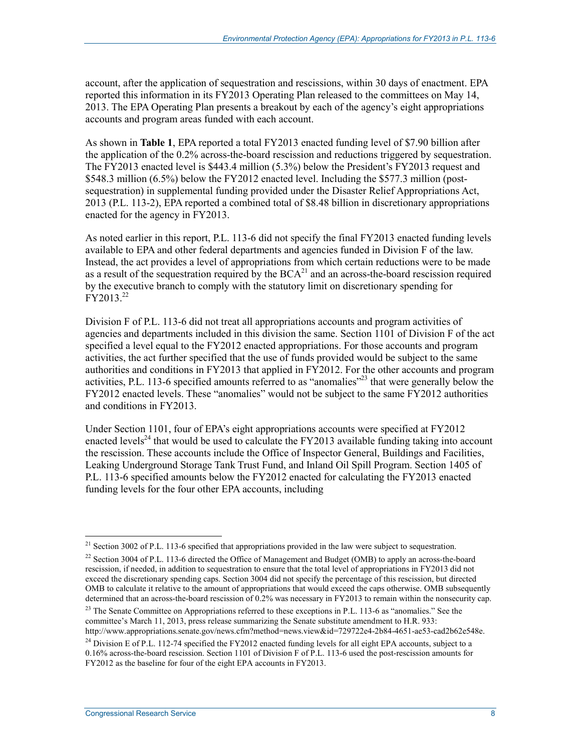account, after the application of sequestration and rescissions, within 30 days of enactment. EPA reported this information in its FY2013 Operating Plan released to the committees on May 14, 2013. The EPA Operating Plan presents a breakout by each of the agency's eight appropriations accounts and program areas funded with each account.

As shown in **Table 1**, EPA reported a total FY2013 enacted funding level of $7.90 billion after the application of the 0.2% across-the-board rescission and reductions triggered by sequestration. The FY2013 enacted level is $443.4 million (5.3%) below the President's FY2013 request and $548.3 million (6.5%) below the FY2012 enacted level. Including the $577.3 million (post-sequestration) in supplemental funding provided under the Disaster Relief Appropriations Act, 2013 (P.L. 113-2), EPA reported a combined total of $8.48 billion in discretionary appropriations enacted for the agency in FY2013.

As noted earlier in this report, P.L. 113-6 did not specify the final FY2013 enacted funding levels available to EPA and other federal departments and agencies funded in Division F of the law. Instead, the act provides a level of appropriations from which certain reductions were to be made as a result of the sequestration required by the BCA[21] and an across-the-board rescission required by the executive branch to comply with the statutory limit on discretionary spending for FY2013.[22]

Division F of P.L. 113-6 did not treat all appropriations accounts and program activities of agencies and departments included in this division the same. Section 1101 of Division F of the act specified a level equal to the FY2012 enacted appropriations. For those accounts and program activities, the act further specified that the use of funds provided would be subject to the same authorities and conditions in FY2013 that applied in FY2012. For the other accounts and program activities, P.L. 113-6 specified amounts referred to as "anomalies"[23] that were generally below the FY2012 enacted levels. These "anomalies" would not be subject to the same FY2012 authorities and conditions in FY2013.

Under Section 1101, four of EPA's eight appropriations accounts were specified at FY2012 enacted levels[24] that would be used to calculate the FY2013 available funding taking into account the rescission. These accounts include the Office of Inspector General, Buildings and Facilities, Leaking Underground Storage Tank Trust Fund, and Inland Oil Spill Program. Section 1405 of P.L. 113-6 specified amounts below the FY2012 enacted for calculating the FY2013 enacted funding levels for the four other EPA accounts, including

[21] Section 3002 of P.L. 113-6 specified that appropriations provided in the law were subject to sequestration.

[22] Section 3004 of P.L. 113-6 directed the Office of Management and Budget (OMB) to apply an across-the-board rescission, if needed, in addition to sequestration to ensure that the total level of appropriations in FY2013 did not exceed the discretionary spending caps. Section 3004 did not specify the percentage of this rescission, but directed OMB to calculate it relative to the amount of appropriations that would exceed the caps otherwise. OMB subsequently determined that an across-the-board rescission of 0.2% was necessary in FY2013 to remain within the nonsecurity cap.

[23] The Senate Committee on Appropriations referred to these exceptions in P.L. 113-6 as "anomalies." See the committee's March 11, 2013, press release summarizing the Senate substitute amendment to H.R. 933: http://www.appropriations.senate.gov/news.cfm?method=news.view&id=729722e4-2b84-4651-ae53-cad2b62e548e.

[24] Division E of P.L. 112-74 specified the FY2012 enacted funding levels for all eight EPA accounts, subject to a 0.16% across-the-board rescission. Section 1101 of Division F of P.L. 113-6 used the post-rescission amounts for FY2012 as the baseline for four of the eight EPA accounts in FY2013.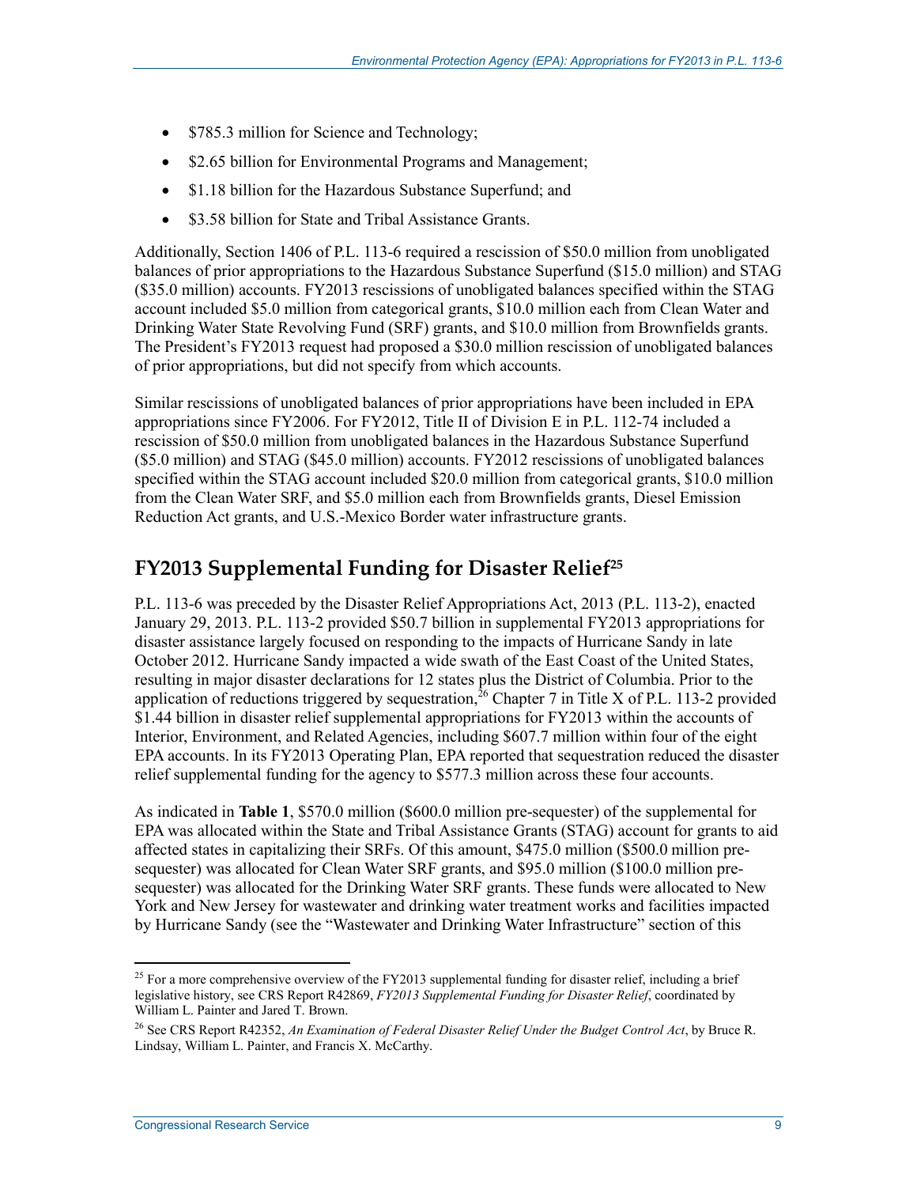- $785.3 million for Science and Technology;
- $2.65 billion for Environmental Programs and Management;
- $1.18 billion for the Hazardous Substance Superfund; and
- $3.58 billion for State and Tribal Assistance Grants.

Additionally, Section 1406 of P.L. 113-6 required a rescission of $50.0 million from unobligated balances of prior appropriations to the Hazardous Substance Superfund ($15.0 million) and STAG ($35.0 million) accounts. FY2013 rescissions of unobligated balances specified within the STAG account included $5.0 million from categorical grants, $10.0 million each from Clean Water and Drinking Water State Revolving Fund (SRF) grants, and $10.0 million from Brownfields grants. The President's FY2013 request had proposed a $30.0 million rescission of unobligated balances of prior appropriations, but did not specify from which accounts.

Similar rescissions of unobligated balances of prior appropriations have been included in EPA appropriations since FY2006. For FY2012, Title II of Division E in P.L. 112-74 included a rescission of $50.0 million from unobligated balances in the Hazardous Substance Superfund ($5.0 million) and STAG ($45.0 million) accounts. FY2012 rescissions of unobligated balances specified within the STAG account included $20.0 million from categorical grants, $10.0 million from the Clean Water SRF, and $5.0 million each from Brownfields grants, Diesel Emission Reduction Act grants, and U.S.-Mexico Border water infrastructure grants.

## FY2013 Supplemental Funding for Disaster Relief[25]

P.L. 113-6 was preceded by the Disaster Relief Appropriations Act, 2013 (P.L. 113-2), enacted January 29, 2013. P.L. 113-2 provided $50.7 billion in supplemental FY2013 appropriations for disaster assistance largely focused on responding to the impacts of Hurricane Sandy in late October 2012. Hurricane Sandy impacted a wide swath of the East Coast of the United States, resulting in major disaster declarations for 12 states plus the District of Columbia. Prior to the application of reductions triggered by sequestration,[26] Chapter 7 in Title X of P.L. 113-2 provided $1.44 billion in disaster relief supplemental appropriations for FY2013 within the accounts of Interior, Environment, and Related Agencies, including $607.7 million within four of the eight EPA accounts. In its FY2013 Operating Plan, EPA reported that sequestration reduced the disaster relief supplemental funding for the agency to $577.3 million across these four accounts.

As indicated in **Table 1**, $570.0 million ($600.0 million pre-sequester) of the supplemental for EPA was allocated within the State and Tribal Assistance Grants (STAG) account for grants to aid affected states in capitalizing their SRFs. Of this amount, $475.0 million ($500.0 million pre-sequester) was allocated for Clean Water SRF grants, and $95.0 million ($100.0 million pre-sequester) was allocated for the Drinking Water SRF grants. These funds were allocated to New York and New Jersey for wastewater and drinking water treatment works and facilities impacted by Hurricane Sandy (see the "Wastewater and Drinking Water Infrastructure" section of this

---

[25] For a more comprehensive overview of the FY2013 supplemental funding for disaster relief, including a brief legislative history, see CRS Report R42869, *FY2013 Supplemental Funding for Disaster Relief*, coordinated by William L. Painter and Jared T. Brown.

[26] See CRS Report R42352, *An Examination of Federal Disaster Relief Under the Budget Control Act*, by Bruce R. Lindsay, William L. Painter, and Francis X. McCarthy.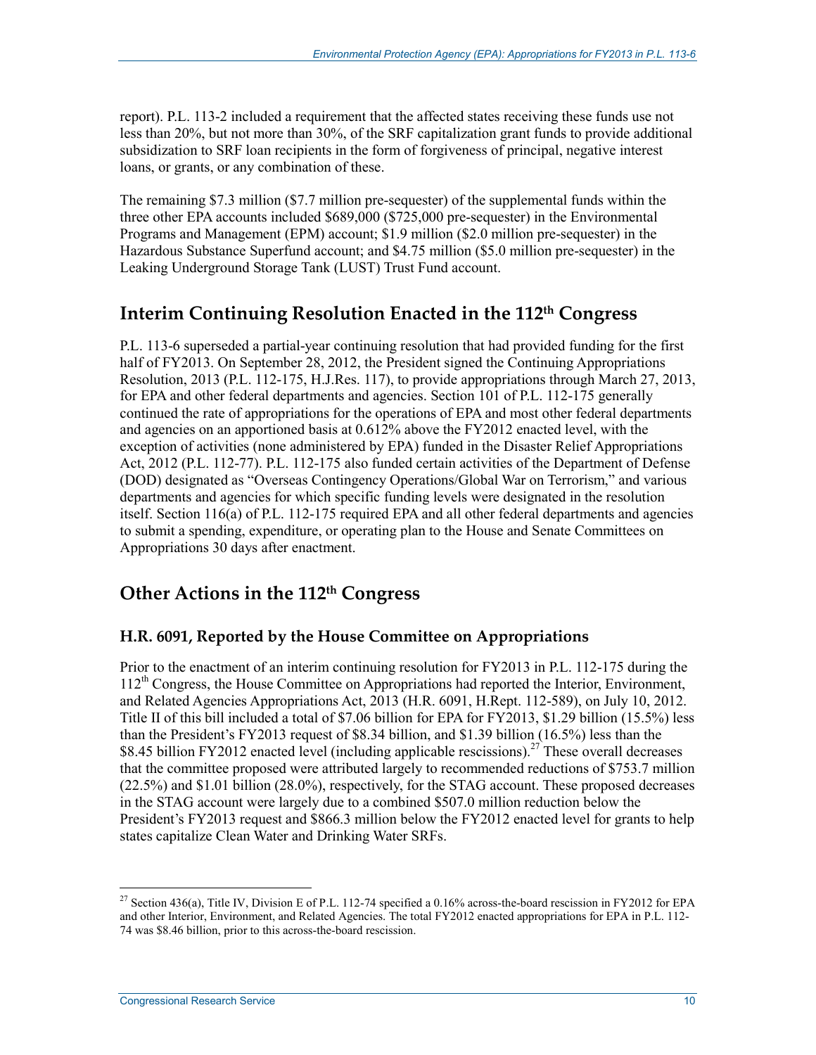report). P.L. 113-2 included a requirement that the affected states receiving these funds use not less than 20%, but not more than 30%, of the SRF capitalization grant funds to provide additional subsidization to SRF loan recipients in the form of forgiveness of principal, negative interest loans, or grants, or any combination of these.

The remaining $7.3 million ($7.7 million pre-sequester) of the supplemental funds within the three other EPA accounts included $689,000 ($725,000 pre-sequester) in the Environmental Programs and Management (EPM) account; $1.9 million ($2.0 million pre-sequester) in the Hazardous Substance Superfund account; and $4.75 million ($5.0 million pre-sequester) in the Leaking Underground Storage Tank (LUST) Trust Fund account.

## Interim Continuing Resolution Enacted in the 112th Congress

P.L. 113-6 superseded a partial-year continuing resolution that had provided funding for the first half of FY2013. On September 28, 2012, the President signed the Continuing Appropriations Resolution, 2013 (P.L. 112-175, H.J.Res. 117), to provide appropriations through March 27, 2013, for EPA and other federal departments and agencies. Section 101 of P.L. 112-175 generally continued the rate of appropriations for the operations of EPA and most other federal departments and agencies on an apportioned basis at 0.612% above the FY2012 enacted level, with the exception of activities (none administered by EPA) funded in the Disaster Relief Appropriations Act, 2012 (P.L. 112-77). P.L. 112-175 also funded certain activities of the Department of Defense (DOD) designated as "Overseas Contingency Operations/Global War on Terrorism," and various departments and agencies for which specific funding levels were designated in the resolution itself. Section 116(a) of P.L. 112-175 required EPA and all other federal departments and agencies to submit a spending, expenditure, or operating plan to the House and Senate Committees on Appropriations 30 days after enactment.

## Other Actions in the 112th Congress

### H.R. 6091, Reported by the House Committee on Appropriations

Prior to the enactment of an interim continuing resolution for FY2013 in P.L. 112-175 during the 112th Congress, the House Committee on Appropriations had reported the Interior, Environment, and Related Agencies Appropriations Act, 2013 (H.R. 6091, H.Rept. 112-589), on July 10, 2012. Title II of this bill included a total of $7.06 billion for EPA for FY2013, $1.29 billion (15.5%) less than the President's FY2013 request of $8.34 billion, and $1.39 billion (16.5%) less than the $8.45 billion FY2012 enacted level (including applicable rescissions).[27] These overall decreases that the committee proposed were attributed largely to recommended reductions of $753.7 million (22.5%) and $1.01 billion (28.0%), respectively, for the STAG account. These proposed decreases in the STAG account were largely due to a combined $507.0 million reduction below the President's FY2013 request and $866.3 million below the FY2012 enacted level for grants to help states capitalize Clean Water and Drinking Water SRFs.

[27] Section 436(a), Title IV, Division E of P.L. 112-74 specified a 0.16% across-the-board rescission in FY2012 for EPA and other Interior, Environment, and Related Agencies. The total FY2012 enacted appropriations for EPA in P.L. 112-74 was $8.46 billion, prior to this across-the-board rescission.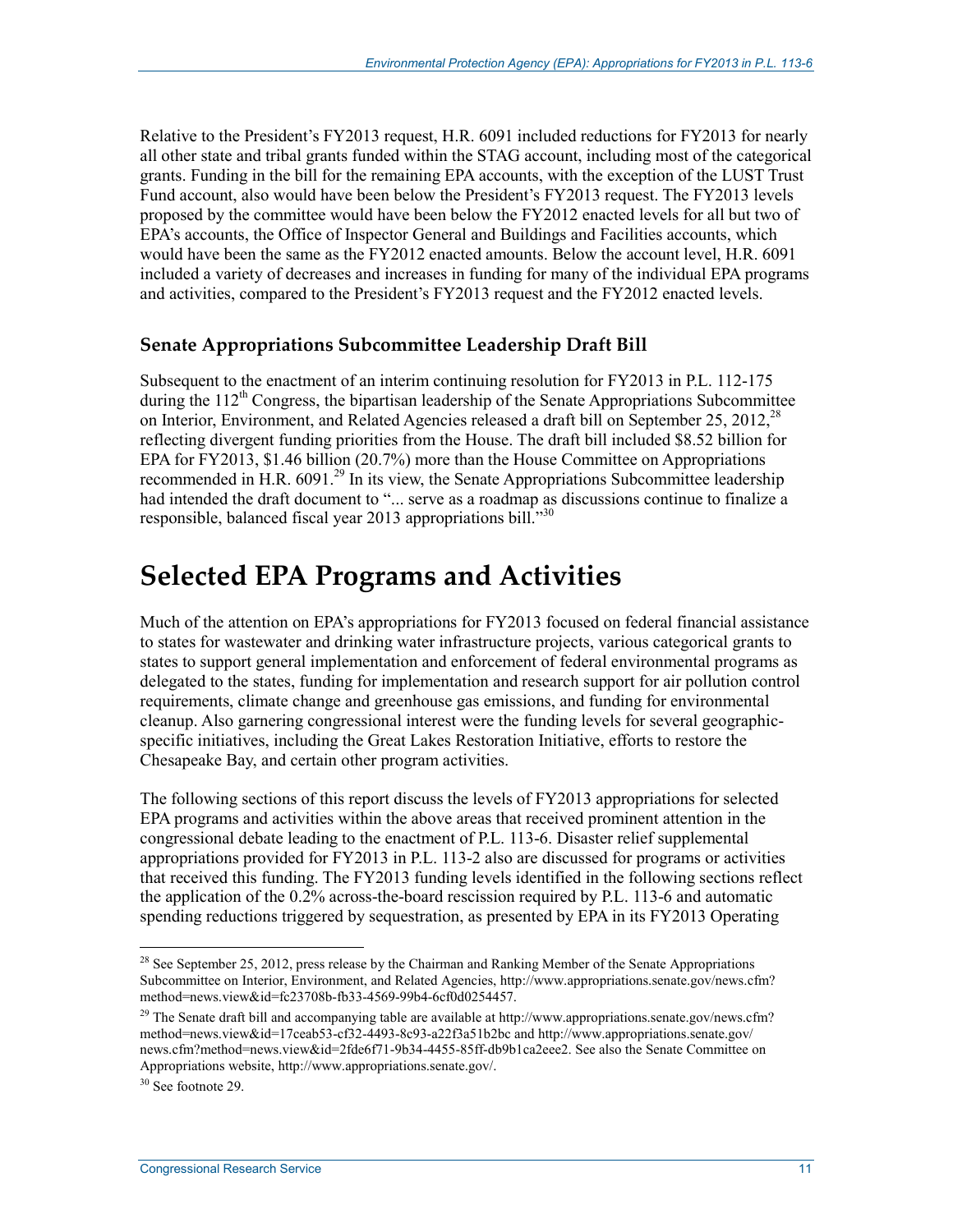Relative to the President's FY2013 request, H.R. 6091 included reductions for FY2013 for nearly all other state and tribal grants funded within the STAG account, including most of the categorical grants. Funding in the bill for the remaining EPA accounts, with the exception of the LUST Trust Fund account, also would have been below the President's FY2013 request. The FY2013 levels proposed by the committee would have been below the FY2012 enacted levels for all but two of EPA's accounts, the Office of Inspector General and Buildings and Facilities accounts, which would have been the same as the FY2012 enacted amounts. Below the account level, H.R. 6091 included a variety of decreases and increases in funding for many of the individual EPA programs and activities, compared to the President's FY2013 request and the FY2012 enacted levels.

### Senate Appropriations Subcommittee Leadership Draft Bill

Subsequent to the enactment of an interim continuing resolution for FY2013 in P.L. 112-175 during the 112th Congress, the bipartisan leadership of the Senate Appropriations Subcommittee on Interior, Environment, and Related Agencies released a draft bill on September 25, 2012,[28] reflecting divergent funding priorities from the House. The draft bill included \$8.52 billion for EPA for FY2013, \$1.46 billion (20.7%) more than the House Committee on Appropriations recommended in H.R. 6091.[29] In its view, the Senate Appropriations Subcommittee leadership had intended the draft document to "... serve as a roadmap as discussions continue to finalize a responsible, balanced fiscal year 2013 appropriations bill."[30]

## Selected EPA Programs and Activities

Much of the attention on EPA's appropriations for FY2013 focused on federal financial assistance to states for wastewater and drinking water infrastructure projects, various categorical grants to states to support general implementation and enforcement of federal environmental programs as delegated to the states, funding for implementation and research support for air pollution control requirements, climate change and greenhouse gas emissions, and funding for environmental cleanup. Also garnering congressional interest were the funding levels for several geographic-specific initiatives, including the Great Lakes Restoration Initiative, efforts to restore the Chesapeake Bay, and certain other program activities.

The following sections of this report discuss the levels of FY2013 appropriations for selected EPA programs and activities within the above areas that received prominent attention in the congressional debate leading to the enactment of P.L. 113-6. Disaster relief supplemental appropriations provided for FY2013 in P.L. 113-2 also are discussed for programs or activities that received this funding. The FY2013 funding levels identified in the following sections reflect the application of the 0.2% across-the-board rescission required by P.L. 113-6 and automatic spending reductions triggered by sequestration, as presented by EPA in its FY2013 Operating

---

[28] See September 25, 2012, press release by the Chairman and Ranking Member of the Senate Appropriations Subcommittee on Interior, Environment, and Related Agencies, http://www.appropriations.senate.gov/news.cfm?method=news.view&id=fc23708b-fb33-4569-99b4-6cf0d0254457.

[29] The Senate draft bill and accompanying table are available at http://www.appropriations.senate.gov/news.cfm?method=news.view&id=17ceab53-cf32-4493-8c93-a22f3a51b2bc and http://www.appropriations.senate.gov/news.cfm?method=news.view&id=2fde6f71-9b34-4455-85ff-db9b1ca2eee2. See also the Senate Committee on Appropriations website, http://www.appropriations.senate.gov/.

[30] See footnote 29.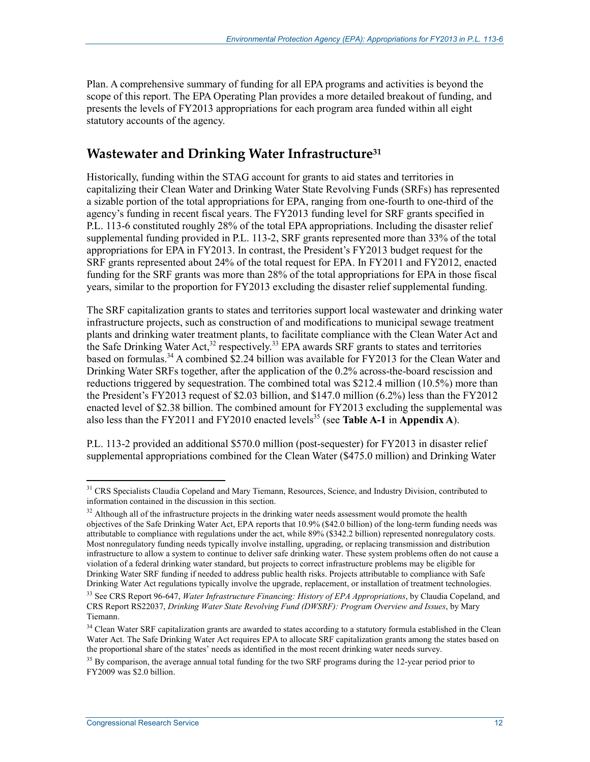Plan. A comprehensive summary of funding for all EPA programs and activities is beyond the scope of this report. The EPA Operating Plan provides a more detailed breakout of funding, and presents the levels of FY2013 appropriations for each program area funded within all eight statutory accounts of the agency.

## Wastewater and Drinking Water Infrastructure[31]

Historically, funding within the STAG account for grants to aid states and territories in capitalizing their Clean Water and Drinking Water State Revolving Funds (SRFs) has represented a sizable portion of the total appropriations for EPA, ranging from one-fourth to one-third of the agency's funding in recent fiscal years. The FY2013 funding level for SRF grants specified in P.L. 113-6 constituted roughly 28% of the total EPA appropriations. Including the disaster relief supplemental funding provided in P.L. 113-2, SRF grants represented more than 33% of the total appropriations for EPA in FY2013. In contrast, the President's FY2013 budget request for the SRF grants represented about 24% of the total request for EPA. In FY2011 and FY2012, enacted funding for the SRF grants was more than 28% of the total appropriations for EPA in those fiscal years, similar to the proportion for FY2013 excluding the disaster relief supplemental funding.

The SRF capitalization grants to states and territories support local wastewater and drinking water infrastructure projects, such as construction of and modifications to municipal sewage treatment plants and drinking water treatment plants, to facilitate compliance with the Clean Water Act and the Safe Drinking Water Act,[32] respectively.[33] EPA awards SRF grants to states and territories based on formulas.[34] A combined $2.24 billion was available for FY2013 for the Clean Water and Drinking Water SRFs together, after the application of the 0.2% across-the-board rescission and reductions triggered by sequestration. The combined total was $212.4 million (10.5%) more than the President's FY2013 request of $2.03 billion, and $147.0 million (6.2%) less than the FY2012 enacted level of $2.38 billion. The combined amount for FY2013 excluding the supplemental was also less than the FY2011 and FY2010 enacted levels[35] (see **Table A-1** in **Appendix A**).

P.L. 113-2 provided an additional $570.0 million (post-sequester) for FY2013 in disaster relief supplemental appropriations combined for the Clean Water ($475.0 million) and Drinking Water

---

[31] CRS Specialists Claudia Copeland and Mary Tiemann, Resources, Science, and Industry Division, contributed to information contained in the discussion in this section.

[32] Although all of the infrastructure projects in the drinking water needs assessment would promote the health objectives of the Safe Drinking Water Act, EPA reports that 10.9% ($42.0 billion) of the long-term funding needs was attributable to compliance with regulations under the act, while 89% ($342.2 billion) represented nonregulatory costs. Most nonregulatory funding needs typically involve installing, upgrading, or replacing transmission and distribution infrastructure to allow a system to continue to deliver safe drinking water. These system problems often do not cause a violation of a federal drinking water standard, but projects to correct infrastructure problems may be eligible for Drinking Water SRF funding if needed to address public health risks. Projects attributable to compliance with Safe Drinking Water Act regulations typically involve the upgrade, replacement, or installation of treatment technologies.

[33] See CRS Report 96-647, *Water Infrastructure Financing: History of EPA Appropriations*, by Claudia Copeland, and CRS Report RS22037, *Drinking Water State Revolving Fund (DWSRF): Program Overview and Issues*, by Mary Tiemann.

[34] Clean Water SRF capitalization grants are awarded to states according to a statutory formula established in the Clean Water Act. The Safe Drinking Water Act requires EPA to allocate SRF capitalization grants among the states based on the proportional share of the states' needs as identified in the most recent drinking water needs survey.

[35] By comparison, the average annual total funding for the two SRF programs during the 12-year period prior to FY2009 was $2.0 billion.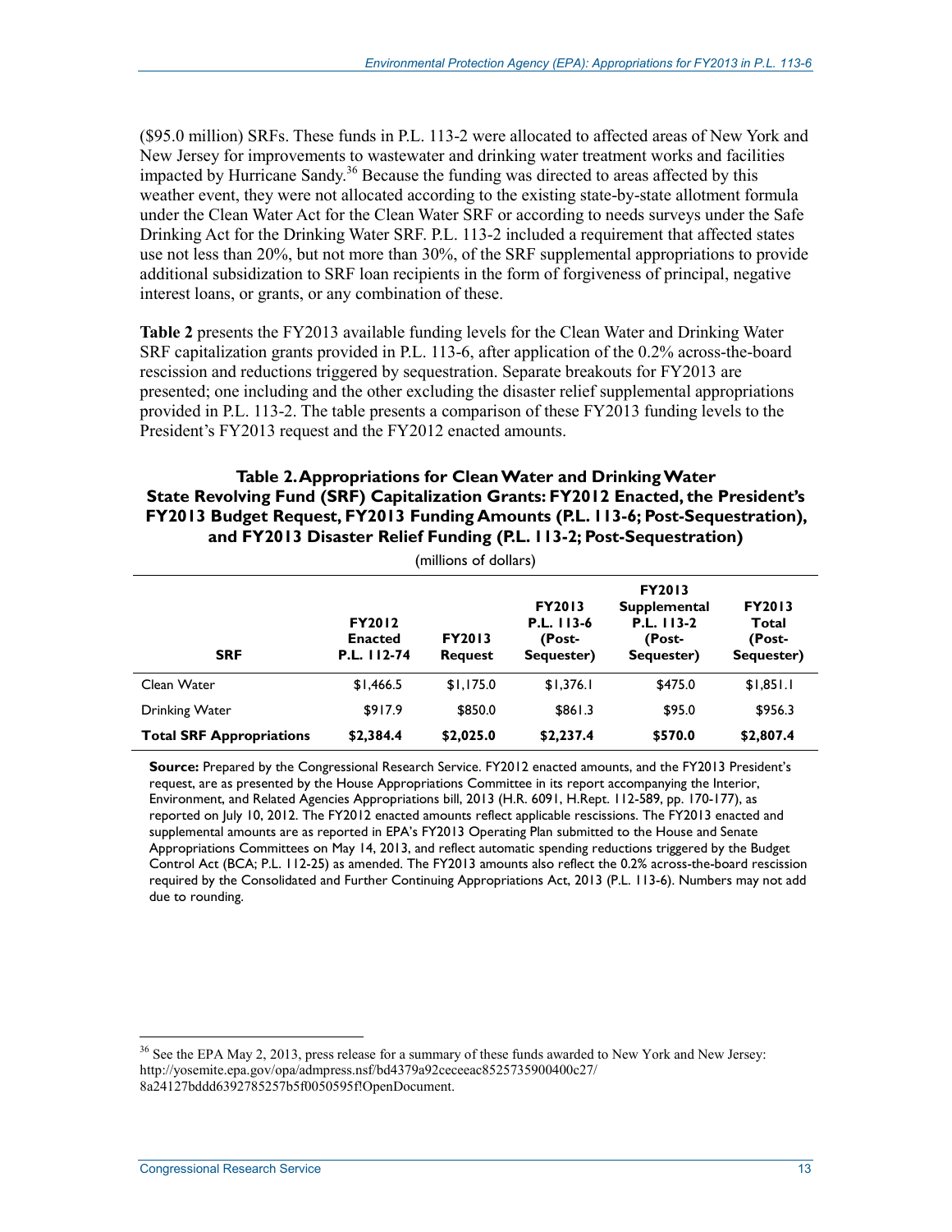($95.0 million) SRFs. These funds in P.L. 113-2 were allocated to affected areas of New York and New Jersey for improvements to wastewater and drinking water treatment works and facilities impacted by Hurricane Sandy.[36] Because the funding was directed to areas affected by this weather event, they were not allocated according to the existing state-by-state allotment formula under the Clean Water Act for the Clean Water SRF or according to needs surveys under the Safe Drinking Act for the Drinking Water SRF. P.L. 113-2 included a requirement that affected states use not less than 20%, but not more than 30%, of the SRF supplemental appropriations to provide additional subsidization to SRF loan recipients in the form of forgiveness of principal, negative interest loans, or grants, or any combination of these.

**Table 2** presents the FY2013 available funding levels for the Clean Water and Drinking Water SRF capitalization grants provided in P.L. 113-6, after application of the 0.2% across-the-board rescission and reductions triggered by sequestration. Separate breakouts for FY2013 are presented; one including and the other excluding the disaster relief supplemental appropriations provided in P.L. 113-2. The table presents a comparison of these FY2013 funding levels to the President's FY2013 request and the FY2012 enacted amounts.

**Table 2. Appropriations for Clean Water and Drinking Water State Revolving Fund (SRF) Capitalization Grants: FY2012 Enacted, the President's FY2013 Budget Request, FY2013 Funding Amounts (P.L. 113-6; Post-Sequestration), and FY2013 Disaster Relief Funding (P.L. 113-2; Post-Sequestration)**

(millions of dollars)

| SRF | FY2012 Enacted P.L. 112-74 | FY2013 Request | FY2013 P.L. 113-6 (Post-Sequester) | FY2013 Supplemental P.L. 113-2 (Post-Sequester) | FY2013 Total (Post-Sequester) |
|---|---|---|---|---|---|
| Clean Water | $1,466.5 | $1,175.0 | $1,376.1 | $475.0 | $1,851.1 |
| Drinking Water | $917.9 | $850.0 | $861.3 | $95.0 | $956.3 |
| **Total SRF Appropriations** | **$2,384.4** | **$2,025.0** | **$2,237.4** | **$570.0** | **$2,807.4** |

**Source:** Prepared by the Congressional Research Service. FY2012 enacted amounts, and the FY2013 President's request, are as presented by the House Appropriations Committee in its report accompanying the Interior, Environment, and Related Agencies Appropriations bill, 2013 (H.R. 6091, H.Rept. 112-589, pp. 170-177), as reported on July 10, 2012. The FY2012 enacted amounts reflect applicable rescissions. The FY2013 enacted and supplemental amounts are as reported in EPA's FY2013 Operating Plan submitted to the House and Senate Appropriations Committees on May 14, 2013, and reflect automatic spending reductions triggered by the Budget Control Act (BCA; P.L. 112-25) as amended. The FY2013 amounts also reflect the 0.2% across-the-board rescission required by the Consolidated and Further Continuing Appropriations Act, 2013 (P.L. 113-6). Numbers may not add due to rounding.

[36] See the EPA May 2, 2013, press release for a summary of these funds awarded to New York and New Jersey: http://yosemite.epa.gov/opa/admpress.nsf/bd4379a92ceceeac8525735900400c27/8a24127bddd6392785257b5f0050595f!OpenDocument.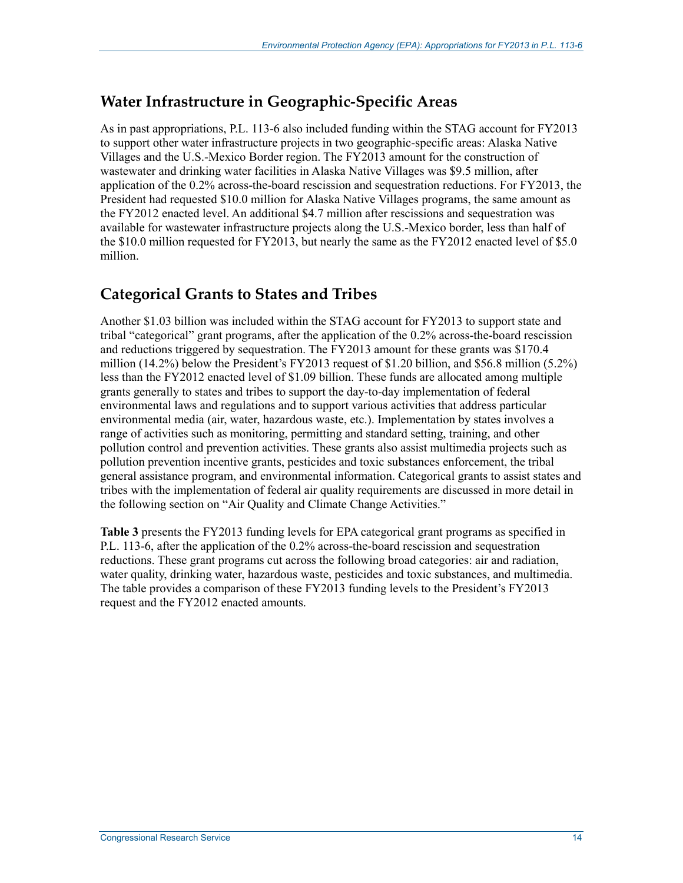## Water Infrastructure in Geographic-Specific Areas

As in past appropriations, P.L. 113-6 also included funding within the STAG account for FY2013 to support other water infrastructure projects in two geographic-specific areas: Alaska Native Villages and the U.S.-Mexico Border region. The FY2013 amount for the construction of wastewater and drinking water facilities in Alaska Native Villages was $9.5 million, after application of the 0.2% across-the-board rescission and sequestration reductions. For FY2013, the President had requested $10.0 million for Alaska Native Villages programs, the same amount as the FY2012 enacted level. An additional $4.7 million after rescissions and sequestration was available for wastewater infrastructure projects along the U.S.-Mexico border, less than half of the $10.0 million requested for FY2013, but nearly the same as the FY2012 enacted level of $5.0 million.

## Categorical Grants to States and Tribes

Another $1.03 billion was included within the STAG account for FY2013 to support state and tribal "categorical" grant programs, after the application of the 0.2% across-the-board rescission and reductions triggered by sequestration. The FY2013 amount for these grants was $170.4 million (14.2%) below the President's FY2013 request of $1.20 billion, and $56.8 million (5.2%) less than the FY2012 enacted level of $1.09 billion. These funds are allocated among multiple grants generally to states and tribes to support the day-to-day implementation of federal environmental laws and regulations and to support various activities that address particular environmental media (air, water, hazardous waste, etc.). Implementation by states involves a range of activities such as monitoring, permitting and standard setting, training, and other pollution control and prevention activities. These grants also assist multimedia projects such as pollution prevention incentive grants, pesticides and toxic substances enforcement, the tribal general assistance program, and environmental information. Categorical grants to assist states and tribes with the implementation of federal air quality requirements are discussed in more detail in the following section on "Air Quality and Climate Change Activities."

**Table 3** presents the FY2013 funding levels for EPA categorical grant programs as specified in P.L. 113-6, after the application of the 0.2% across-the-board rescission and sequestration reductions. These grant programs cut across the following broad categories: air and radiation, water quality, drinking water, hazardous waste, pesticides and toxic substances, and multimedia. The table provides a comparison of these FY2013 funding levels to the President's FY2013 request and the FY2012 enacted amounts.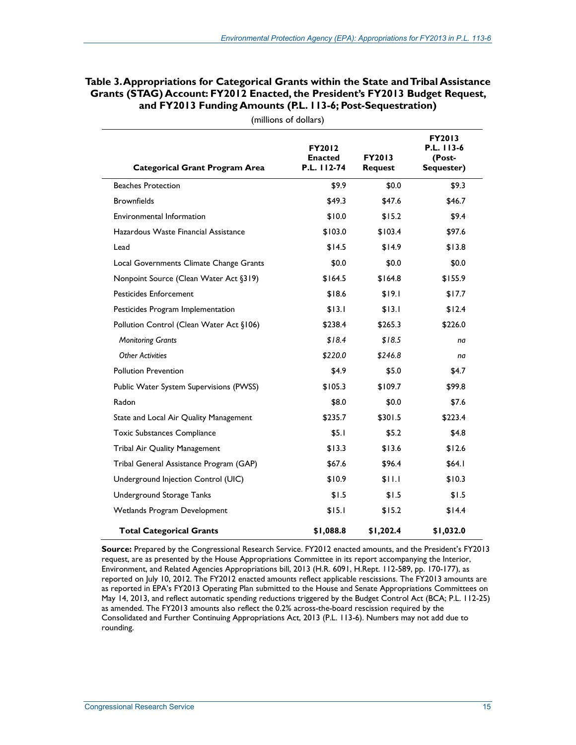**Table 3. Appropriations for Categorical Grants within the State and Tribal Assistance Grants (STAG) Account: FY2012 Enacted, the President's FY2013 Budget Request, and FY2013 Funding Amounts (P.L. 113-6; Post-Sequestration)**

(millions of dollars)

| Categorical Grant Program Area | FY2012 Enacted P.L. 112-74 | FY2013 Request | FY2013 P.L. 113-6 (Post-Sequester) |
|---|---|---|---|
| Beaches Protection | $9.9 | $0.0 | $9.3 |
| Brownfields | $49.3 | $47.6 | $46.7 |
| Environmental Information | $10.0 | $15.2 | $9.4 |
| Hazardous Waste Financial Assistance | $103.0 | $103.4 | $97.6 |
| Lead | $14.5 | $14.9 | $13.8 |
| Local Governments Climate Change Grants | $0.0 | $0.0 | $0.0 |
| Nonpoint Source (Clean Water Act §319) | $164.5 | $164.8 | $155.9 |
| Pesticides Enforcement | $18.6 | $19.1 | $17.7 |
| Pesticides Program Implementation | $13.1 | $13.1 | $12.4 |
| Pollution Control (Clean Water Act §106) | $238.4 | $265.3 | $226.0 |
| *Monitoring Grants* | *$18.4* | *$18.5* | *na* |
| *Other Activities* | *$220.0* | *$246.8* | *na* |
| Pollution Prevention | $4.9 | $5.0 | $4.7 |
| Public Water System Supervisions (PWSS) | $105.3 | $109.7 | $99.8 |
| Radon | $8.0 | $0.0 | $7.6 |
| State and Local Air Quality Management | $235.7 | $301.5 | $223.4 |
| Toxic Substances Compliance | $5.1 | $5.2 | $4.8 |
| Tribal Air Quality Management | $13.3 | $13.6 | $12.6 |
| Tribal General Assistance Program (GAP) | $67.6 | $96.4 | $64.1 |
| Underground Injection Control (UIC) | $10.9 | $11.1 | $10.3 |
| Underground Storage Tanks | $1.5 | $1.5 | $1.5 |
| Wetlands Program Development | $15.1 | $15.2 | $14.4 |
| **Total Categorical Grants** | **$1,088.8** | **$1,202.4** | **$1,032.0** |

**Source:** Prepared by the Congressional Research Service. FY2012 enacted amounts, and the President's FY2013 request, are as presented by the House Appropriations Committee in its report accompanying the Interior, Environment, and Related Agencies Appropriations bill, 2013 (H.R. 6091, H.Rept. 112-589, pp. 170-177), as reported on July 10, 2012. The FY2012 enacted amounts reflect applicable rescissions. The FY2013 amounts are as reported in EPA's FY2013 Operating Plan submitted to the House and Senate Appropriations Committees on May 14, 2013, and reflect automatic spending reductions triggered by the Budget Control Act (BCA; P.L. 112-25) as amended. The FY2013 amounts also reflect the 0.2% across-the-board rescission required by the Consolidated and Further Continuing Appropriations Act, 2013 (P.L. 113-6). Numbers may not add due to rounding.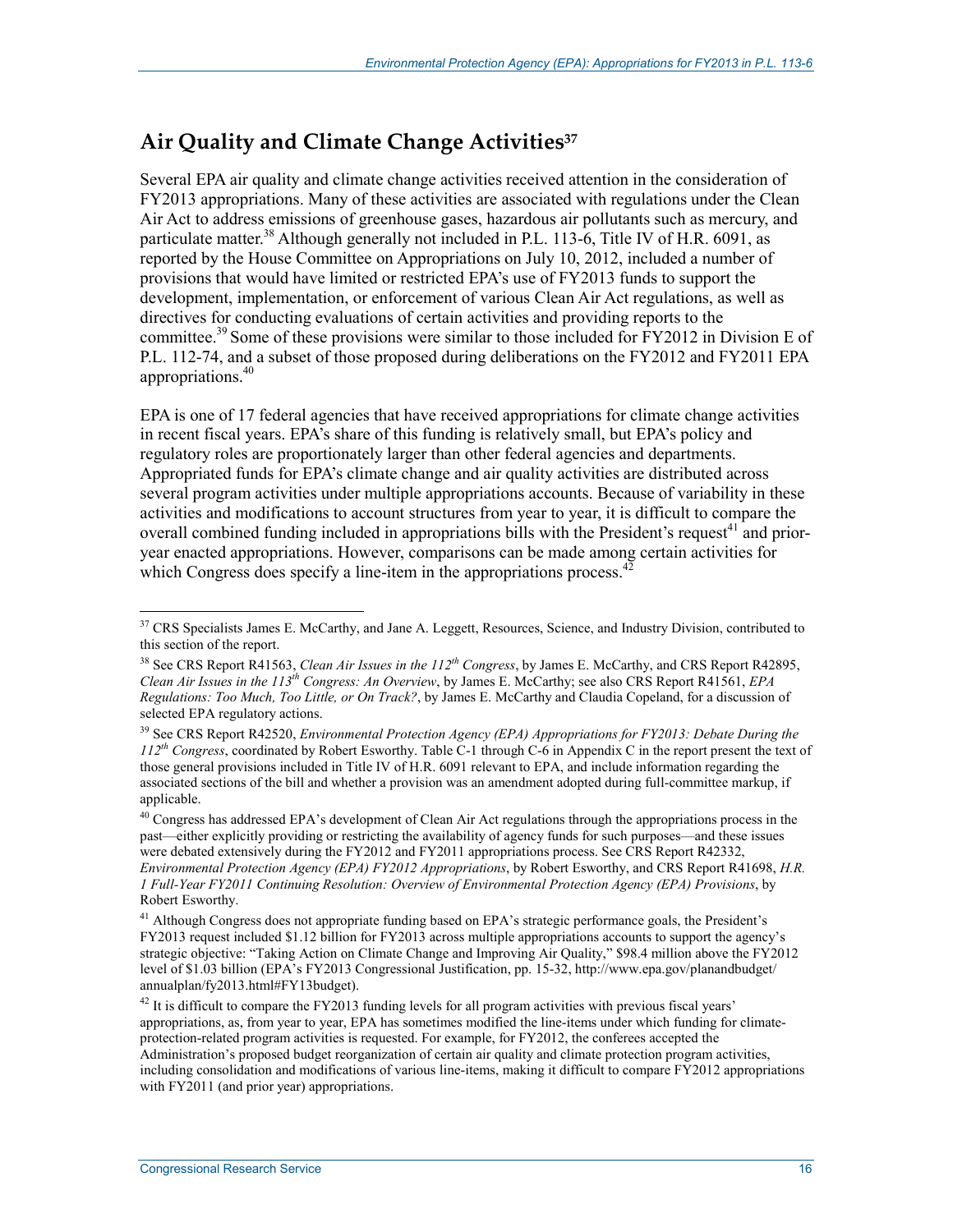## Air Quality and Climate Change Activities[37]

Several EPA air quality and climate change activities received attention in the consideration of FY2013 appropriations. Many of these activities are associated with regulations under the Clean Air Act to address emissions of greenhouse gases, hazardous air pollutants such as mercury, and particulate matter.[38] Although generally not included in P.L. 113-6, Title IV of H.R. 6091, as reported by the House Committee on Appropriations on July 10, 2012, included a number of provisions that would have limited or restricted EPA's use of FY2013 funds to support the development, implementation, or enforcement of various Clean Air Act regulations, as well as directives for conducting evaluations of certain activities and providing reports to the committee.[39] Some of these provisions were similar to those included for FY2012 in Division E of P.L. 112-74, and a subset of those proposed during deliberations on the FY2012 and FY2011 EPA appropriations.[40]

EPA is one of 17 federal agencies that have received appropriations for climate change activities in recent fiscal years. EPA's share of this funding is relatively small, but EPA's policy and regulatory roles are proportionately larger than other federal agencies and departments. Appropriated funds for EPA's climate change and air quality activities are distributed across several program activities under multiple appropriations accounts. Because of variability in these activities and modifications to account structures from year to year, it is difficult to compare the overall combined funding included in appropriations bills with the President's request[41] and prior-year enacted appropriations. However, comparisons can be made among certain activities for which Congress does specify a line-item in the appropriations process.[42]

---

[37] CRS Specialists James E. McCarthy, and Jane A. Leggett, Resources, Science, and Industry Division, contributed to this section of the report.

[38] See CRS Report R41563, *Clean Air Issues in the 112th Congress*, by James E. McCarthy, and CRS Report R42895, *Clean Air Issues in the 113th Congress: An Overview*, by James E. McCarthy; see also CRS Report R41561, *EPA Regulations: Too Much, Too Little, or On Track?*, by James E. McCarthy and Claudia Copeland, for a discussion of selected EPA regulatory actions.

[39] See CRS Report R42520, *Environmental Protection Agency (EPA) Appropriations for FY2013: Debate During the 112th Congress*, coordinated by Robert Esworthy. Table C-1 through C-6 in Appendix C in the report present the text of those general provisions included in Title IV of H.R. 6091 relevant to EPA, and include information regarding the associated sections of the bill and whether a provision was an amendment adopted during full-committee markup, if applicable.

[40] Congress has addressed EPA's development of Clean Air Act regulations through the appropriations process in the past—either explicitly providing or restricting the availability of agency funds for such purposes—and these issues were debated extensively during the FY2012 and FY2011 appropriations process. See CRS Report R42332, *Environmental Protection Agency (EPA) FY2012 Appropriations*, by Robert Esworthy, and CRS Report R41698, *H.R. 1 Full-Year FY2011 Continuing Resolution: Overview of Environmental Protection Agency (EPA) Provisions*, by Robert Esworthy.

[41] Although Congress does not appropriate funding based on EPA's strategic performance goals, the President's FY2013 request included $1.12 billion for FY2013 across multiple appropriations accounts to support the agency's strategic objective: "Taking Action on Climate Change and Improving Air Quality," $98.4 million above the FY2012 level of $1.03 billion (EPA's FY2013 Congressional Justification, pp. 15-32, http://www.epa.gov/planandbudget/annualplan/fy2013.html#FY13budget).

[42] It is difficult to compare the FY2013 funding levels for all program activities with previous fiscal years' appropriations, as, from year to year, EPA has sometimes modified the line-items under which funding for climate-protection-related program activities is requested. For example, for FY2012, the conferees accepted the Administration's proposed budget reorganization of certain air quality and climate protection program activities, including consolidation and modifications of various line-items, making it difficult to compare FY2012 appropriations with FY2011 (and prior year) appropriations.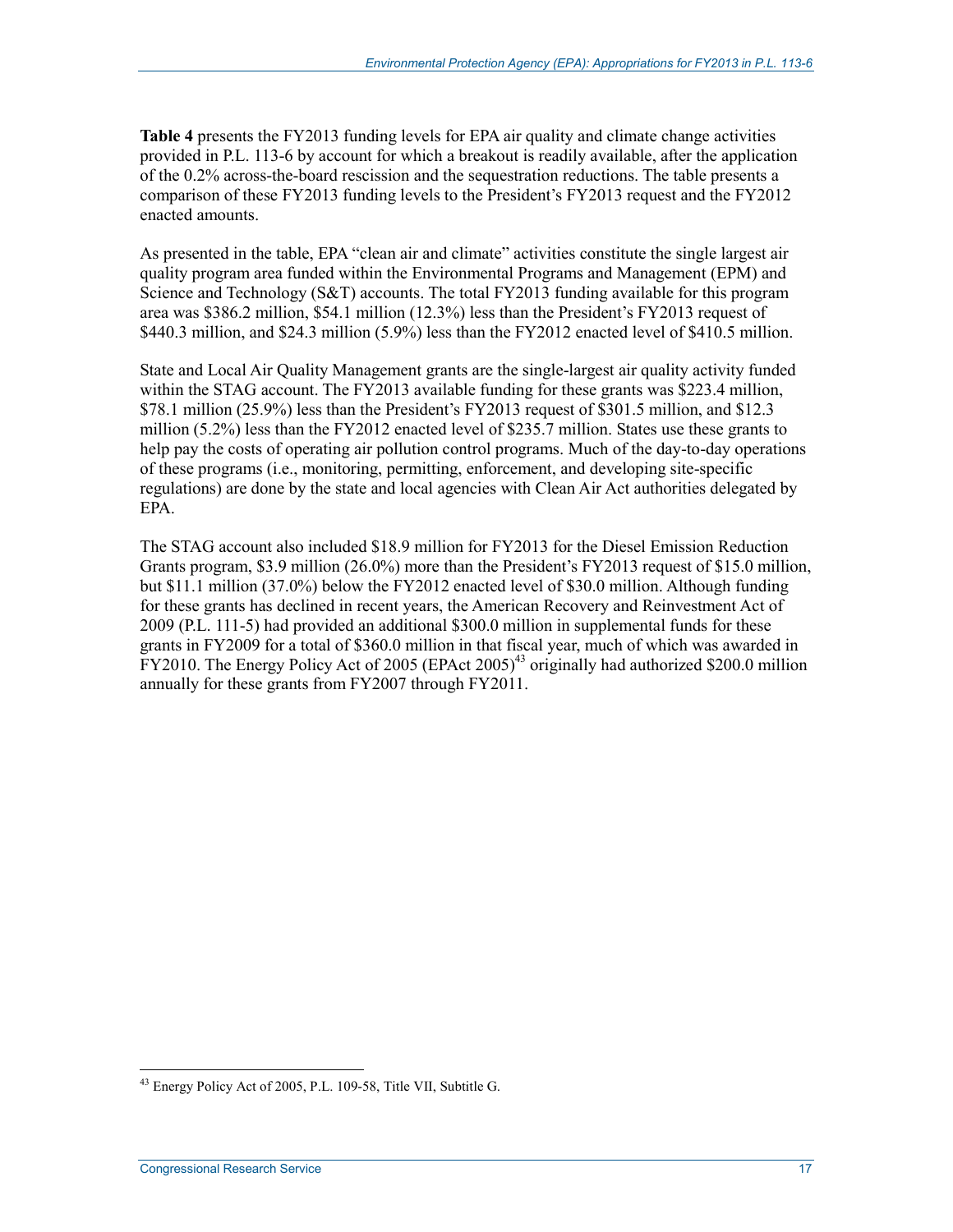**Table 4** presents the FY2013 funding levels for EPA air quality and climate change activities provided in P.L. 113-6 by account for which a breakout is readily available, after the application of the 0.2% across-the-board rescission and the sequestration reductions. The table presents a comparison of these FY2013 funding levels to the President's FY2013 request and the FY2012 enacted amounts.

As presented in the table, EPA "clean air and climate" activities constitute the single largest air quality program area funded within the Environmental Programs and Management (EPM) and Science and Technology (S&T) accounts. The total FY2013 funding available for this program area was $386.2 million, $54.1 million (12.3%) less than the President's FY2013 request of $440.3 million, and $24.3 million (5.9%) less than the FY2012 enacted level of $410.5 million.

State and Local Air Quality Management grants are the single-largest air quality activity funded within the STAG account. The FY2013 available funding for these grants was $223.4 million, $78.1 million (25.9%) less than the President's FY2013 request of $301.5 million, and $12.3 million (5.2%) less than the FY2012 enacted level of $235.7 million. States use these grants to help pay the costs of operating air pollution control programs. Much of the day-to-day operations of these programs (i.e., monitoring, permitting, enforcement, and developing site-specific regulations) are done by the state and local agencies with Clean Air Act authorities delegated by EPA.

The STAG account also included $18.9 million for FY2013 for the Diesel Emission Reduction Grants program, $3.9 million (26.0%) more than the President's FY2013 request of $15.0 million, but $11.1 million (37.0%) below the FY2012 enacted level of $30.0 million. Although funding for these grants has declined in recent years, the American Recovery and Reinvestment Act of 2009 (P.L. 111-5) had provided an additional $300.0 million in supplemental funds for these grants in FY2009 for a total of $360.0 million in that fiscal year, much of which was awarded in FY2010. The Energy Policy Act of 2005 (EPAct 2005)[43] originally had authorized $200.0 million annually for these grants from FY2007 through FY2011.

[43] Energy Policy Act of 2005, P.L. 109-58, Title VII, Subtitle G.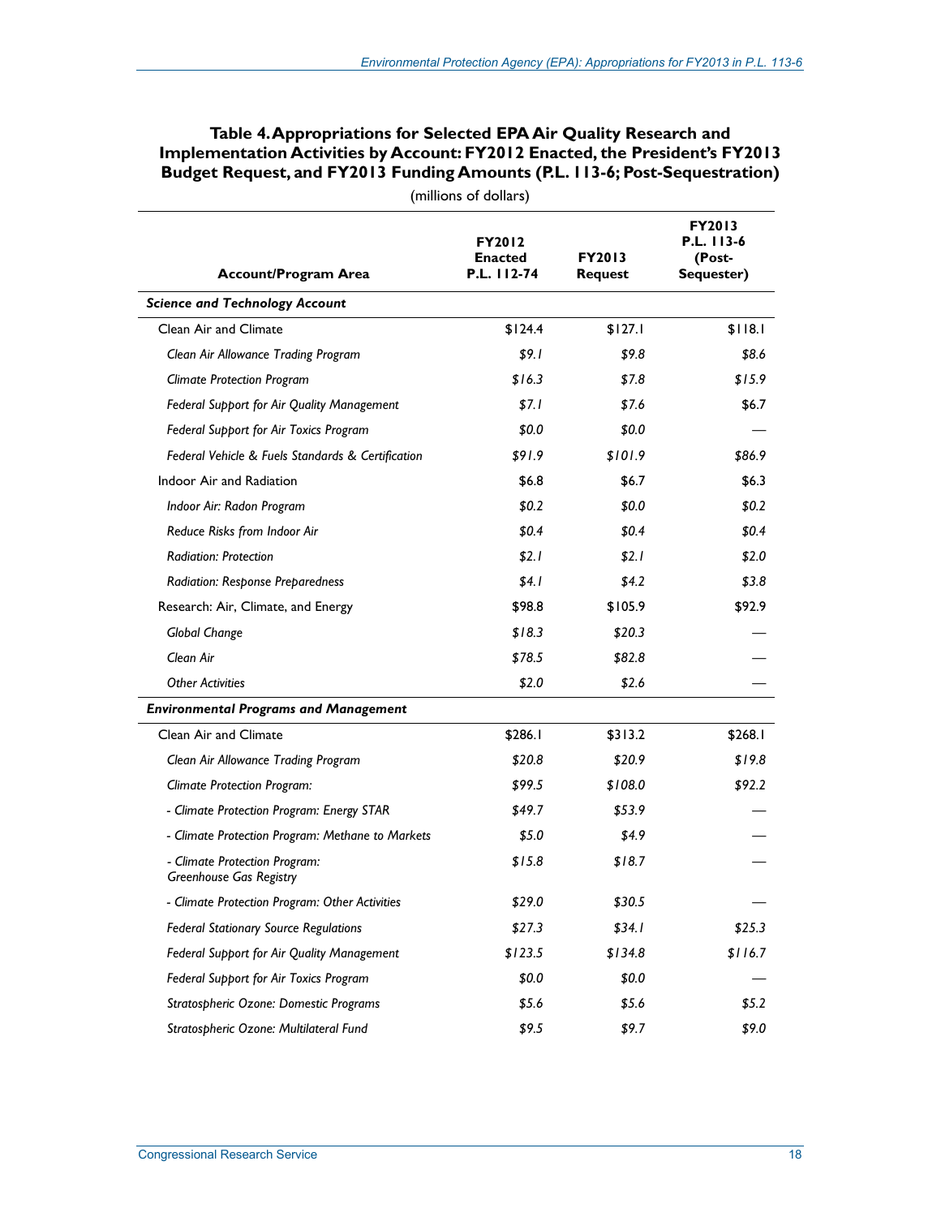**Table 4. Appropriations for Selected EPA Air Quality Research and Implementation Activities by Account: FY2012 Enacted, the President's FY2013 Budget Request, and FY2013 Funding Amounts (P.L. 113-6; Post-Sequestration)**

(millions of dollars)

| Account/Program Area | FY2012 Enacted P.L. 112-74 | FY2013 Request | FY2013 P.L. 113-6 (Post-Sequester) |
|---|---|---|---|
| ***Science and Technology Account*** | | | |
| Clean Air and Climate | $124.4 | $127.1 | $118.1 |
| *Clean Air Allowance Trading Program* | *$9.1* | *$9.8* | *$8.6* |
| *Climate Protection Program* | *$16.3* | *$7.8* | *$15.9* |
| *Federal Support for Air Quality Management* | *$7.1* | *$7.6* | *$6.7* |
| *Federal Support for Air Toxics Program* | *$0.0* | *$0.0* | — |
| *Federal Vehicle & Fuels Standards & Certification* | *$91.9* | *$101.9* | *$86.9* |
| Indoor Air and Radiation | $6.8 | $6.7 | $6.3 |
| *Indoor Air: Radon Program* | *$0.2* | *$0.0* | *$0.2* |
| *Reduce Risks from Indoor Air* | *$0.4* | *$0.4* | *$0.4* |
| *Radiation: Protection* | *$2.1* | *$2.1* | *$2.0* |
| *Radiation: Response Preparedness* | *$4.1* | *$4.2* | *$3.8* |
| Research: Air, Climate, and Energy | $98.8 | $105.9 | $92.9 |
| *Global Change* | *$18.3* | *$20.3* | — |
| *Clean Air* | *$78.5* | *$82.8* | — |
| *Other Activities* | *$2.0* | *$2.6* | — |
| ***Environmental Programs and Management*** | | | |
| Clean Air and Climate | $286.1 | $313.2 | $268.1 |
| *Clean Air Allowance Trading Program* | *$20.8* | *$20.9* | *$19.8* |
| *Climate Protection Program:* | *$99.5* | *$108.0* | *$92.2* |
| *- Climate Protection Program: Energy STAR* | *$49.7* | *$53.9* | — |
| *- Climate Protection Program: Methane to Markets* | *$5.0* | *$4.9* | — |
| *- Climate Protection Program: Greenhouse Gas Registry* | *$15.8* | *$18.7* | — |
| *- Climate Protection Program: Other Activities* | *$29.0* | *$30.5* | — |
| *Federal Stationary Source Regulations* | *$27.3* | *$34.1* | *$25.3* |
| *Federal Support for Air Quality Management* | *$123.5* | *$134.8* | *$116.7* |
| *Federal Support for Air Toxics Program* | *$0.0* | *$0.0* | — |
| *Stratospheric Ozone: Domestic Programs* | *$5.6* | *$5.6* | *$5.2* |
| *Stratospheric Ozone: Multilateral Fund* | *$9.5* | *$9.7* | *$9.0* |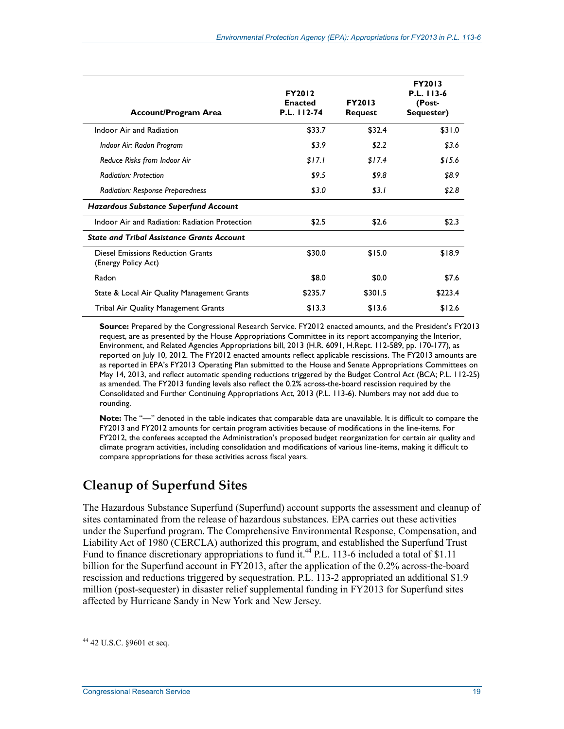| Account/Program Area | FY2012 Enacted P.L. 112-74 | FY2013 Request | FY2013 P.L. 113-6 (Post-Sequester) |
|---|---|---|---|
| Indoor Air and Radiation | $33.7 | $32.4 | $31.0 |
| *Indoor Air: Radon Program* | *$3.9* | *$2.2* | *$3.6* |
| *Reduce Risks from Indoor Air* | *$17.1* | *$17.4* | *$15.6* |
| *Radiation: Protection* | *$9.5* | *$9.8* | *$8.9* |
| *Radiation: Response Preparedness* | *$3.0* | *$3.1* | *$2.8* |
| ***Hazardous Substance Superfund Account*** | | | |
| Indoor Air and Radiation: Radiation Protection | $2.5 | $2.6 | $2.3 |
| ***State and Tribal Assistance Grants Account*** | | | |
| Diesel Emissions Reduction Grants (Energy Policy Act) | $30.0 | $15.0 | $18.9 |
| Radon | $8.0 | $0.0 | $7.6 |
| State & Local Air Quality Management Grants | $235.7 | $301.5 | $223.4 |
| Tribal Air Quality Management Grants | $13.3 | $13.6 | $12.6 |

**Source:** Prepared by the Congressional Research Service. FY2012 enacted amounts, and the President's FY2013 request, are as presented by the House Appropriations Committee in its report accompanying the Interior, Environment, and Related Agencies Appropriations bill, 2013 (H.R. 6091, H.Rept. 112-589, pp. 170-177), as reported on July 10, 2012. The FY2012 enacted amounts reflect applicable rescissions. The FY2013 amounts are as reported in EPA's FY2013 Operating Plan submitted to the House and Senate Appropriations Committees on May 14, 2013, and reflect automatic spending reductions triggered by the Budget Control Act (BCA; P.L. 112-25) as amended. The FY2013 funding levels also reflect the 0.2% across-the-board rescission required by the Consolidated and Further Continuing Appropriations Act, 2013 (P.L. 113-6). Numbers may not add due to rounding.

**Note:** The "—" denoted in the table indicates that comparable data are unavailable. It is difficult to compare the FY2013 and FY2012 amounts for certain program activities because of modifications in the line-items. For FY2012, the conferees accepted the Administration's proposed budget reorganization for certain air quality and climate program activities, including consolidation and modifications of various line-items, making it difficult to compare appropriations for these activities across fiscal years.

## Cleanup of Superfund Sites

The Hazardous Substance Superfund (Superfund) account supports the assessment and cleanup of sites contaminated from the release of hazardous substances. EPA carries out these activities under the Superfund program. The Comprehensive Environmental Response, Compensation, and Liability Act of 1980 (CERCLA) authorized this program, and established the Superfund Trust Fund to finance discretionary appropriations to fund it.[44] P.L. 113-6 included a total of $1.11 billion for the Superfund account in FY2013, after the application of the 0.2% across-the-board rescission and reductions triggered by sequestration. P.L. 113-2 appropriated an additional $1.9 million (post-sequester) in disaster relief supplemental funding in FY2013 for Superfund sites affected by Hurricane Sandy in New York and New Jersey.

[44] 42 U.S.C. §9601 et seq.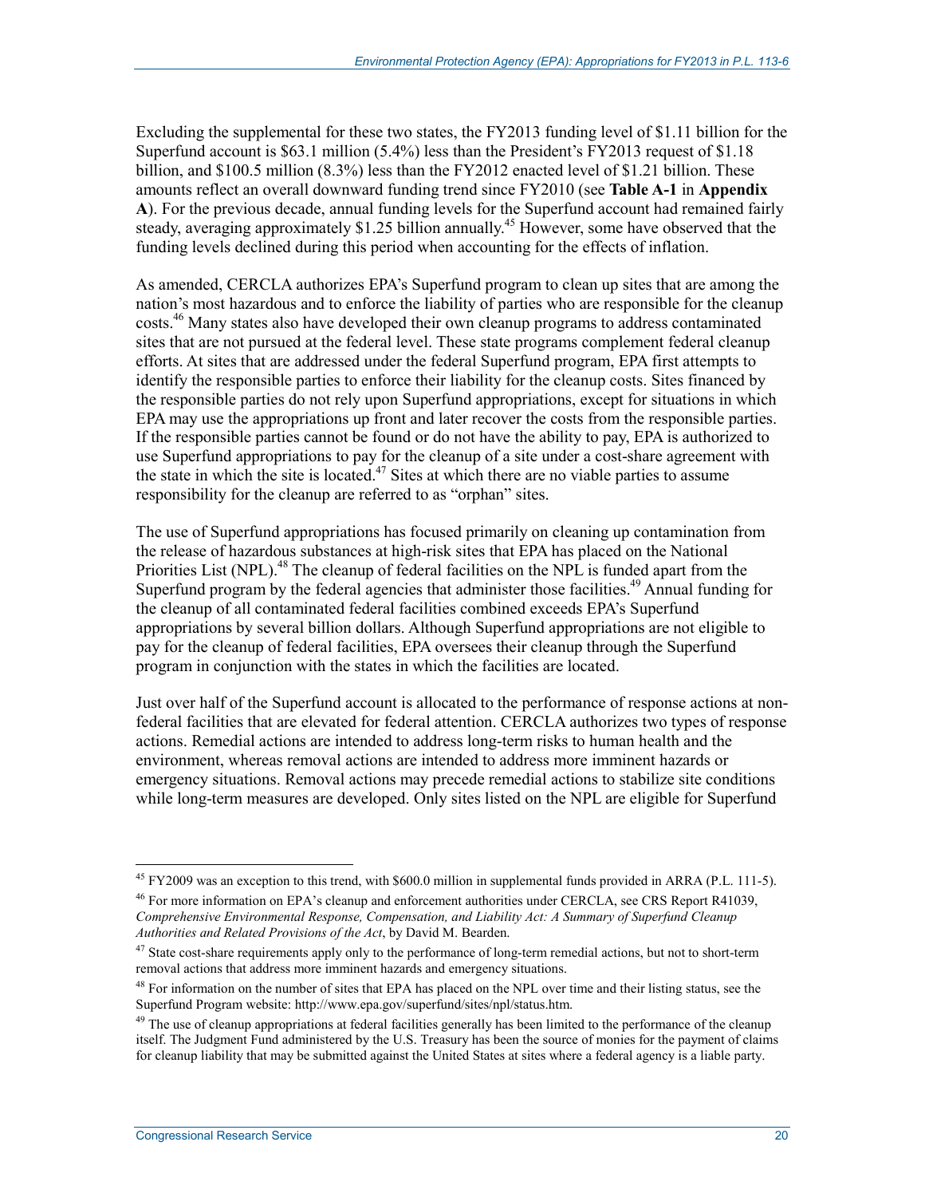Excluding the supplemental for these two states, the FY2013 funding level of $1.11 billion for the Superfund account is $63.1 million (5.4%) less than the President's FY2013 request of $1.18 billion, and $100.5 million (8.3%) less than the FY2012 enacted level of $1.21 billion. These amounts reflect an overall downward funding trend since FY2010 (see **Table A-1** in **Appendix A**). For the previous decade, annual funding levels for the Superfund account had remained fairly steady, averaging approximately $1.25 billion annually.[45] However, some have observed that the funding levels declined during this period when accounting for the effects of inflation.

As amended, CERCLA authorizes EPA's Superfund program to clean up sites that are among the nation's most hazardous and to enforce the liability of parties who are responsible for the cleanup costs.[46] Many states also have developed their own cleanup programs to address contaminated sites that are not pursued at the federal level. These state programs complement federal cleanup efforts. At sites that are addressed under the federal Superfund program, EPA first attempts to identify the responsible parties to enforce their liability for the cleanup costs. Sites financed by the responsible parties do not rely upon Superfund appropriations, except for situations in which EPA may use the appropriations up front and later recover the costs from the responsible parties. If the responsible parties cannot be found or do not have the ability to pay, EPA is authorized to use Superfund appropriations to pay for the cleanup of a site under a cost-share agreement with the state in which the site is located.[47] Sites at which there are no viable parties to assume responsibility for the cleanup are referred to as "orphan" sites.

The use of Superfund appropriations has focused primarily on cleaning up contamination from the release of hazardous substances at high-risk sites that EPA has placed on the National Priorities List (NPL).[48] The cleanup of federal facilities on the NPL is funded apart from the Superfund program by the federal agencies that administer those facilities.[49] Annual funding for the cleanup of all contaminated federal facilities combined exceeds EPA's Superfund appropriations by several billion dollars. Although Superfund appropriations are not eligible to pay for the cleanup of federal facilities, EPA oversees their cleanup through the Superfund program in conjunction with the states in which the facilities are located.

Just over half of the Superfund account is allocated to the performance of response actions at non-federal facilities that are elevated for federal attention. CERCLA authorizes two types of response actions. Remedial actions are intended to address long-term risks to human health and the environment, whereas removal actions are intended to address more imminent hazards or emergency situations. Removal actions may precede remedial actions to stabilize site conditions while long-term measures are developed. Only sites listed on the NPL are eligible for Superfund

---

[45] FY2009 was an exception to this trend, with $600.0 million in supplemental funds provided in ARRA (P.L. 111-5).

[46] For more information on EPA's cleanup and enforcement authorities under CERCLA, see CRS Report R41039, *Comprehensive Environmental Response, Compensation, and Liability Act: A Summary of Superfund Cleanup Authorities and Related Provisions of the Act*, by David M. Bearden.

[47] State cost-share requirements apply only to the performance of long-term remedial actions, but not to short-term removal actions that address more imminent hazards and emergency situations.

[48] For information on the number of sites that EPA has placed on the NPL over time and their listing status, see the Superfund Program website: http://www.epa.gov/superfund/sites/npl/status.htm.

[49] The use of cleanup appropriations at federal facilities generally has been limited to the performance of the cleanup itself. The Judgment Fund administered by the U.S. Treasury has been the source of monies for the payment of claims for cleanup liability that may be submitted against the United States at sites where a federal agency is a liable party.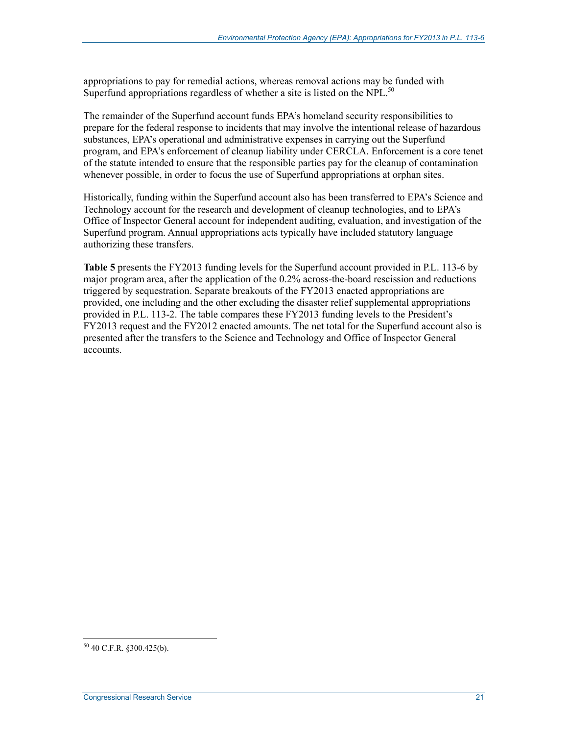appropriations to pay for remedial actions, whereas removal actions may be funded with Superfund appropriations regardless of whether a site is listed on the NPL.[50]

The remainder of the Superfund account funds EPA's homeland security responsibilities to prepare for the federal response to incidents that may involve the intentional release of hazardous substances, EPA's operational and administrative expenses in carrying out the Superfund program, and EPA's enforcement of cleanup liability under CERCLA. Enforcement is a core tenet of the statute intended to ensure that the responsible parties pay for the cleanup of contamination whenever possible, in order to focus the use of Superfund appropriations at orphan sites.

Historically, funding within the Superfund account also has been transferred to EPA's Science and Technology account for the research and development of cleanup technologies, and to EPA's Office of Inspector General account for independent auditing, evaluation, and investigation of the Superfund program. Annual appropriations acts typically have included statutory language authorizing these transfers.

**Table 5** presents the FY2013 funding levels for the Superfund account provided in P.L. 113-6 by major program area, after the application of the 0.2% across-the-board rescission and reductions triggered by sequestration. Separate breakouts of the FY2013 enacted appropriations are provided, one including and the other excluding the disaster relief supplemental appropriations provided in P.L. 113-2. The table compares these FY2013 funding levels to the President's FY2013 request and the FY2012 enacted amounts. The net total for the Superfund account also is presented after the transfers to the Science and Technology and Office of Inspector General accounts.

---

[50] 40 C.F.R. §300.425(b).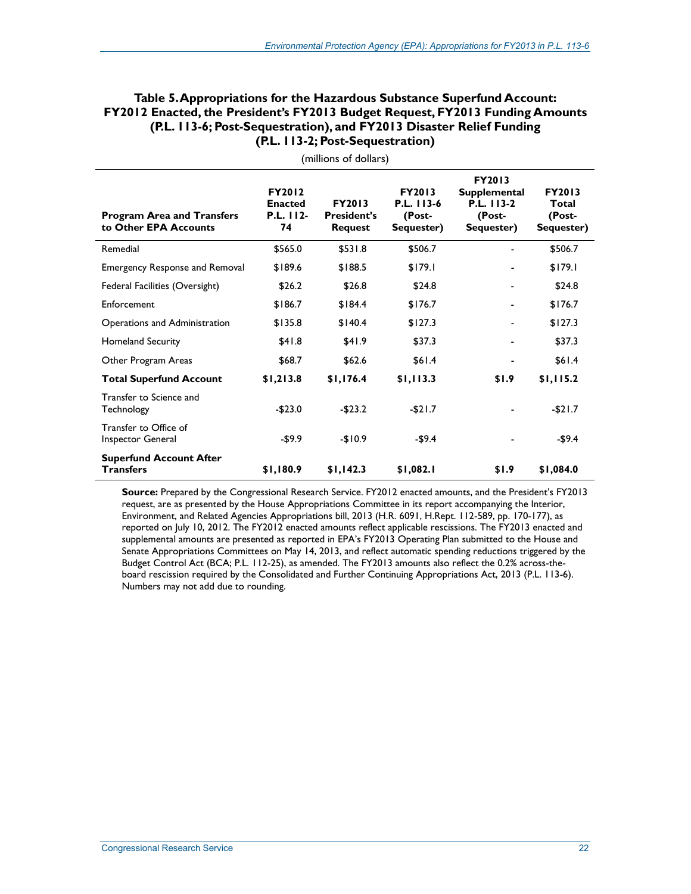**Table 5. Appropriations for the Hazardous Substance Superfund Account: FY2012 Enacted, the President's FY2013 Budget Request, FY2013 Funding Amounts (P.L. 113-6; Post-Sequestration), and FY2013 Disaster Relief Funding (P.L. 113-2; Post-Sequestration)**

(millions of dollars)

| Program Area and Transfers to Other EPA Accounts | FY2012 Enacted P.L. 112-74 | FY2013 President's Request | FY2013 P.L. 113-6 (Post-Sequester) | FY2013 Supplemental P.L. 113-2 (Post-Sequester) | FY2013 Total (Post-Sequester) |
|---|---|---|---|---|---|
| Remedial | $565.0 | $531.8 | $506.7 | - | $506.7 |
| Emergency Response and Removal | $189.6 | $188.5 | $179.1 | - | $179.1 |
| Federal Facilities (Oversight) | $26.2 | $26.8 | $24.8 | - | $24.8 |
| Enforcement | $186.7 | $184.4 | $176.7 | - | $176.7 |
| Operations and Administration | $135.8 | $140.4 | $127.3 | - | $127.3 |
| Homeland Security | $41.8 | $41.9 | $37.3 | - | $37.3 |
| Other Program Areas | $68.7 | $62.6 | $61.4 | - | $61.4 |
| **Total Superfund Account** | **$1,213.8** | **$1,176.4** | **$1,113.3** | **$1.9** | **$1,115.2** |
| Transfer to Science and Technology | -$23.0 | -$23.2 | -$21.7 | - | -$21.7 |
| Transfer to Office of Inspector General | -$9.9 | -$10.9 | -$9.4 | - | -$9.4 |
| **Superfund Account After Transfers** | **$1,180.9** | **$1,142.3** | **$1,082.1** | **$1.9** | **$1,084.0** |

**Source:** Prepared by the Congressional Research Service. FY2012 enacted amounts, and the President's FY2013 request, are as presented by the House Appropriations Committee in its report accompanying the Interior, Environment, and Related Agencies Appropriations bill, 2013 (H.R. 6091, H.Rept. 112-589, pp. 170-177), as reported on July 10, 2012. The FY2012 enacted amounts reflect applicable rescissions. The FY2013 enacted and supplemental amounts are presented as reported in EPA's FY2013 Operating Plan submitted to the House and Senate Appropriations Committees on May 14, 2013, and reflect automatic spending reductions triggered by the Budget Control Act (BCA; P.L. 112-25), as amended. The FY2013 amounts also reflect the 0.2% across-the-board rescission required by the Consolidated and Further Continuing Appropriations Act, 2013 (P.L. 113-6). Numbers may not add due to rounding.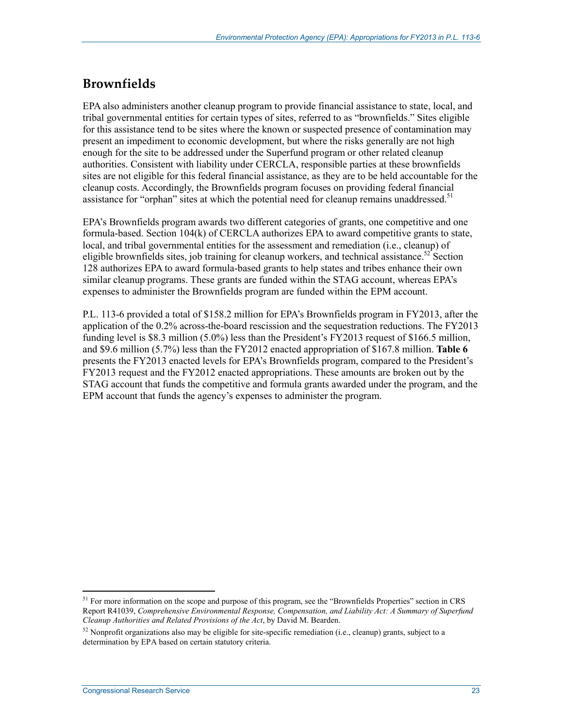## Brownfields

EPA also administers another cleanup program to provide financial assistance to state, local, and tribal governmental entities for certain types of sites, referred to as "brownfields." Sites eligible for this assistance tend to be sites where the known or suspected presence of contamination may present an impediment to economic development, but where the risks generally are not high enough for the site to be addressed under the Superfund program or other related cleanup authorities. Consistent with liability under CERCLA, responsible parties at these brownfields sites are not eligible for this federal financial assistance, as they are to be held accountable for the cleanup costs. Accordingly, the Brownfields program focuses on providing federal financial assistance for "orphan" sites at which the potential need for cleanup remains unaddressed.[51]

EPA's Brownfields program awards two different categories of grants, one competitive and one formula-based. Section 104(k) of CERCLA authorizes EPA to award competitive grants to state, local, and tribal governmental entities for the assessment and remediation (i.e., cleanup) of eligible brownfields sites, job training for cleanup workers, and technical assistance.[52] Section 128 authorizes EPA to award formula-based grants to help states and tribes enhance their own similar cleanup programs. These grants are funded within the STAG account, whereas EPA's expenses to administer the Brownfields program are funded within the EPM account.

P.L. 113-6 provided a total of $158.2 million for EPA's Brownfields program in FY2013, after the application of the 0.2% across-the-board rescission and the sequestration reductions. The FY2013 funding level is $8.3 million (5.0%) less than the President's FY2013 request of $166.5 million, and $9.6 million (5.7%) less than the FY2012 enacted appropriation of $167.8 million. **Table 6** presents the FY2013 enacted levels for EPA's Brownfields program, compared to the President's FY2013 request and the FY2012 enacted appropriations. These amounts are broken out by the STAG account that funds the competitive and formula grants awarded under the program, and the EPM account that funds the agency's expenses to administer the program.

---

[51] For more information on the scope and purpose of this program, see the "Brownfields Properties" section in CRS Report R41039, *Comprehensive Environmental Response, Compensation, and Liability Act: A Summary of Superfund Cleanup Authorities and Related Provisions of the Act*, by David M. Bearden.

[52] Nonprofit organizations also may be eligible for site-specific remediation (i.e., cleanup) grants, subject to a determination by EPA based on certain statutory criteria.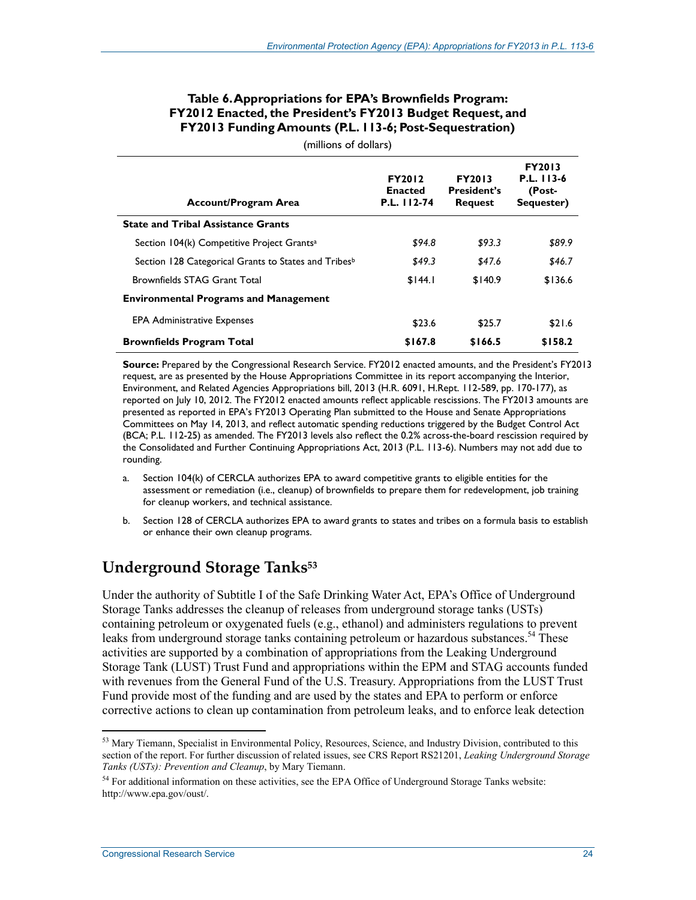**Table 6. Appropriations for EPA's Brownfields Program: FY2012 Enacted, the President's FY2013 Budget Request, and FY2013 Funding Amounts (P.L. 113-6; Post-Sequestration)**

(millions of dollars)

| Account/Program Area | FY2012 Enacted P.L. 112-74 | FY2013 President's Request | FY2013 P.L. 113-6 (Post-Sequester) |
|---|---|---|---|
| **State and Tribal Assistance Grants** | | | |
| Section 104(k) Competitive Project Grants[a] | *$94.8* | *$93.3* | *$89.9* |
| Section 128 Categorical Grants to States and Tribes[b] | *$49.3* | *$47.6* | *$46.7* |
| Brownfields STAG Grant Total | $144.1 | $140.9 | $136.6 |
| **Environmental Programs and Management** | | | |
| EPA Administrative Expenses | $23.6 | $25.7 | $21.6 |
| **Brownfields Program Total** | **$167.8** | **$166.5** | **$158.2** |

**Source:** Prepared by the Congressional Research Service. FY2012 enacted amounts, and the President's FY2013 request, are as presented by the House Appropriations Committee in its report accompanying the Interior, Environment, and Related Agencies Appropriations bill, 2013 (H.R. 6091, H.Rept. 112-589, pp. 170-177), as reported on July 10, 2012. The FY2012 enacted amounts reflect applicable rescissions. The FY2013 amounts are presented as reported in EPA's FY2013 Operating Plan submitted to the House and Senate Appropriations Committees on May 14, 2013, and reflect automatic spending reductions triggered by the Budget Control Act (BCA; P.L. 112-25) as amended. The FY2013 levels also reflect the 0.2% across-the-board rescission required by the Consolidated and Further Continuing Appropriations Act, 2013 (P.L. 113-6). Numbers may not add due to rounding.

a. Section 104(k) of CERCLA authorizes EPA to award competitive grants to eligible entities for the assessment or remediation (i.e., cleanup) of brownfields to prepare them for redevelopment, job training for cleanup workers, and technical assistance.

b. Section 128 of CERCLA authorizes EPA to award grants to states and tribes on a formula basis to establish or enhance their own cleanup programs.

## Underground Storage Tanks[53]

Under the authority of Subtitle I of the Safe Drinking Water Act, EPA's Office of Underground Storage Tanks addresses the cleanup of releases from underground storage tanks (USTs) containing petroleum or oxygenated fuels (e.g., ethanol) and administers regulations to prevent leaks from underground storage tanks containing petroleum or hazardous substances.[54] These activities are supported by a combination of appropriations from the Leaking Underground Storage Tank (LUST) Trust Fund and appropriations within the EPM and STAG accounts funded with revenues from the General Fund of the U.S. Treasury. Appropriations from the LUST Trust Fund provide most of the funding and are used by the states and EPA to perform or enforce corrective actions to clean up contamination from petroleum leaks, and to enforce leak detection

[53] Mary Tiemann, Specialist in Environmental Policy, Resources, Science, and Industry Division, contributed to this section of the report. For further discussion of related issues, see CRS Report RS21201, *Leaking Underground Storage Tanks (USTs): Prevention and Cleanup*, by Mary Tiemann.

[54] For additional information on these activities, see the EPA Office of Underground Storage Tanks website: http://www.epa.gov/oust/.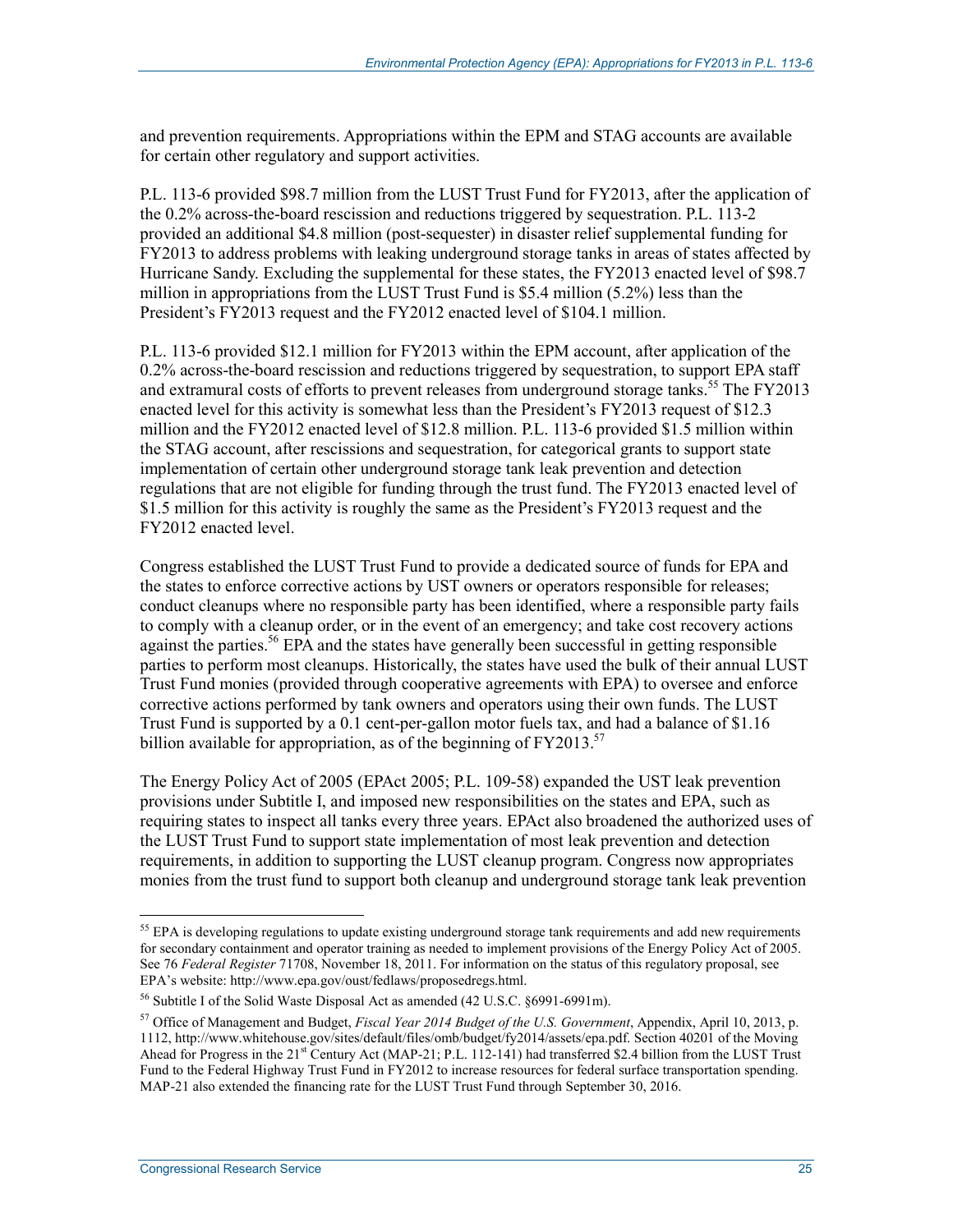and prevention requirements. Appropriations within the EPM and STAG accounts are available for certain other regulatory and support activities.

P.L. 113-6 provided $98.7 million from the LUST Trust Fund for FY2013, after the application of the 0.2% across-the-board rescission and reductions triggered by sequestration. P.L. 113-2 provided an additional $4.8 million (post-sequester) in disaster relief supplemental funding for FY2013 to address problems with leaking underground storage tanks in areas of states affected by Hurricane Sandy. Excluding the supplemental for these states, the FY2013 enacted level of $98.7 million in appropriations from the LUST Trust Fund is $5.4 million (5.2%) less than the President's FY2013 request and the FY2012 enacted level of $104.1 million.

P.L. 113-6 provided $12.1 million for FY2013 within the EPM account, after application of the 0.2% across-the-board rescission and reductions triggered by sequestration, to support EPA staff and extramural costs of efforts to prevent releases from underground storage tanks.[55] The FY2013 enacted level for this activity is somewhat less than the President's FY2013 request of $12.3 million and the FY2012 enacted level of $12.8 million. P.L. 113-6 provided $1.5 million within the STAG account, after rescissions and sequestration, for categorical grants to support state implementation of certain other underground storage tank leak prevention and detection regulations that are not eligible for funding through the trust fund. The FY2013 enacted level of $1.5 million for this activity is roughly the same as the President's FY2013 request and the FY2012 enacted level.

Congress established the LUST Trust Fund to provide a dedicated source of funds for EPA and the states to enforce corrective actions by UST owners or operators responsible for releases; conduct cleanups where no responsible party has been identified, where a responsible party fails to comply with a cleanup order, or in the event of an emergency; and take cost recovery actions against the parties.[56] EPA and the states have generally been successful in getting responsible parties to perform most cleanups. Historically, the states have used the bulk of their annual LUST Trust Fund monies (provided through cooperative agreements with EPA) to oversee and enforce corrective actions performed by tank owners and operators using their own funds. The LUST Trust Fund is supported by a 0.1 cent-per-gallon motor fuels tax, and had a balance of $1.16 billion available for appropriation, as of the beginning of FY2013.[57]

The Energy Policy Act of 2005 (EPAct 2005; P.L. 109-58) expanded the UST leak prevention provisions under Subtitle I, and imposed new responsibilities on the states and EPA, such as requiring states to inspect all tanks every three years. EPAct also broadened the authorized uses of the LUST Trust Fund to support state implementation of most leak prevention and detection requirements, in addition to supporting the LUST cleanup program. Congress now appropriates monies from the trust fund to support both cleanup and underground storage tank leak prevention

---

[55] EPA is developing regulations to update existing underground storage tank requirements and add new requirements for secondary containment and operator training as needed to implement provisions of the Energy Policy Act of 2005. See 76 *Federal Register* 71708, November 18, 2011. For information on the status of this regulatory proposal, see EPA's website: http://www.epa.gov/oust/fedlaws/proposedregs.html.

[56] Subtitle I of the Solid Waste Disposal Act as amended (42 U.S.C. §6991-6991m).

[57] Office of Management and Budget, *Fiscal Year 2014 Budget of the U.S. Government*, Appendix, April 10, 2013, p. 1112, http://www.whitehouse.gov/sites/default/files/omb/budget/fy2014/assets/epa.pdf. Section 40201 of the Moving Ahead for Progress in the 21st Century Act (MAP-21; P.L. 112-141) had transferred $2.4 billion from the LUST Trust Fund to the Federal Highway Trust Fund in FY2012 to increase resources for federal surface transportation spending. MAP-21 also extended the financing rate for the LUST Trust Fund through September 30, 2016.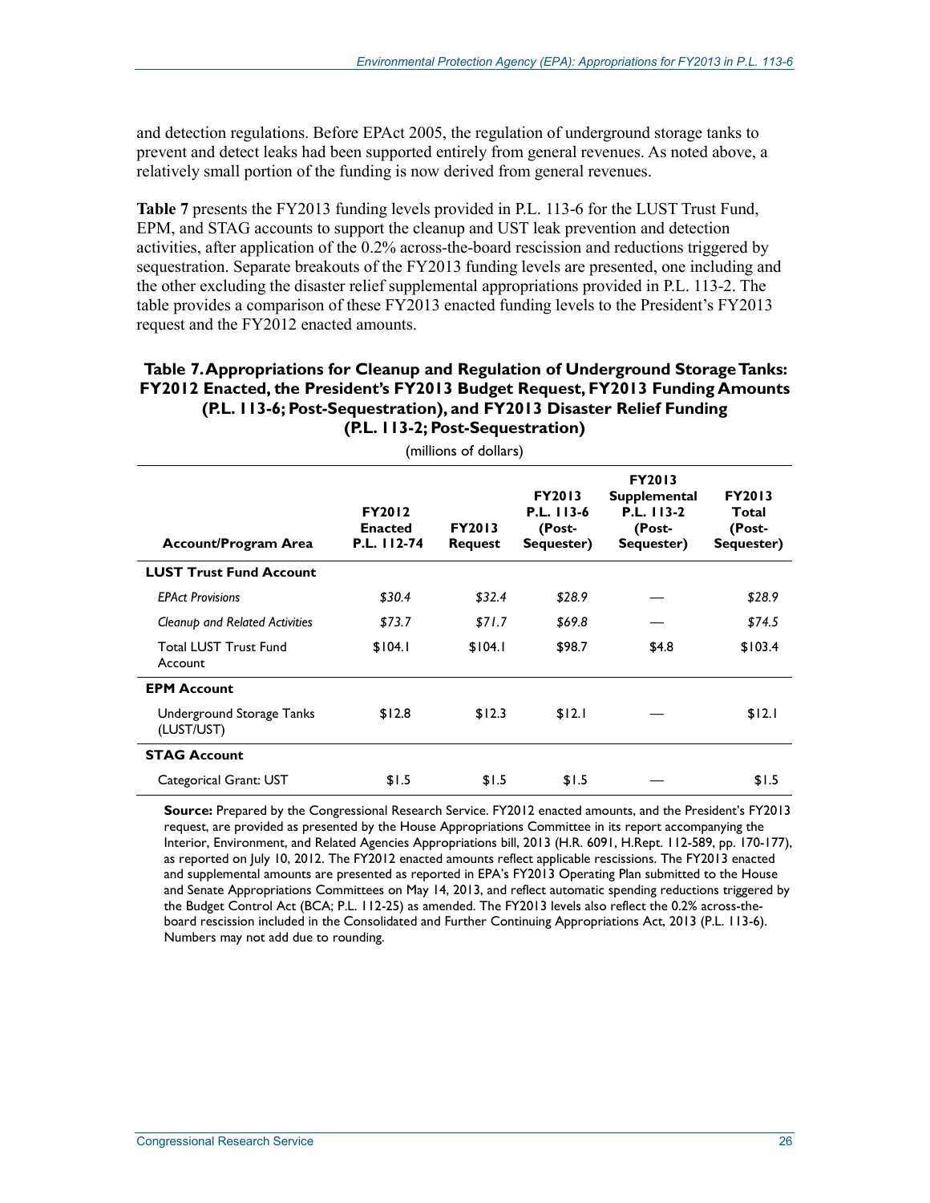and detection regulations. Before EPAct 2005, the regulation of underground storage tanks to prevent and detect leaks had been supported entirely from general revenues. As noted above, a relatively small portion of the funding is now derived from general revenues.

**Table 7** presents the FY2013 funding levels provided in P.L. 113-6 for the LUST Trust Fund, EPM, and STAG accounts to support the cleanup and UST leak prevention and detection activities, after application of the 0.2% across-the-board rescission and reductions triggered by sequestration. Separate breakouts of the FY2013 funding levels are presented, one including and the other excluding the disaster relief supplemental appropriations provided in P.L. 113-2. The table provides a comparison of these FY2013 enacted funding levels to the President's FY2013 request and the FY2012 enacted amounts.

**Table 7. Appropriations for Cleanup and Regulation of Underground Storage Tanks: FY2012 Enacted, the President's FY2013 Budget Request, FY2013 Funding Amounts (P.L. 113-6; Post-Sequestration), and FY2013 Disaster Relief Funding (P.L. 113-2; Post-Sequestration)**

(millions of dollars)

| Account/Program Area | FY2012 Enacted P.L. 112-74 | FY2013 Request | FY2013 P.L. 113-6 (Post-Sequester) | FY2013 Supplemental P.L. 113-2 (Post-Sequester) | FY2013 Total (Post-Sequester) |
|---|---|---|---|---|---|
| **LUST Trust Fund Account** | | | | | |
| *EPAct Provisions* | *$30.4* | *$32.4* | *$28.9* | — | *$28.9* |
| *Cleanup and Related Activities* | *$73.7* | *$71.7* | *$69.8* | — | *$74.5* |
| Total LUST Trust Fund Account | $104.1 | $104.1 | $98.7 | $4.8 | $103.4 |
| **EPM Account** | | | | | |
| Underground Storage Tanks (LUST/UST) | $12.8 | $12.3 | $12.1 | — | $12.1 |
| **STAG Account** | | | | | |
| Categorical Grant: UST | $1.5 | $1.5 | $1.5 | — | $1.5 |

**Source:** Prepared by the Congressional Research Service. FY2012 enacted amounts, and the President's FY2013 request, are provided as presented by the House Appropriations Committee in its report accompanying the Interior, Environment, and Related Agencies Appropriations bill, 2013 (H.R. 6091, H.Rept. 112-589, pp. 170-177), as reported on July 10, 2012. The FY2012 enacted amounts reflect applicable rescissions. The FY2013 enacted and supplemental amounts are presented as reported in EPA's FY2013 Operating Plan submitted to the House and Senate Appropriations Committees on May 14, 2013, and reflect automatic spending reductions triggered by the Budget Control Act (BCA; P.L. 112-25) as amended. The FY2013 levels also reflect the 0.2% across-the-board rescission included in the Consolidated and Further Continuing Appropriations Act, 2013 (P.L. 113-6). Numbers may not add due to rounding.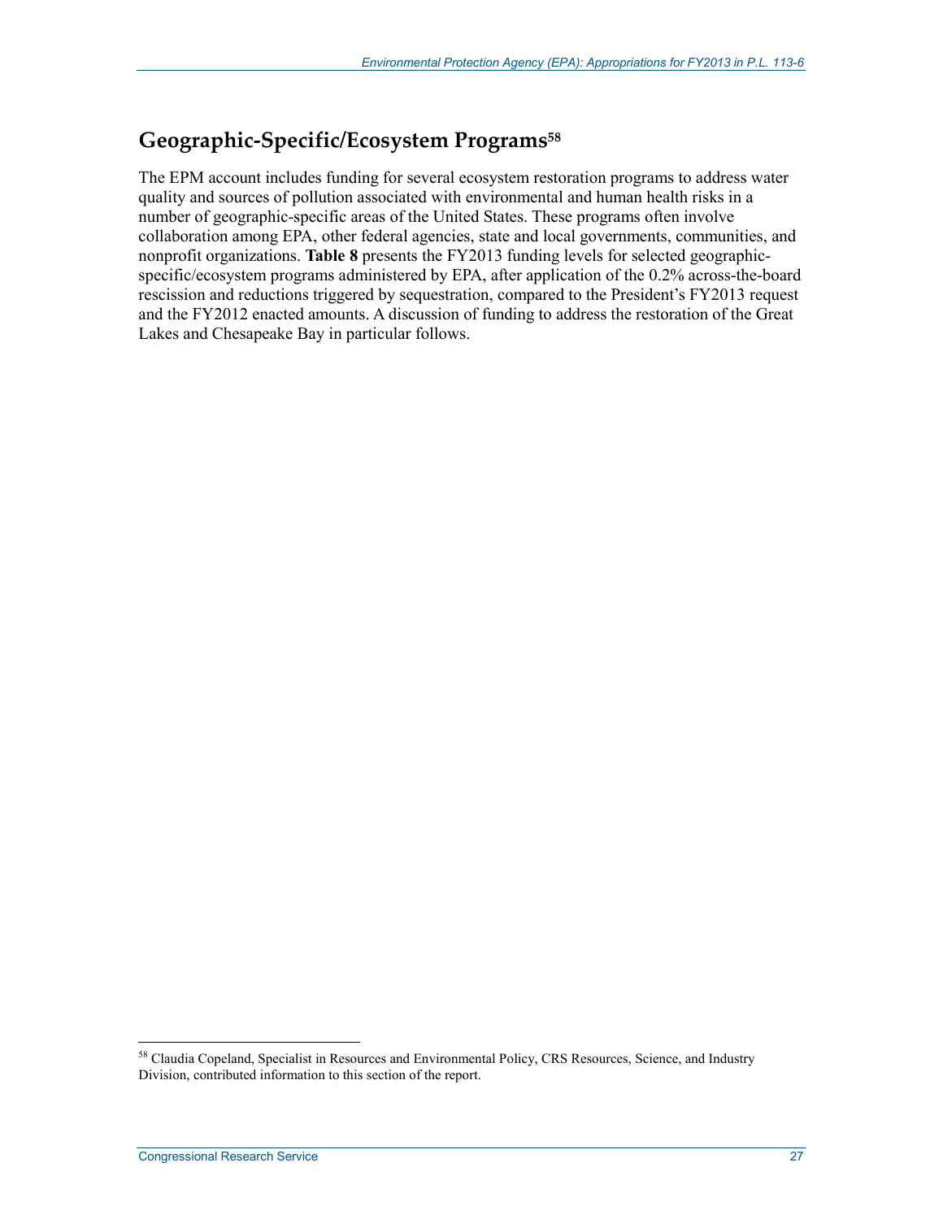## Geographic-Specific/Ecosystem Programs[58]

The EPM account includes funding for several ecosystem restoration programs to address water quality and sources of pollution associated with environmental and human health risks in a number of geographic-specific areas of the United States. These programs often involve collaboration among EPA, other federal agencies, state and local governments, communities, and nonprofit organizations. **Table 8** presents the FY2013 funding levels for selected geographic-specific/ecosystem programs administered by EPA, after application of the 0.2% across-the-board rescission and reductions triggered by sequestration, compared to the President's FY2013 request and the FY2012 enacted amounts. A discussion of funding to address the restoration of the Great Lakes and Chesapeake Bay in particular follows.

---

[58] Claudia Copeland, Specialist in Resources and Environmental Policy, CRS Resources, Science, and Industry Division, contributed information to this section of the report.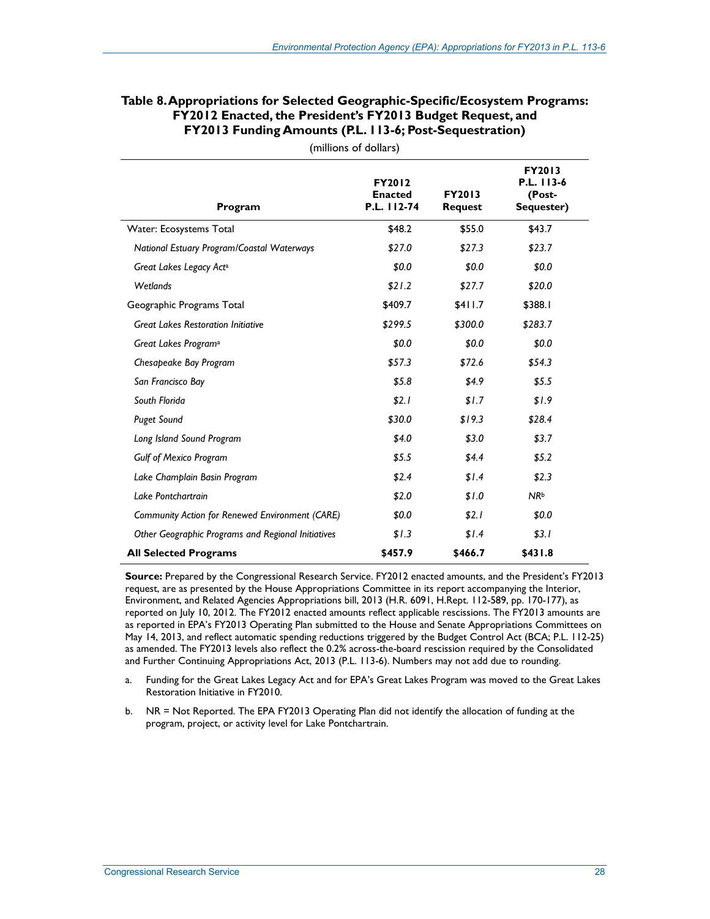**Table 8. Appropriations for Selected Geographic-Specific/Ecosystem Programs: FY2012 Enacted, the President's FY2013 Budget Request, and FY2013 Funding Amounts (P.L. 113-6; Post-Sequestration)**

(millions of dollars)

| Program | FY2012 Enacted P.L. 112-74 | FY2013 Request | FY2013 P.L. 113-6 (Post-Sequester) |
|---|---|---|---|
| Water: Ecosystems Total | $48.2 | $55.0 | $43.7 |
| *National Estuary Program/Coastal Waterways* | *$27.0* | *$27.3* | *$23.7* |
| *Great Lakes Legacy Act*[a] | *$0.0* | *$0.0* | *$0.0* |
| *Wetlands* | *$21.2* | *$27.7* | *$20.0* |
| Geographic Programs Total | $409.7 | $411.7 | $388.1 |
| *Great Lakes Restoration Initiative* | *$299.5* | *$300.0* | *$283.7* |
| *Great Lakes Program*[a] | *$0.0* | *$0.0* | *$0.0* |
| *Chesapeake Bay Program* | *$57.3* | *$72.6* | *$54.3* |
| *San Francisco Bay* | *$5.8* | *$4.9* | *$5.5* |
| *South Florida* | *$2.1* | *$1.7* | *$1.9* |
| *Puget Sound* | *$30.0* | *$19.3* | *$28.4* |
| *Long Island Sound Program* | *$4.0* | *$3.0* | *$3.7* |
| *Gulf of Mexico Program* | *$5.5* | *$4.4* | *$5.2* |
| *Lake Champlain Basin Program* | *$2.4* | *$1.4* | *$2.3* |
| *Lake Pontchartrain* | *$2.0* | *$1.0* | *NR*[b] |
| *Community Action for Renewed Environment (CARE)* | *$0.0* | *$2.1* | *$0.0* |
| *Other Geographic Programs and Regional Initiatives* | *$1.3* | *$1.4* | *$3.1* |
| **All Selected Programs** | **$457.9** | **$466.7** | **$431.8** |

**Source:** Prepared by the Congressional Research Service. FY2012 enacted amounts, and the President's FY2013 request, are as presented by the House Appropriations Committee in its report accompanying the Interior, Environment, and Related Agencies Appropriations bill, 2013 (H.R. 6091, H.Rept. 112-589, pp. 170-177), as reported on July 10, 2012. The FY2012 enacted amounts reflect applicable rescissions. The FY2013 amounts are as reported in EPA's FY2013 Operating Plan submitted to the House and Senate Appropriations Committees on May 14, 2013, and reflect automatic spending reductions triggered by the Budget Control Act (BCA; P.L. 112-25) as amended. The FY2013 levels also reflect the 0.2% across-the-board rescission required by the Consolidated and Further Continuing Appropriations Act, 2013 (P.L. 113-6). Numbers may not add due to rounding.

a. Funding for the Great Lakes Legacy Act and for EPA's Great Lakes Program was moved to the Great Lakes Restoration Initiative in FY2010.

b. NR = Not Reported. The EPA FY2013 Operating Plan did not identify the allocation of funding at the program, project, or activity level for Lake Pontchartrain.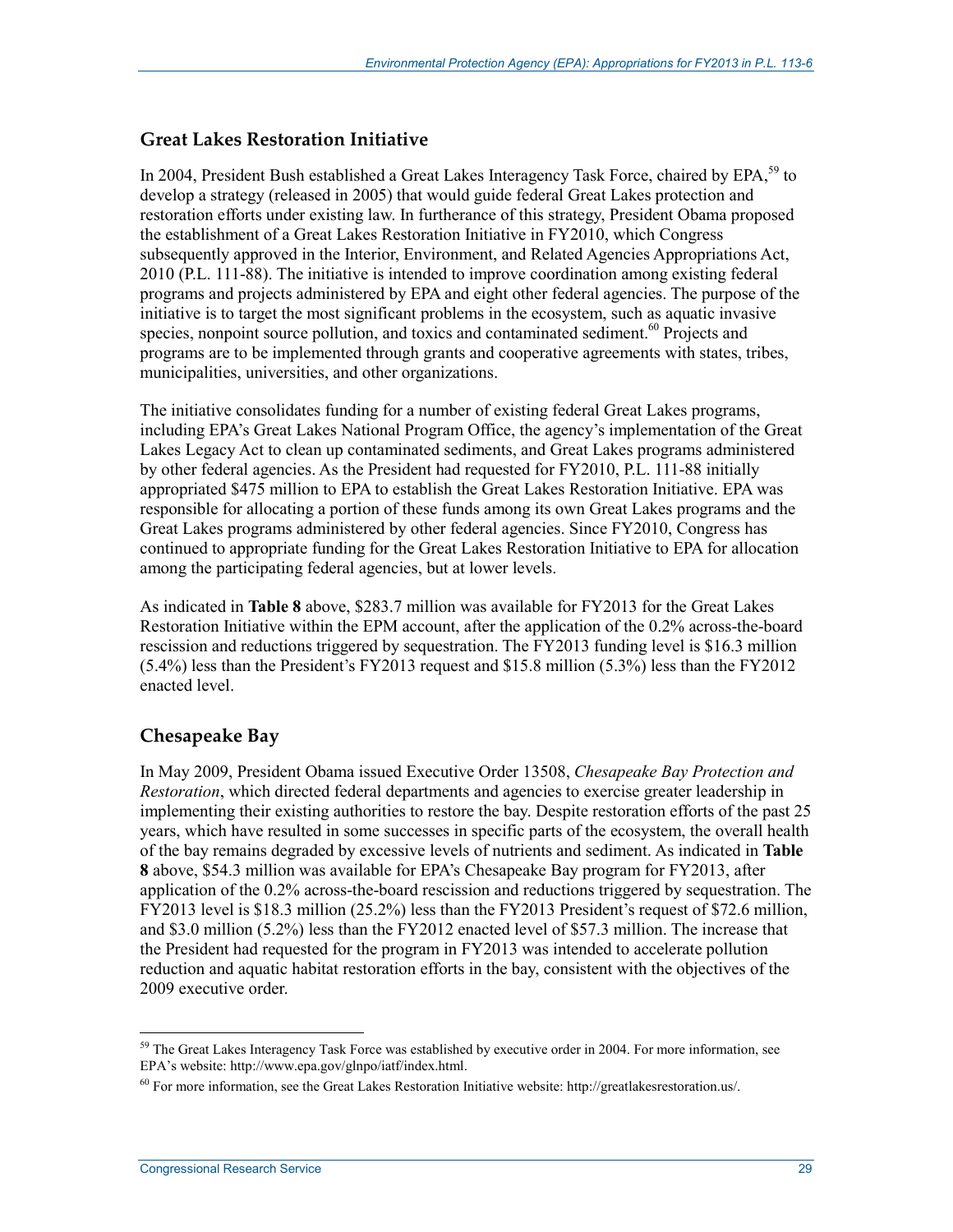## Great Lakes Restoration Initiative

In 2004, President Bush established a Great Lakes Interagency Task Force, chaired by EPA,[59] to develop a strategy (released in 2005) that would guide federal Great Lakes protection and restoration efforts under existing law. In furtherance of this strategy, President Obama proposed the establishment of a Great Lakes Restoration Initiative in FY2010, which Congress subsequently approved in the Interior, Environment, and Related Agencies Appropriations Act, 2010 (P.L. 111-88). The initiative is intended to improve coordination among existing federal programs and projects administered by EPA and eight other federal agencies. The purpose of the initiative is to target the most significant problems in the ecosystem, such as aquatic invasive species, nonpoint source pollution, and toxics and contaminated sediment.[60] Projects and programs are to be implemented through grants and cooperative agreements with states, tribes, municipalities, universities, and other organizations.

The initiative consolidates funding for a number of existing federal Great Lakes programs, including EPA's Great Lakes National Program Office, the agency's implementation of the Great Lakes Legacy Act to clean up contaminated sediments, and Great Lakes programs administered by other federal agencies. As the President had requested for FY2010, P.L. 111-88 initially appropriated $475 million to EPA to establish the Great Lakes Restoration Initiative. EPA was responsible for allocating a portion of these funds among its own Great Lakes programs and the Great Lakes programs administered by other federal agencies. Since FY2010, Congress has continued to appropriate funding for the Great Lakes Restoration Initiative to EPA for allocation among the participating federal agencies, but at lower levels.

As indicated in **Table 8** above, $283.7 million was available for FY2013 for the Great Lakes Restoration Initiative within the EPM account, after the application of the 0.2% across-the-board rescission and reductions triggered by sequestration. The FY2013 funding level is $16.3 million (5.4%) less than the President's FY2013 request and $15.8 million (5.3%) less than the FY2012 enacted level.

## Chesapeake Bay

In May 2009, President Obama issued Executive Order 13508, *Chesapeake Bay Protection and Restoration*, which directed federal departments and agencies to exercise greater leadership in implementing their existing authorities to restore the bay. Despite restoration efforts of the past 25 years, which have resulted in some successes in specific parts of the ecosystem, the overall health of the bay remains degraded by excessive levels of nutrients and sediment. As indicated in **Table 8** above, $54.3 million was available for EPA's Chesapeake Bay program for FY2013, after application of the 0.2% across-the-board rescission and reductions triggered by sequestration. The FY2013 level is $18.3 million (25.2%) less than the FY2013 President's request of $72.6 million, and $3.0 million (5.2%) less than the FY2012 enacted level of $57.3 million. The increase that the President had requested for the program in FY2013 was intended to accelerate pollution reduction and aquatic habitat restoration efforts in the bay, consistent with the objectives of the 2009 executive order.

---

[59] The Great Lakes Interagency Task Force was established by executive order in 2004. For more information, see EPA's website: http://www.epa.gov/glnpo/iatf/index.html.

[60] For more information, see the Great Lakes Restoration Initiative website: http://greatlakesrestoration.us/.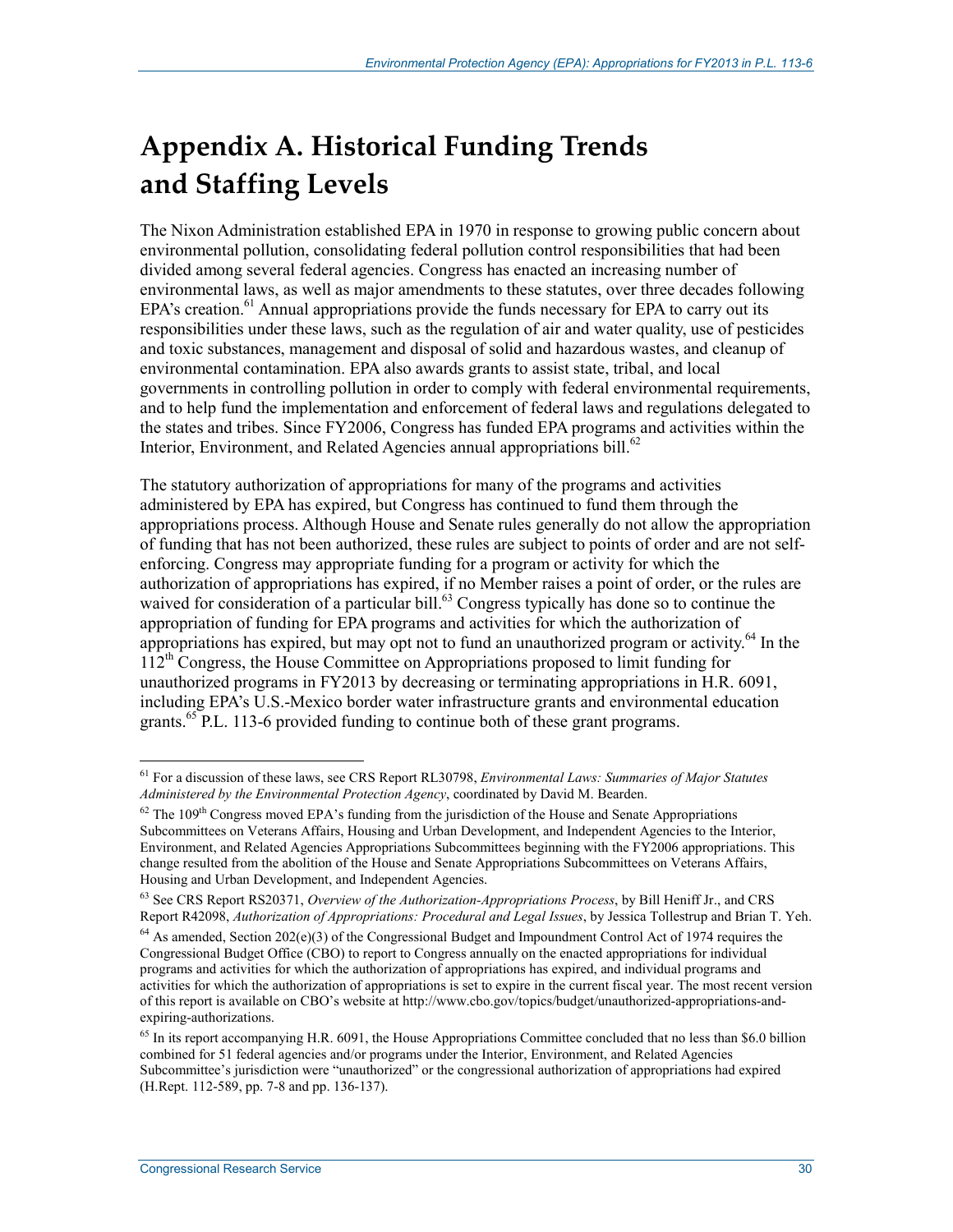# Appendix A. Historical Funding Trends and Staffing Levels

The Nixon Administration established EPA in 1970 in response to growing public concern about environmental pollution, consolidating federal pollution control responsibilities that had been divided among several federal agencies. Congress has enacted an increasing number of environmental laws, as well as major amendments to these statutes, over three decades following EPA's creation.[61] Annual appropriations provide the funds necessary for EPA to carry out its responsibilities under these laws, such as the regulation of air and water quality, use of pesticides and toxic substances, management and disposal of solid and hazardous wastes, and cleanup of environmental contamination. EPA also awards grants to assist state, tribal, and local governments in controlling pollution in order to comply with federal environmental requirements, and to help fund the implementation and enforcement of federal laws and regulations delegated to the states and tribes. Since FY2006, Congress has funded EPA programs and activities within the Interior, Environment, and Related Agencies annual appropriations bill.[62]

The statutory authorization of appropriations for many of the programs and activities administered by EPA has expired, but Congress has continued to fund them through the appropriations process. Although House and Senate rules generally do not allow the appropriation of funding that has not been authorized, these rules are subject to points of order and are not self-enforcing. Congress may appropriate funding for a program or activity for which the authorization of appropriations has expired, if no Member raises a point of order, or the rules are waived for consideration of a particular bill.[63] Congress typically has done so to continue the appropriation of funding for EPA programs and activities for which the authorization of appropriations has expired, but may opt not to fund an unauthorized program or activity.[64] In the 112th Congress, the House Committee on Appropriations proposed to limit funding for unauthorized programs in FY2013 by decreasing or terminating appropriations in H.R. 6091, including EPA's U.S.-Mexico border water infrastructure grants and environmental education grants.[65] P.L. 113-6 provided funding to continue both of these grant programs.

---

[61] For a discussion of these laws, see CRS Report RL30798, *Environmental Laws: Summaries of Major Statutes Administered by the Environmental Protection Agency*, coordinated by David M. Bearden.

[62] The 109th Congress moved EPA's funding from the jurisdiction of the House and Senate Appropriations Subcommittees on Veterans Affairs, Housing and Urban Development, and Independent Agencies to the Interior, Environment, and Related Agencies Appropriations Subcommittees beginning with the FY2006 appropriations. This change resulted from the abolition of the House and Senate Appropriations Subcommittees on Veterans Affairs, Housing and Urban Development, and Independent Agencies.

[63] See CRS Report RS20371, *Overview of the Authorization-Appropriations Process*, by Bill Heniff Jr., and CRS Report R42098, *Authorization of Appropriations: Procedural and Legal Issues*, by Jessica Tollestrup and Brian T. Yeh.

[64] As amended, Section 202(e)(3) of the Congressional Budget and Impoundment Control Act of 1974 requires the Congressional Budget Office (CBO) to report to Congress annually on the enacted appropriations for individual programs and activities for which the authorization of appropriations has expired, and individual programs and activities for which the authorization of appropriations is set to expire in the current fiscal year. The most recent version of this report is available on CBO's website at http://www.cbo.gov/topics/budget/unauthorized-appropriations-and-expiring-authorizations.

[65] In its report accompanying H.R. 6091, the House Appropriations Committee concluded that no less than $6.0 billion combined for 51 federal agencies and/or programs under the Interior, Environment, and Related Agencies Subcommittee's jurisdiction were "unauthorized" or the congressional authorization of appropriations had expired (H.Rept. 112-589, pp. 7-8 and pp. 136-137).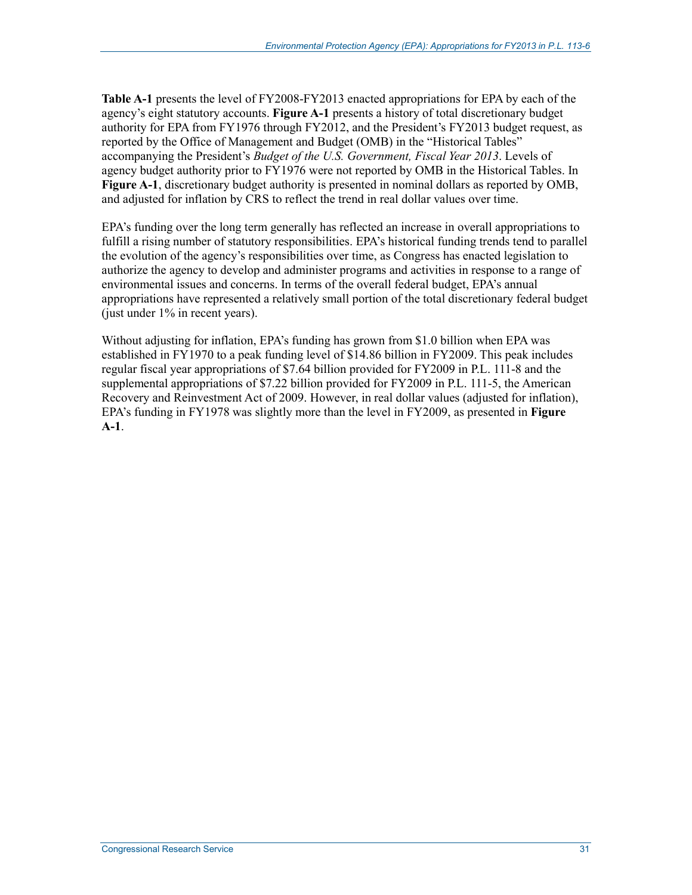**Table A-1** presents the level of FY2008-FY2013 enacted appropriations for EPA by each of the agency's eight statutory accounts. **Figure A-1** presents a history of total discretionary budget authority for EPA from FY1976 through FY2012, and the President's FY2013 budget request, as reported by the Office of Management and Budget (OMB) in the "Historical Tables" accompanying the President's *Budget of the U.S. Government, Fiscal Year 2013*. Levels of agency budget authority prior to FY1976 were not reported by OMB in the Historical Tables. In **Figure A-1**, discretionary budget authority is presented in nominal dollars as reported by OMB, and adjusted for inflation by CRS to reflect the trend in real dollar values over time.

EPA's funding over the long term generally has reflected an increase in overall appropriations to fulfill a rising number of statutory responsibilities. EPA's historical funding trends tend to parallel the evolution of the agency's responsibilities over time, as Congress has enacted legislation to authorize the agency to develop and administer programs and activities in response to a range of environmental issues and concerns. In terms of the overall federal budget, EPA's annual appropriations have represented a relatively small portion of the total discretionary federal budget (just under 1% in recent years).

Without adjusting for inflation, EPA's funding has grown from $1.0 billion when EPA was established in FY1970 to a peak funding level of $14.86 billion in FY2009. This peak includes regular fiscal year appropriations of $7.64 billion provided for FY2009 in P.L. 111-8 and the supplemental appropriations of $7.22 billion provided for FY2009 in P.L. 111-5, the American Recovery and Reinvestment Act of 2009. However, in real dollar values (adjusted for inflation), EPA's funding in FY1978 was slightly more than the level in FY2009, as presented in **Figure A-1**.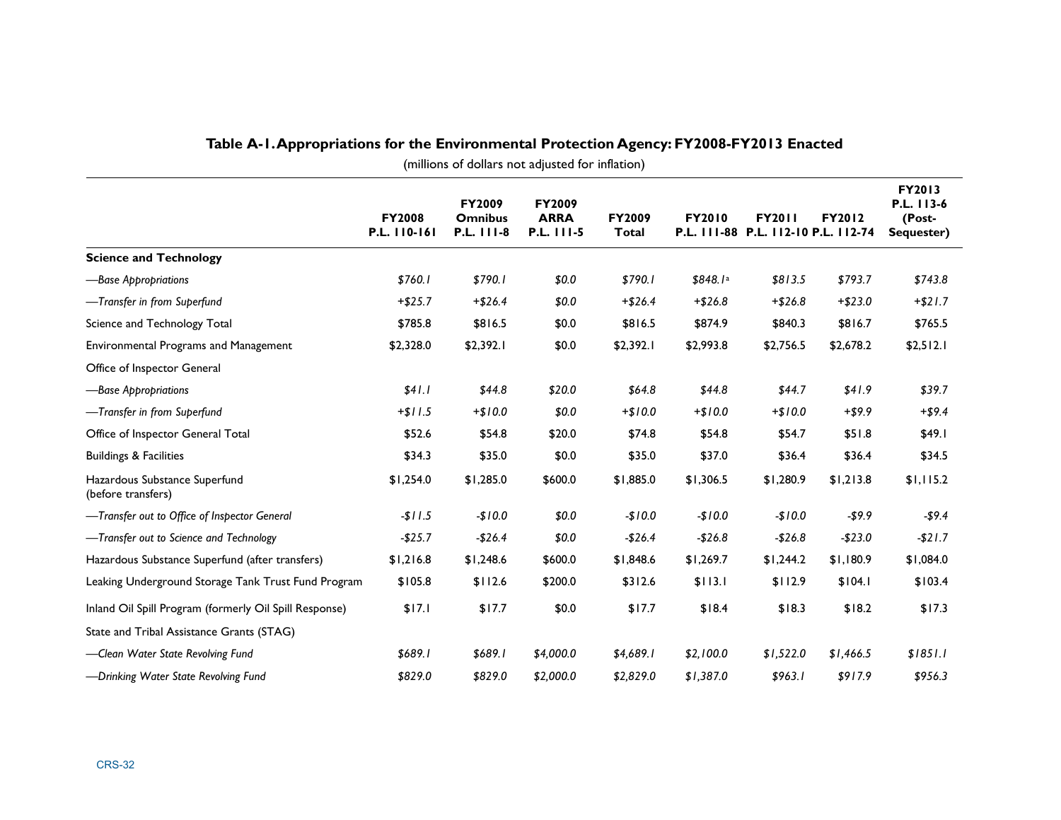**Table A-1. Appropriations for the Environmental Protection Agency: FY2008-FY2013 Enacted**

(millions of dollars not adjusted for inflation)

| | FY2008 P.L. 110-161 | FY2009 Omnibus P.L. 111-8 | FY2009 ARRA P.L. 111-5 | FY2009 Total | FY2010 P.L. 111-88 | FY2011 P.L. 112-10 | FY2012 P.L. 112-74 | FY2013 P.L. 113-6 (Post-Sequester) |
|---|---|---|---|---|---|---|---|---|
| **Science and Technology** | | | | | | | | |
| *—Base Appropriations* | *$760.1* | *$790.1* | *$0.0* | *$790.1* | *$848.1*[a] | *$813.5* | *$793.7* | *$743.8* |
| *—Transfer in from Superfund* | *+$25.7* | *+$26.4* | *$0.0* | *+$26.4* | *+$26.8* | *+$26.8* | *+$23.0* | *+$21.7* |
| Science and Technology Total | $785.8 | $816.5 | $0.0 | $816.5 | $874.9 | $840.3 | $816.7 | $765.5 |
| Environmental Programs and Management | $2,328.0 | $2,392.1 | $0.0 | $2,392.1 | $2,993.8 | $2,756.5 | $2,678.2 | $2,512.1 |
| Office of Inspector General | | | | | | | | |
| *—Base Appropriations* | *$41.1* | *$44.8* | *$20.0* | *$64.8* | *$44.8* | *$44.7* | *$41.9* | *$39.7* |
| *—Transfer in from Superfund* | *+$11.5* | *+$10.0* | *$0.0* | *+$10.0* | *+$10.0* | *+$10.0* | *+$9.9* | *+$9.4* |
| Office of Inspector General Total | $52.6 | $54.8 | $20.0 | $74.8 | $54.8 | $54.7 | $51.8 | $49.1 |
| Buildings & Facilities | $34.3 | $35.0 | $0.0 | $35.0 | $37.0 | $36.4 | $36.4 | $34.5 |
| Hazardous Substance Superfund (before transfers) | $1,254.0 | $1,285.0 | $600.0 | $1,885.0 | $1,306.5 | $1,280.9 | $1,213.8 | $1,115.2 |
| *—Transfer out to Office of Inspector General* | *-$11.5* | *-$10.0* | *$0.0* | *-$10.0* | *-$10.0* | *-$10.0* | *-$9.9* | *-$9.4* |
| *—Transfer out to Science and Technology* | *-$25.7* | *-$26.4* | *$0.0* | *-$26.4* | *-$26.8* | *-$26.8* | *-$23.0* | *-$21.7* |
| Hazardous Substance Superfund (after transfers) | $1,216.8 | $1,248.6 | $600.0 | $1,848.6 | $1,269.7 | $1,244.2 | $1,180.9 | $1,084.0 |
| Leaking Underground Storage Tank Trust Fund Program | $105.8 | $112.6 | $200.0 | $312.6 | $113.1 | $112.9 | $104.1 | $103.4 |
| Inland Oil Spill Program (formerly Oil Spill Response) | $17.1 | $17.7 | $0.0 | $17.7 | $18.4 | $18.3 | $18.2 | $17.3 |
| State and Tribal Assistance Grants (STAG) | | | | | | | | |
| *—Clean Water State Revolving Fund* | *$689.1* | *$689.1* | *$4,000.0* | *$4,689.1* | *$2,100.0* | *$1,522.0* | *$1,466.5* | *$1851.1* |
| *—Drinking Water State Revolving Fund* | *$829.0* | *$829.0* | *$2,000.0* | *$2,829.0* | *$1,387.0* | *$963.1* | *$917.9* | *$956.3* |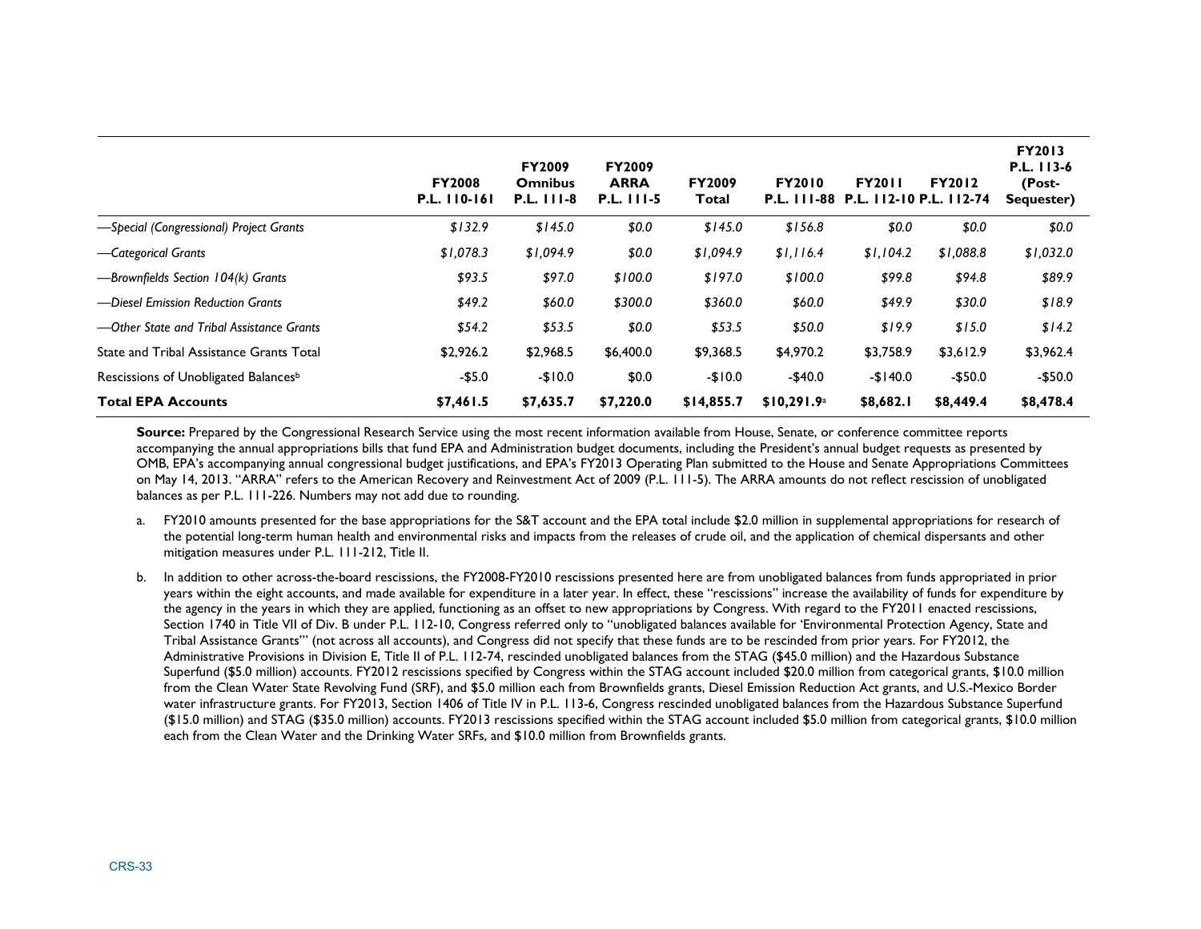|  | FY2008 P.L. 110-161 | FY2009 Omnibus P.L. 111-8 | FY2009 ARRA P.L. 111-5 | FY2009 Total | FY2010 P.L. 111-88 | FY2011 P.L. 112-10 | FY2012 P.L. 112-74 | FY2013 P.L. 113-6 (Post-Sequester) |
|---|---|---|---|---|---|---|---|---|
| *—Special (Congressional) Project Grants* | *$132.9* | *$145.0* | *$0.0* | *$145.0* | *$156.8* | *$0.0* | *$0.0* | *$0.0* |
| *—Categorical Grants* | *$1,078.3* | *$1,094.9* | *$0.0* | *$1,094.9* | *$1,116.4* | *$1,104.2* | *$1,088.8* | *$1,032.0* |
| *—Brownfields Section 104(k) Grants* | *$93.5* | *$97.0* | *$100.0* | *$197.0* | *$100.0* | *$99.8* | *$94.8* | *$89.9* |
| *—Diesel Emission Reduction Grants* | *$49.2* | *$60.0* | *$300.0* | *$360.0* | *$60.0* | *$49.9* | *$30.0* | *$18.9* |
| *—Other State and Tribal Assistance Grants* | *$54.2* | *$53.5* | *$0.0* | *$53.5* | *$50.0* | *$19.9* | *$15.0* | *$14.2* |
| State and Tribal Assistance Grants Total | $2,926.2 | $2,968.5 | $6,400.0 | $9,368.5 | $4,970.2 | $3,758.9 | $3,612.9 | $3,962.4 |
| Rescissions of Unobligated Balances[b] | -$5.0 | -$10.0 | $0.0 | -$10.0 | -$40.0 | -$140.0 | -$50.0 | -$50.0 |
| **Total EPA Accounts** | **$7,461.5** | **$7,635.7** | **$7,220.0** | **$14,855.7** | **$10,291.9**[a] | **$8,682.1** | **$8,449.4** | **$8,478.4** |

**Source:** Prepared by the Congressional Research Service using the most recent information available from House, Senate, or conference committee reports accompanying the annual appropriations bills that fund EPA and Administration budget documents, including the President's annual budget requests as presented by OMB, EPA's accompanying annual congressional budget justifications, and EPA's FY2013 Operating Plan submitted to the House and Senate Appropriations Committees on May 14, 2013. "ARRA" refers to the American Recovery and Reinvestment Act of 2009 (P.L. 111-5). The ARRA amounts do not reflect rescission of unobligated balances as per P.L. 111-226. Numbers may not add due to rounding.

a. FY2010 amounts presented for the base appropriations for the S&T account and the EPA total include $2.0 million in supplemental appropriations for research of the potential long-term human health and environmental risks and impacts from the releases of crude oil, and the application of chemical dispersants and other mitigation measures under P.L. 111-212, Title II.

b. In addition to other across-the-board rescissions, the FY2008-FY2010 rescissions presented here are from unobligated balances from funds appropriated in prior years within the eight accounts, and made available for expenditure in a later year. In effect, these "rescissions" increase the availability of funds for expenditure by the agency in the years in which they are applied, functioning as an offset to new appropriations by Congress. With regard to the FY2011 enacted rescissions, Section 1740 in Title VII of Div. B under P.L. 112-10, Congress referred only to "unobligated balances available for 'Environmental Protection Agency, State and Tribal Assistance Grants'" (not across all accounts), and Congress did not specify that these funds are to be rescinded from prior years. For FY2012, the Administrative Provisions in Division E, Title II of P.L. 112-74, rescinded unobligated balances from the STAG ($45.0 million) and the Hazardous Substance Superfund ($5.0 million) accounts. FY2012 rescissions specified by Congress within the STAG account included $20.0 million from categorical grants, $10.0 million from the Clean Water State Revolving Fund (SRF), and $5.0 million each from Brownfields grants, Diesel Emission Reduction Act grants, and U.S.-Mexico Border water infrastructure grants. For FY2013, Section 1406 of Title IV in P.L. 113-6, Congress rescinded unobligated balances from the Hazardous Substance Superfund ($15.0 million) and STAG ($35.0 million) accounts. FY2013 rescissions specified within the STAG account included $5.0 million from categorical grants, $10.0 million each from the Clean Water and the Drinking Water SRFs, and $10.0 million from Brownfields grants.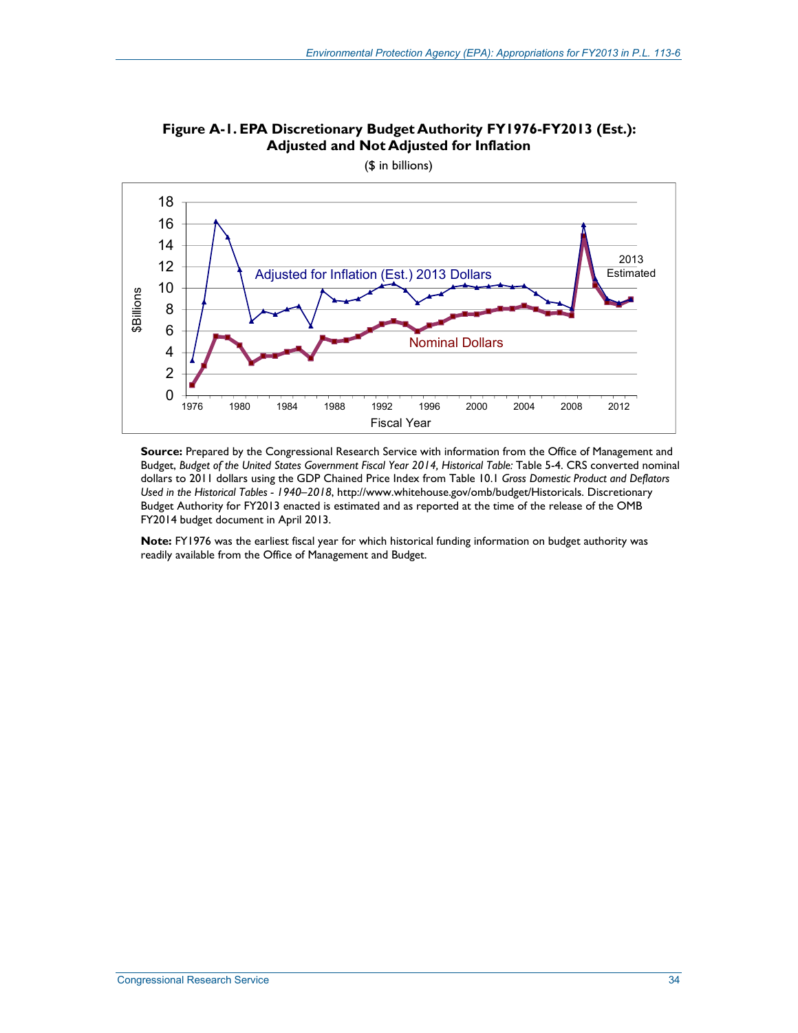**Figure A-1. EPA Discretionary Budget Authority FY1976-FY2013 (Est.): Adjusted and Not Adjusted for Inflation**

($ in billions)

**Source:** Prepared by the Congressional Research Service with information from the Office of Management and Budget, *Budget of the United States Government Fiscal Year 2014, Historical Table:* Table 5-4. CRS converted nominal dollars to 2011 dollars using the GDP Chained Price Index from Table 10.1 *Gross Domestic Product and Deflators Used in the Historical Tables - 1940–2018*, http://www.whitehouse.gov/omb/budget/Historicals. Discretionary Budget Authority for FY2013 enacted is estimated and as reported at the time of the release of the OMB FY2014 budget document in April 2013.

**Note:** FY1976 was the earliest fiscal year for which historical funding information on budget authority was readily available from the Office of Management and Budget.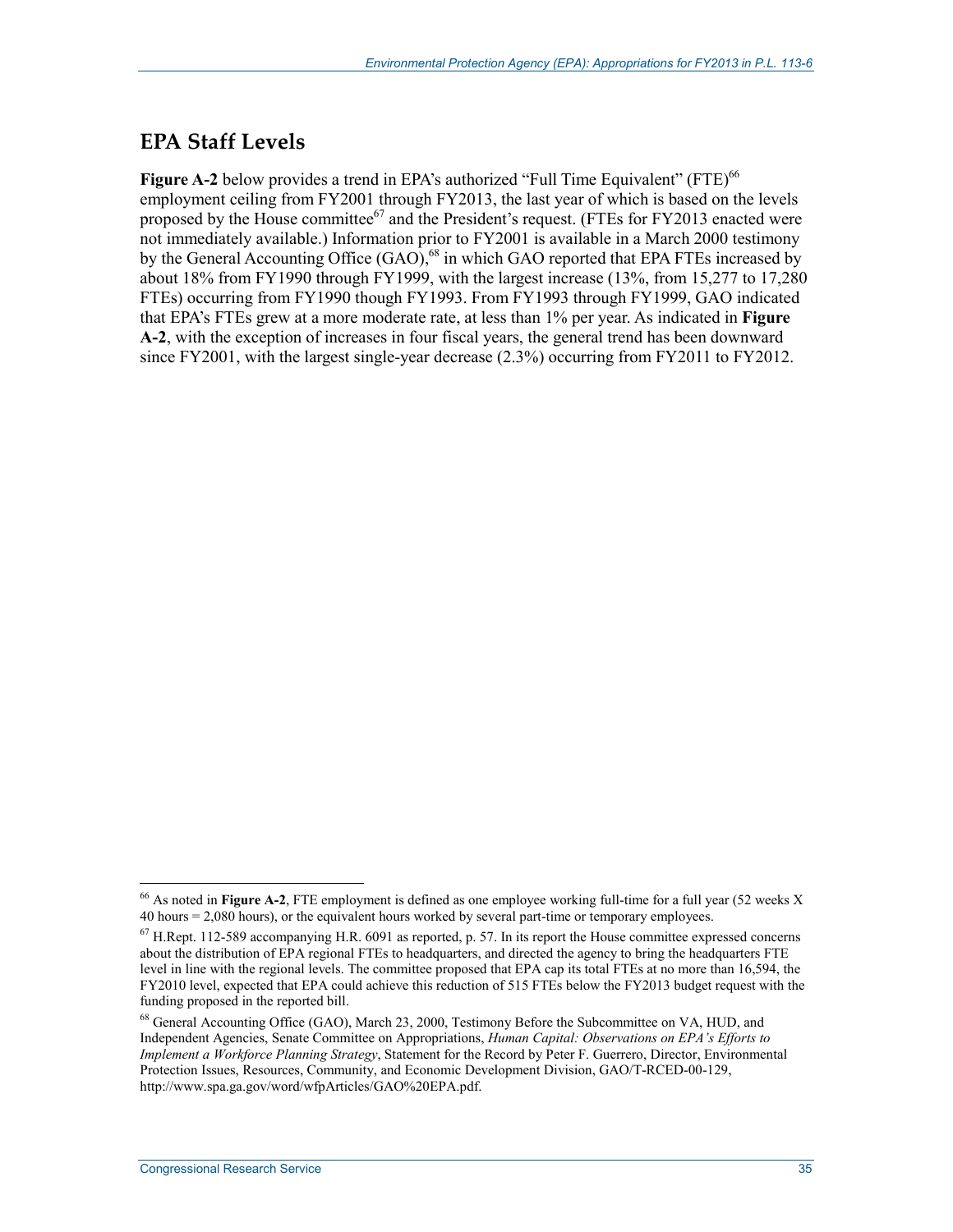## EPA Staff Levels

**Figure A-2** below provides a trend in EPA's authorized "Full Time Equivalent" (FTE)[66] employment ceiling from FY2001 through FY2013, the last year of which is based on the levels proposed by the House committee[67] and the President's request. (FTEs for FY2013 enacted were not immediately available.) Information prior to FY2001 is available in a March 2000 testimony by the General Accounting Office (GAO),[68] in which GAO reported that EPA FTEs increased by about 18% from FY1990 through FY1999, with the largest increase (13%, from 15,277 to 17,280 FTEs) occurring from FY1990 though FY1993. From FY1993 through FY1999, GAO indicated that EPA's FTEs grew at a more moderate rate, at less than 1% per year. As indicated in **Figure A-2**, with the exception of increases in four fiscal years, the general trend has been downward since FY2001, with the largest single-year decrease (2.3%) occurring from FY2011 to FY2012.

---

[66] As noted in **Figure A-2**, FTE employment is defined as one employee working full-time for a full year (52 weeks X 40 hours = 2,080 hours), or the equivalent hours worked by several part-time or temporary employees.

[67] H.Rept. 112-589 accompanying H.R. 6091 as reported, p. 57. In its report the House committee expressed concerns about the distribution of EPA regional FTEs to headquarters, and directed the agency to bring the headquarters FTE level in line with the regional levels. The committee proposed that EPA cap its total FTEs at no more than 16,594, the FY2010 level, expected that EPA could achieve this reduction of 515 FTEs below the FY2013 budget request with the funding proposed in the reported bill.

[68] General Accounting Office (GAO), March 23, 2000, Testimony Before the Subcommittee on VA, HUD, and Independent Agencies, Senate Committee on Appropriations, *Human Capital: Observations on EPA's Efforts to Implement a Workforce Planning Strategy*, Statement for the Record by Peter F. Guerrero, Director, Environmental Protection Issues, Resources, Community, and Economic Development Division, GAO/T-RCED-00-129, http://www.spa.ga.gov/word/wfpArticles/GAO%20EPA.pdf.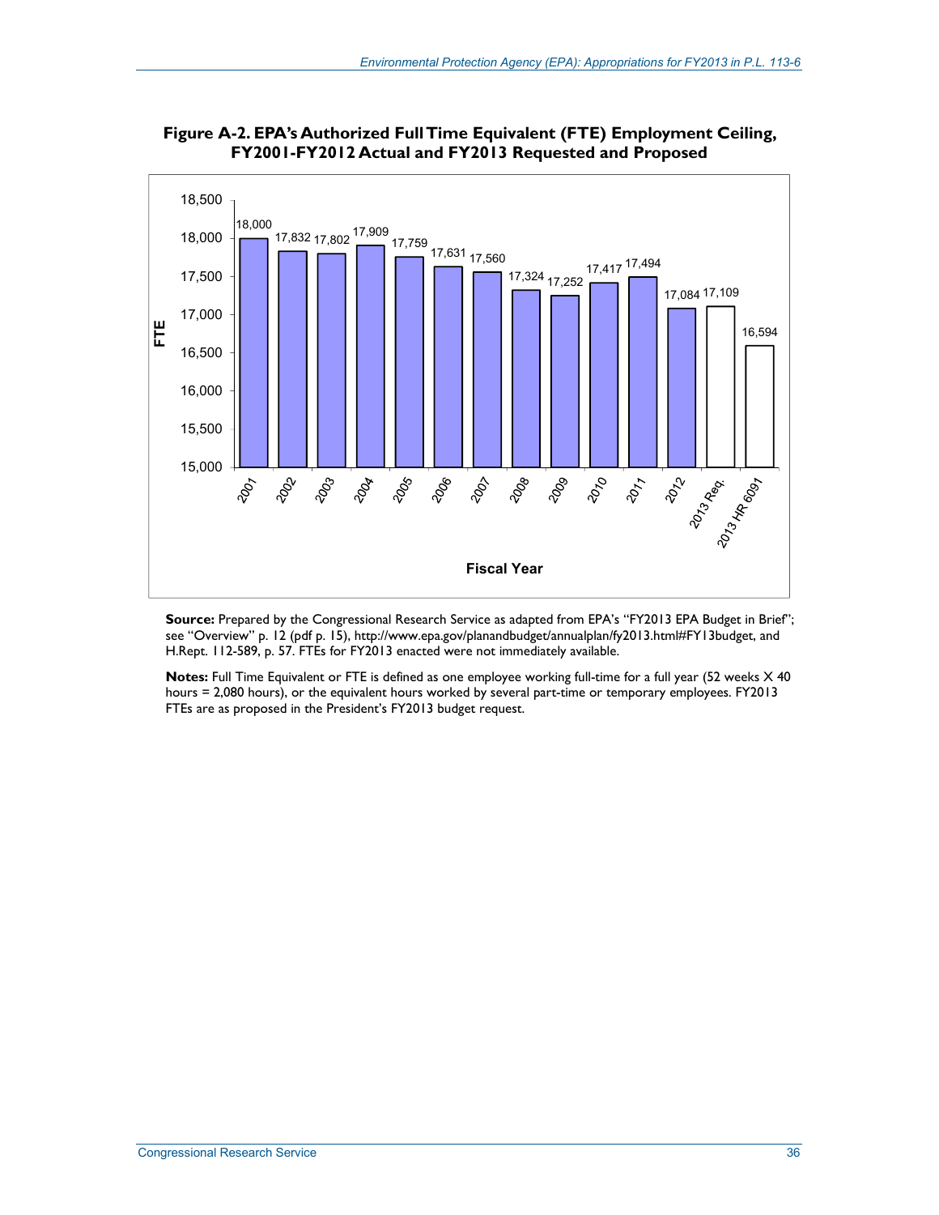**Figure A-2. EPA's Authorized Full Time Equivalent (FTE) Employment Ceiling, FY2001-FY2012 Actual and FY2013 Requested and Proposed**

| Fiscal Year | FTE |
| --- | --- |
| 2001 | 18,000 |
| 2002 | 17,832 |
| 2003 | 17,802 |
| 2004 | 17,909 |
| 2005 | 17,759 |
| 2006 | 17,631 |
| 2007 | 17,560 |
| 2008 | 17,324 |
| 2009 | 17,252 |
| 2010 | 17,417 |
| 2011 | 17,494 |
| 2012 | 17,084 |
| 2013 Req. | 17,109 |
| 2013 HR 6091 | 16,594 |

**Source:** Prepared by the Congressional Research Service as adapted from EPA's "FY2013 EPA Budget in Brief"; see "Overview" p. 12 (pdf p. 15), http://www.epa.gov/planandbudget/annualplan/fy2013.html#FY13budget, and H.Rept. 112-589, p. 57. FTEs for FY2013 enacted were not immediately available.

**Notes:** Full Time Equivalent or FTE is defined as one employee working full-time for a full year (52 weeks X 40 hours = 2,080 hours), or the equivalent hours worked by several part-time or temporary employees. FY2013 FTEs are as proposed in the President's FY2013 budget request.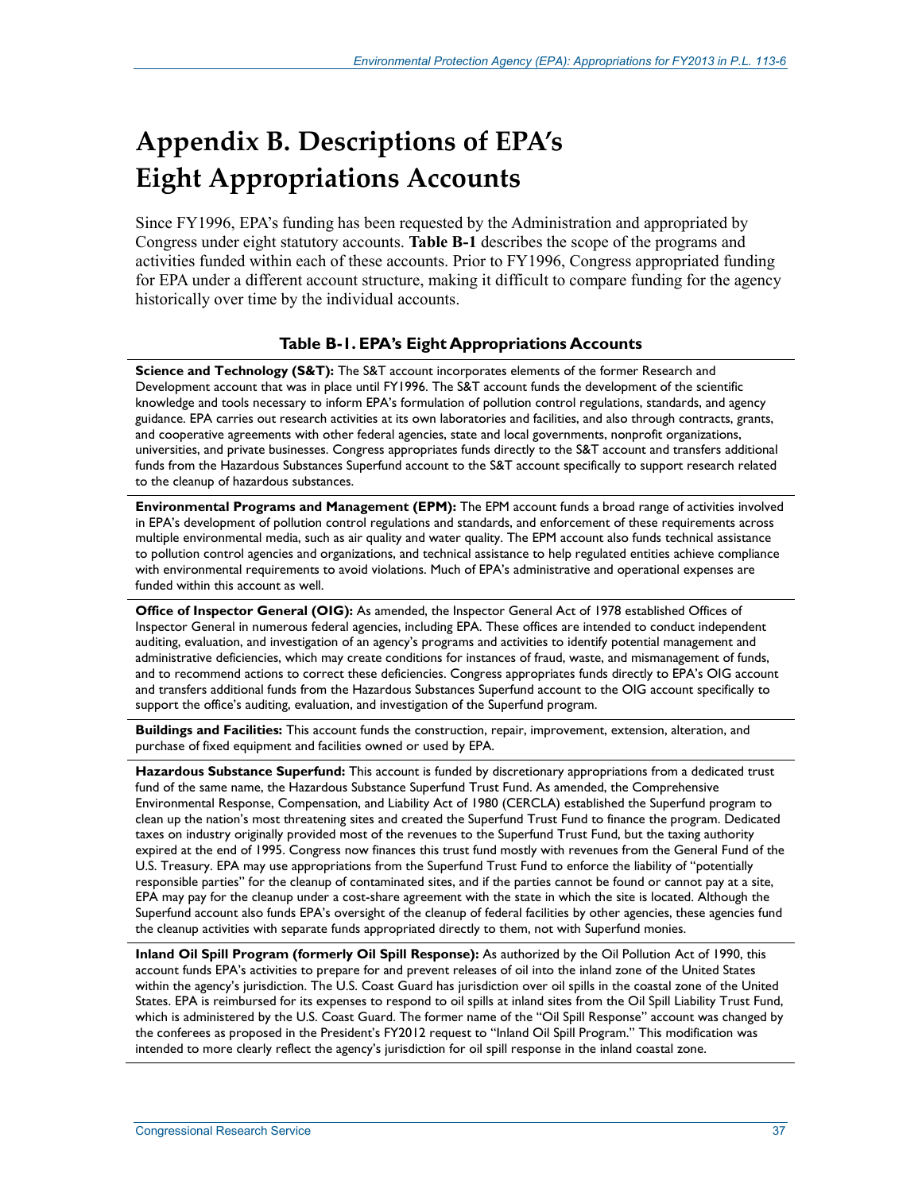# Appendix B. Descriptions of EPA's Eight Appropriations Accounts

Since FY1996, EPA's funding has been requested by the Administration and appropriated by Congress under eight statutory accounts. **Table B-1** describes the scope of the programs and activities funded within each of these accounts. Prior to FY1996, Congress appropriated funding for EPA under a different account structure, making it difficult to compare funding for the agency historically over time by the individual accounts.

**Table B-1. EPA's Eight Appropriations Accounts**

| |
|---|
| **Science and Technology (S&T):** The S&T account incorporates elements of the former Research and Development account that was in place until FY1996. The S&T account funds the development of the scientific knowledge and tools necessary to inform EPA's formulation of pollution control regulations, standards, and agency guidance. EPA carries out research activities at its own laboratories and facilities, and also through contracts, grants, and cooperative agreements with other federal agencies, state and local governments, nonprofit organizations, universities, and private businesses. Congress appropriates funds directly to the S&T account and transfers additional funds from the Hazardous Substances Superfund account to the S&T account specifically to support research related to the cleanup of hazardous substances. |
| **Environmental Programs and Management (EPM):** The EPM account funds a broad range of activities involved in EPA's development of pollution control regulations and standards, and enforcement of these requirements across multiple environmental media, such as air quality and water quality. The EPM account also funds technical assistance to pollution control agencies and organizations, and technical assistance to help regulated entities achieve compliance with environmental requirements to avoid violations. Much of EPA's administrative and operational expenses are funded within this account as well. |
| **Office of Inspector General (OIG):** As amended, the Inspector General Act of 1978 established Offices of Inspector General in numerous federal agencies, including EPA. These offices are intended to conduct independent auditing, evaluation, and investigation of an agency's programs and activities to identify potential management and administrative deficiencies, which may create conditions for instances of fraud, waste, and mismanagement of funds, and to recommend actions to correct these deficiencies. Congress appropriates funds directly to EPA's OIG account and transfers additional funds from the Hazardous Substances Superfund account to the OIG account specifically to support the office's auditing, evaluation, and investigation of the Superfund program. |
| **Buildings and Facilities:** This account funds the construction, repair, improvement, extension, alteration, and purchase of fixed equipment and facilities owned or used by EPA. |
| **Hazardous Substance Superfund:** This account is funded by discretionary appropriations from a dedicated trust fund of the same name, the Hazardous Substance Superfund Trust Fund. As amended, the Comprehensive Environmental Response, Compensation, and Liability Act of 1980 (CERCLA) established the Superfund program to clean up the nation's most threatening sites and created the Superfund Trust Fund to finance the program. Dedicated taxes on industry originally provided most of the revenues to the Superfund Trust Fund, but the taxing authority expired at the end of 1995. Congress now finances this trust fund mostly with revenues from the General Fund of the U.S. Treasury. EPA may use appropriations from the Superfund Trust Fund to enforce the liability of "potentially responsible parties" for the cleanup of contaminated sites, and if the parties cannot be found or cannot pay at a site, EPA may pay for the cleanup under a cost-share agreement with the state in which the site is located. Although the Superfund account also funds EPA's oversight of the cleanup of federal facilities by other agencies, these agencies fund the cleanup activities with separate funds appropriated directly to them, not with Superfund monies. |
| **Inland Oil Spill Program (formerly Oil Spill Response):** As authorized by the Oil Pollution Act of 1990, this account funds EPA's activities to prepare for and prevent releases of oil into the inland zone of the United States within the agency's jurisdiction. The U.S. Coast Guard has jurisdiction over oil spills in the coastal zone of the United States. EPA is reimbursed for its expenses to respond to oil spills at inland sites from the Oil Spill Liability Trust Fund, which is administered by the U.S. Coast Guard. The former name of the "Oil Spill Response" account was changed by the conferees as proposed in the President's FY2012 request to "Inland Oil Spill Program." This modification was intended to more clearly reflect the agency's jurisdiction for oil spill response in the inland coastal zone. |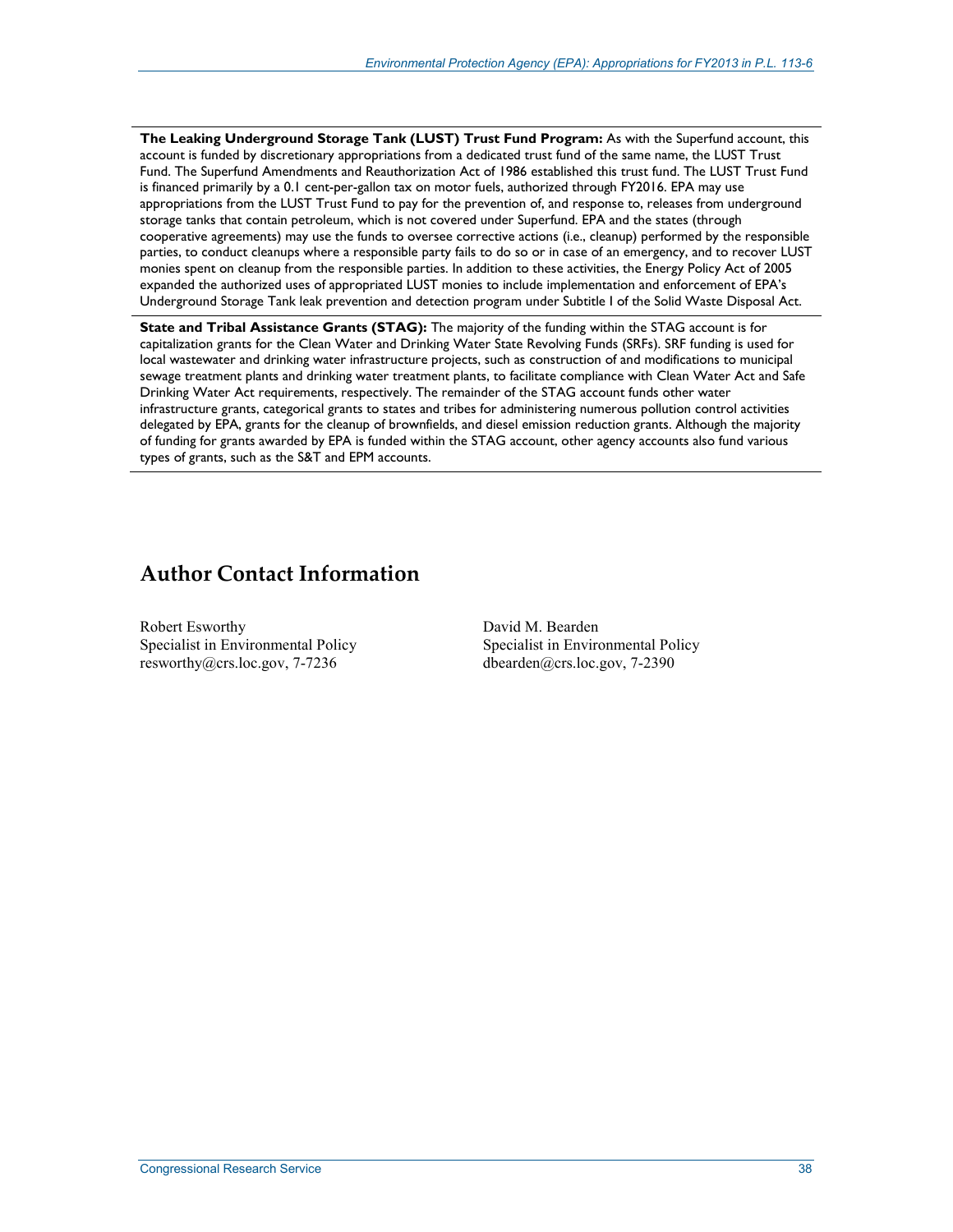**The Leaking Underground Storage Tank (LUST) Trust Fund Program:** As with the Superfund account, this account is funded by discretionary appropriations from a dedicated trust fund of the same name, the LUST Trust Fund. The Superfund Amendments and Reauthorization Act of 1986 established this trust fund. The LUST Trust Fund is financed primarily by a 0.1 cent-per-gallon tax on motor fuels, authorized through FY2016. EPA may use appropriations from the LUST Trust Fund to pay for the prevention of, and response to, releases from underground storage tanks that contain petroleum, which is not covered under Superfund. EPA and the states (through cooperative agreements) may use the funds to oversee corrective actions (i.e., cleanup) performed by the responsible parties, to conduct cleanups where a responsible party fails to do so or in case of an emergency, and to recover LUST monies spent on cleanup from the responsible parties. In addition to these activities, the Energy Policy Act of 2005 expanded the authorized uses of appropriated LUST monies to include implementation and enforcement of EPA's Underground Storage Tank leak prevention and detection program under Subtitle I of the Solid Waste Disposal Act.

**State and Tribal Assistance Grants (STAG):** The majority of the funding within the STAG account is for capitalization grants for the Clean Water and Drinking Water State Revolving Funds (SRFs). SRF funding is used for local wastewater and drinking water infrastructure projects, such as construction of and modifications to municipal sewage treatment plants and drinking water treatment plants, to facilitate compliance with Clean Water Act and Safe Drinking Water Act requirements, respectively. The remainder of the STAG account funds other water infrastructure grants, categorical grants to states and tribes for administering numerous pollution control activities delegated by EPA, grants for the cleanup of brownfields, and diesel emission reduction grants. Although the majority of funding for grants awarded by EPA is funded within the STAG account, other agency accounts also fund various types of grants, such as the S&T and EPM accounts.

## Author Contact Information

Robert Esworthy
Specialist in Environmental Policy
resworthy@crs.loc.gov, 7-7236

David M. Bearden
Specialist in Environmental Policy
dbearden@crs.loc.gov, 7-2390